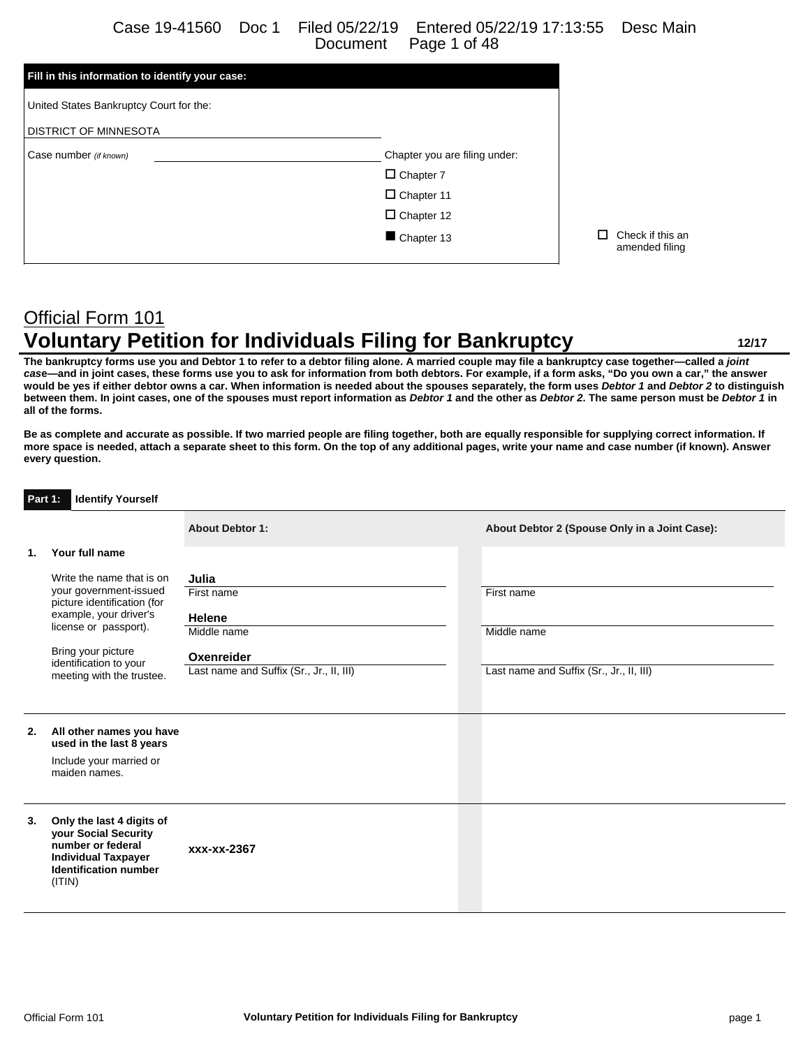| Fill in this information to identify your case: | |
|---|---|
| United States Bankruptcy Court for the: | |
| DISTRICT OF MINNESOTA | |
| Case number *(if known)* | Chapter you are filing under: |
| | ☐ Chapter 7 |
| | ☐ Chapter 11 |
| | ☐ Chapter 12 |
| | ■ Chapter 13 |

☐ Check if this an amended filing

Official Form 101

# Voluntary Petition for Individuals Filing for Bankruptcy

12/17

**The bankruptcy forms use you and Debtor 1 to refer to a debtor filing alone. A married couple may file a bankruptcy case together—called a *joint case*—and in joint cases, these forms use you to ask for information from both debtors. For example, if a form asks, "Do you own a car," the answer would be yes if either debtor owns a car. When information is needed about the spouses separately, the form uses *Debtor 1* and *Debtor 2* to distinguish between them. In joint cases, one of the spouses must report information as *Debtor 1* and the other as *Debtor 2*. The same person must be *Debtor 1* in all of the forms.**

**Be as complete and accurate as possible. If two married people are filing together, both are equally responsible for supplying correct information. If more space is needed, attach a separate sheet to this form. On the top of any additional pages, write your name and case number (if known). Answer every question.**

## Part 1: Identify Yourself

| | | About Debtor 1: | About Debtor 2 (Spouse Only in a Joint Case): |
|---|---|---|---|
| 1. | **Your full name**<br><br>Write the name that is on your government-issued picture identification (for example, your driver's license or passport).<br><br>Bring your picture identification to your meeting with the trustee. | **Julia**<br>First name<br><br>**Helene**<br>Middle name<br><br>**Oxenreider**<br>Last name and Suffix (Sr., Jr., II, III) | First name<br><br>Middle name<br><br>Last name and Suffix (Sr., Jr., II, III) |
| 2. | **All other names you have used in the last 8 years**<br><br>Include your married or maiden names. | | |
| 3. | **Only the last 4 digits of your Social Security number or federal Individual Taxpayer Identification number** (ITIN) | **xxx-xx-2367** | |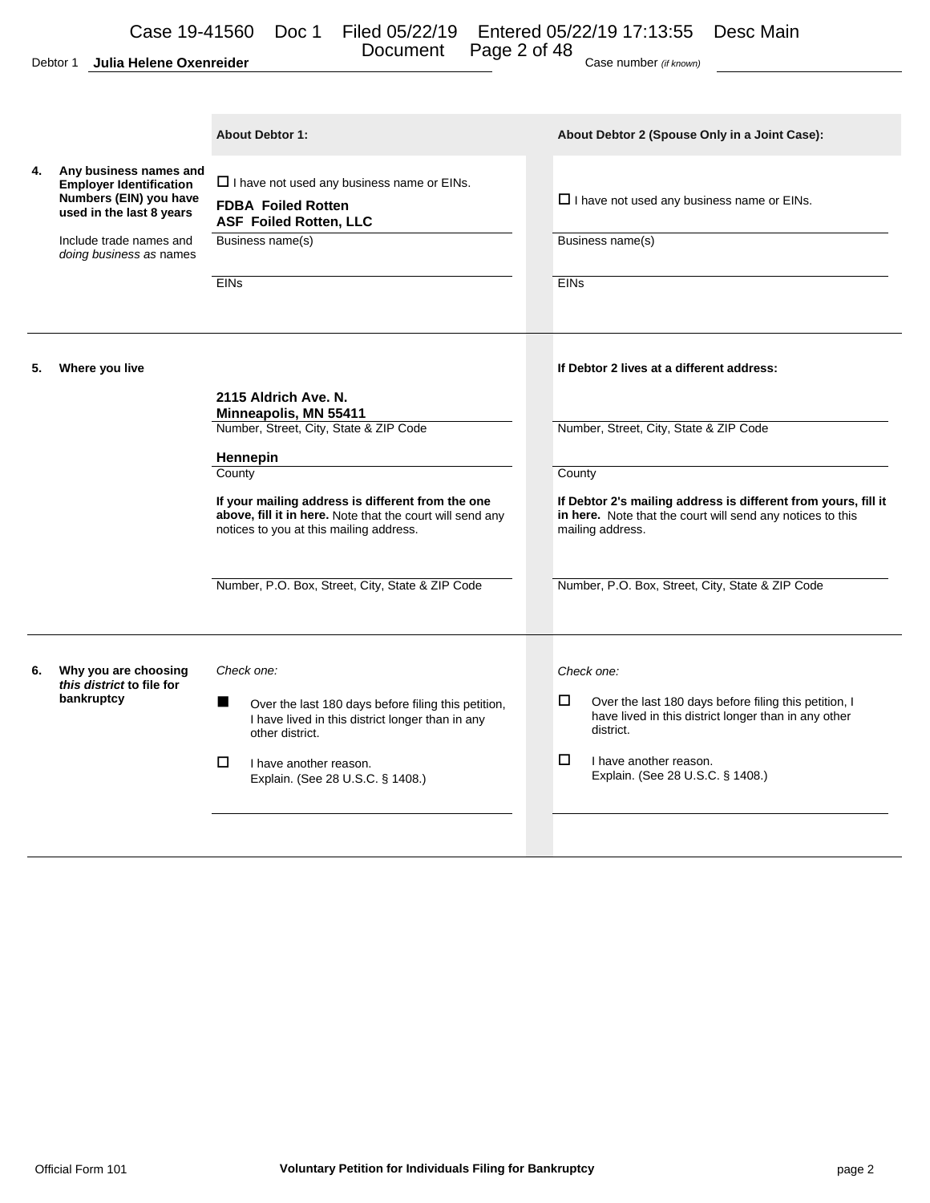Debtor 1 **Julia Helene Oxenreider** Case number *(if known)*

| | | **About Debtor 1:** | **About Debtor 2 (Spouse Only in a Joint Case):** |
|---|---|---|---|
| **4.** | **Any business names and Employer Identification Numbers (EIN) you have used in the last 8 years**<br><br>Include trade names and *doing business as* names | ☐ I have not used any business name or EINs.<br><br>**FDBA Foiled Rotten**<br>**ASF Foiled Rotten, LLC**<br>Business name(s)<br><br>EINs | ☐ I have not used any business name or EINs.<br><br>Business name(s)<br><br>EINs |
| **5.** | **Where you live** | **2115 Aldrich Ave. N.**<br>**Minneapolis, MN 55411**<br>Number, Street, City, State & ZIP Code<br><br>**Hennepin**<br>County<br><br>**If your mailing address is different from the one above, fill it in here.** Note that the court will send any notices to you at this mailing address.<br><br>Number, P.O. Box, Street, City, State & ZIP Code | **If Debtor 2 lives at a different address:**<br><br>Number, Street, City, State & ZIP Code<br><br>County<br><br>**If Debtor 2's mailing address is different from yours, fill it in here.** Note that the court will send any notices to this mailing address.<br><br>Number, P.O. Box, Street, City, State & ZIP Code |
| **6.** | **Why you are choosing *this district* to file for bankruptcy** | *Check one:*<br><br>■ Over the last 180 days before filing this petition, I have lived in this district longer than in any other district.<br><br>☐ I have another reason. Explain. (See 28 U.S.C. § 1408.) | *Check one:*<br><br>☐ Over the last 180 days before filing this petition, I have lived in this district longer than in any other district.<br><br>☐ I have another reason. Explain. (See 28 U.S.C. § 1408.) |

Official Form 101 **Voluntary Petition for Individuals Filing for Bankruptcy**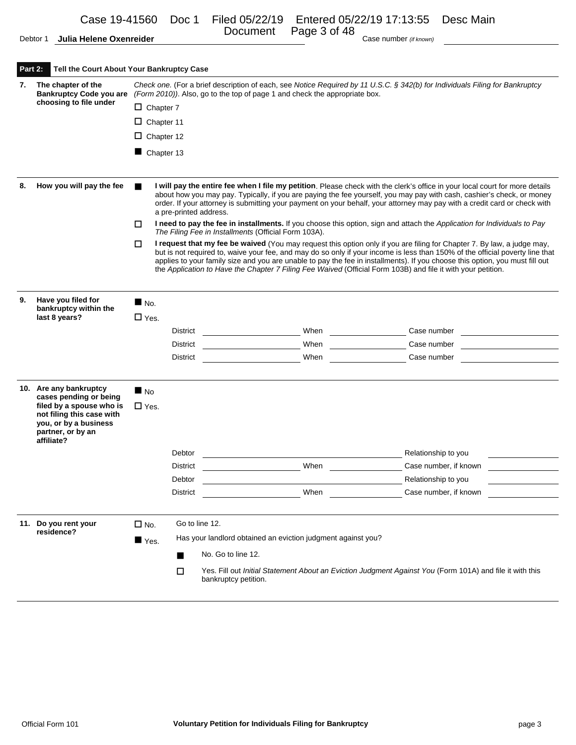Debtor 1 **Julia Helene Oxenreider** Case number *(if known)*

## Part 2: Tell the Court About Your Bankruptcy Case

**7. The chapter of the Bankruptcy Code you are choosing to file under**

*Check one.* (For a brief description of each, see *Notice Required by 11 U.S.C. § 342(b) for Individuals Filing for Bankruptcy (Form 2010))*. Also, go to the top of page 1 and check the appropriate box.

- ☐ Chapter 7
- ☐ Chapter 11
- ☐ Chapter 12
- ■ Chapter 13

**8. How you will pay the fee**

- ■ **I will pay the entire fee when I file my petition**. Please check with the clerk's office in your local court for more details about how you may pay. Typically, if you are paying the fee yourself, you may pay with cash, cashier's check, or money order. If your attorney is submitting your payment on your behalf, your attorney may pay with a credit card or check with a pre-printed address.
- ☐ **I need to pay the fee in installments.** If you choose this option, sign and attach the *Application for Individuals to Pay The Filing Fee in Installments* (Official Form 103A).
- ☐ **I request that my fee be waived** (You may request this option only if you are filing for Chapter 7. By law, a judge may, but is not required to, waive your fee, and may do so only if your income is less than 150% of the official poverty line that applies to your family size and you are unable to pay the fee in installments). If you choose this option, you must fill out the *Application to Have the Chapter 7 Filing Fee Waived* (Official Form 103B) and file it with your petition.

**9. Have you filed for bankruptcy within the last 8 years?**

- ■ No.
- ☐ Yes.

| | | | | | |
|---|---|---|---|---|---|
| District | | When | | Case number | |
| District | | When | | Case number | |
| District | | When | | Case number | |

**10. Are any bankruptcy cases pending or being filed by a spouse who is not filing this case with you, or by a business partner, or by an affiliate?**

- ■ No
- ☐ Yes.

| | | | | | |
|---|---|---|---|---|---|
| Debtor | | | | Relationship to you | |
| District | | When | | Case number, if known | |
| Debtor | | | | Relationship to you | |
| District | | When | | Case number, if known | |

**11. Do you rent your residence?**

- ☐ No. Go to line 12.
- ■ Yes. Has your landlord obtained an eviction judgment against you?
  - ■ No. Go to line 12.
  - ☐ Yes. Fill out *Initial Statement About an Eviction Judgment Against You* (Form 101A) and file it with this bankruptcy petition.

Official Form 101 **Voluntary Petition for Individuals Filing for Bankruptcy**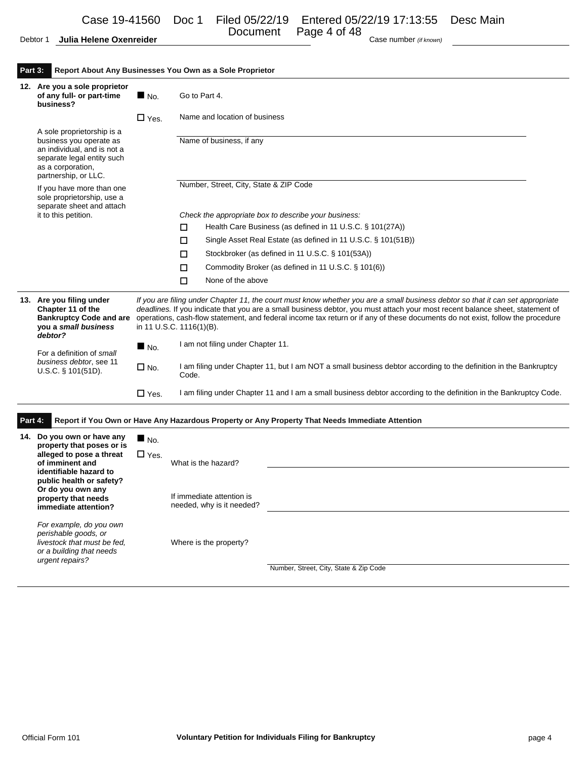Debtor 1 **Julia Helene Oxenreider** Case number *(if known)*

## Part 3: Report About Any Businesses You Own as a Sole Proprietor

**12. Are you a sole proprietor of any full- or part-time business?**

A sole proprietorship is a business you operate as an individual, and is not a separate legal entity such as a corporation, partnership, or LLC.

If you have more than one sole proprietorship, use a separate sheet and attach it to this petition.

■ No. Go to Part 4.

☐ Yes. Name and location of business

Name of business, if any

Number, Street, City, State & ZIP Code

*Check the appropriate box to describe your business:*

☐ Health Care Business (as defined in 11 U.S.C. § 101(27A))

☐ Single Asset Real Estate (as defined in 11 U.S.C. § 101(51B))

☐ Stockbroker (as defined in 11 U.S.C. § 101(53A))

☐ Commodity Broker (as defined in 11 U.S.C. § 101(6))

☐ None of the above

**13. Are you filing under Chapter 11 of the Bankruptcy Code and are you a *small business debtor*?**

For a definition of *small business debtor*, see 11 U.S.C. § 101(51D).

*If you are filing under Chapter 11, the court must know whether you are a small business debtor so that it can set appropriate deadlines.* If you indicate that you are a small business debtor, you must attach your most recent balance sheet, statement of operations, cash-flow statement, and federal income tax return or if any of these documents do not exist, follow the procedure in 11 U.S.C. 1116(1)(B).

■ No. I am not filing under Chapter 11.

☐ No. I am filing under Chapter 11, but I am NOT a small business debtor according to the definition in the Bankruptcy Code.

☐ Yes. I am filing under Chapter 11 and I am a small business debtor according to the definition in the Bankruptcy Code.

## Part 4: Report if You Own or Have Any Hazardous Property or Any Property That Needs Immediate Attention

**14. Do you own or have any property that poses or is alleged to pose a threat of imminent and identifiable hazard to public health or safety? Or do you own any property that needs immediate attention?**

*For example, do you own perishable goods, or livestock that must be fed, or a building that needs urgent repairs?*

■ No.

☐ Yes. What is the hazard?

If immediate attention is needed, why is it needed?

Where is the property?

Number, Street, City, State & Zip Code

Official Form 101 **Voluntary Petition for Individuals Filing for Bankruptcy**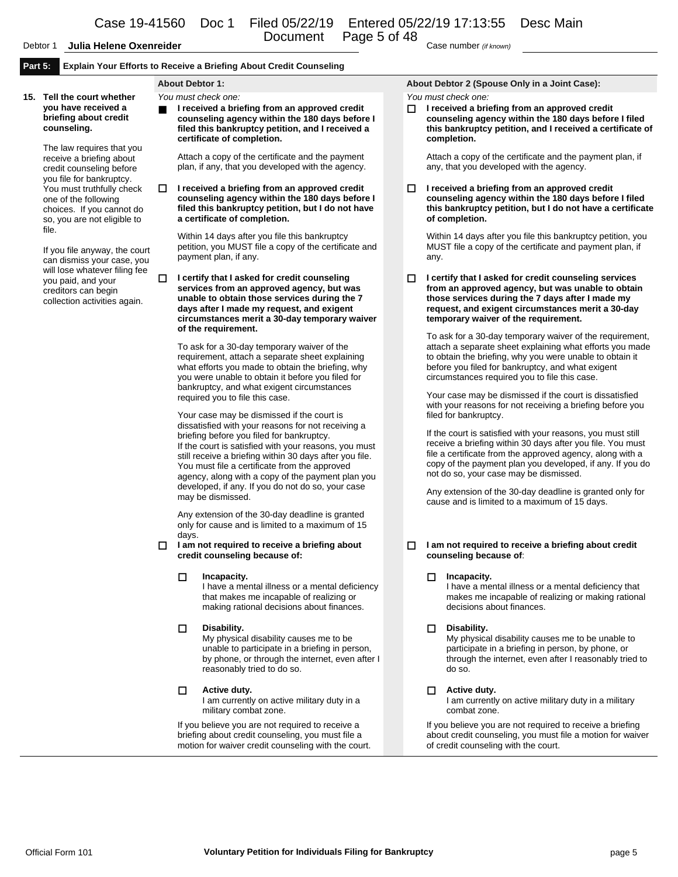Debtor 1 **Julia Helene Oxenreider** Case number *(if known)*

## Part 5: Explain Your Efforts to Receive a Briefing About Credit Counseling

**15. Tell the court whether you have received a briefing about credit counseling.**

The law requires that you receive a briefing about credit counseling before you file for bankruptcy. You must truthfully check one of the following choices. If you cannot do so, you are not eligible to file.

If you file anyway, the court can dismiss your case, you will lose whatever filing fee you paid, and your creditors can begin collection activities again.

### About Debtor 1:

*You must check one:*

■ **I received a briefing from an approved credit counseling agency within the 180 days before I filed this bankruptcy petition, and I received a certificate of completion.**

Attach a copy of the certificate and the payment plan, if any, that you developed with the agency.

☐ **I received a briefing from an approved credit counseling agency within the 180 days before I filed this bankruptcy petition, but I do not have a certificate of completion.**

Within 14 days after you file this bankruptcy petition, you MUST file a copy of the certificate and payment plan, if any.

☐ **I certify that I asked for credit counseling services from an approved agency, but was unable to obtain those services during the 7 days after I made my request, and exigent circumstances merit a 30-day temporary waiver of the requirement.**

To ask for a 30-day temporary waiver of the requirement, attach a separate sheet explaining what efforts you made to obtain the briefing, why you were unable to obtain it before you filed for bankruptcy, and what exigent circumstances required you to file this case.

Your case may be dismissed if the court is dissatisfied with your reasons for not receiving a briefing before you filed for bankruptcy.
If the court is satisfied with your reasons, you must still receive a briefing within 30 days after you file. You must file a certificate from the approved agency, along with a copy of the payment plan you developed, if any. If you do not do so, your case may be dismissed.

Any extension of the 30-day deadline is granted only for cause and is limited to a maximum of 15 days.

☐ **I am not required to receive a briefing about credit counseling because of:**

☐ **Incapacity.**
I have a mental illness or a mental deficiency that makes me incapable of realizing or making rational decisions about finances.

☐ **Disability.**
My physical disability causes me to be unable to participate in a briefing in person, by phone, or through the internet, even after I reasonably tried to do so.

☐ **Active duty.**
I am currently on active military duty in a military combat zone.

If you believe you are not required to receive a briefing about credit counseling, you must file a motion for waiver credit counseling with the court.

### About Debtor 2 (Spouse Only in a Joint Case):

*You must check one:*

☐ **I received a briefing from an approved credit counseling agency within the 180 days before I filed this bankruptcy petition, and I received a certificate of completion.**

Attach a copy of the certificate and the payment plan, if any, that you developed with the agency.

☐ **I received a briefing from an approved credit counseling agency within the 180 days before I filed this bankruptcy petition, but I do not have a certificate of completion.**

Within 14 days after you file this bankruptcy petition, you MUST file a copy of the certificate and payment plan, if any.

☐ **I certify that I asked for credit counseling services from an approved agency, but was unable to obtain those services during the 7 days after I made my request, and exigent circumstances merit a 30-day temporary waiver of the requirement.**

To ask for a 30-day temporary waiver of the requirement, attach a separate sheet explaining what efforts you made to obtain the briefing, why you were unable to obtain it before you filed for bankruptcy, and what exigent circumstances required you to file this case.

Your case may be dismissed if the court is dissatisfied with your reasons for not receiving a briefing before you filed for bankruptcy.

If the court is satisfied with your reasons, you must still receive a briefing within 30 days after you file. You must file a certificate from the approved agency, along with a copy of the payment plan you developed, if any. If you do not do so, your case may be dismissed.

Any extension of the 30-day deadline is granted only for cause and is limited to a maximum of 15 days.

☐ **I am not required to receive a briefing about credit counseling because of**:

☐ **Incapacity.**
I have a mental illness or a mental deficiency that makes me incapable of realizing or making rational decisions about finances.

☐ **Disability.**
My physical disability causes me to be unable to participate in a briefing in person, by phone, or through the internet, even after I reasonably tried to do so.

☐ **Active duty.**
I am currently on active military duty in a military combat zone.

If you believe you are not required to receive a briefing about credit counseling, you must file a motion for waiver of credit counseling with the court.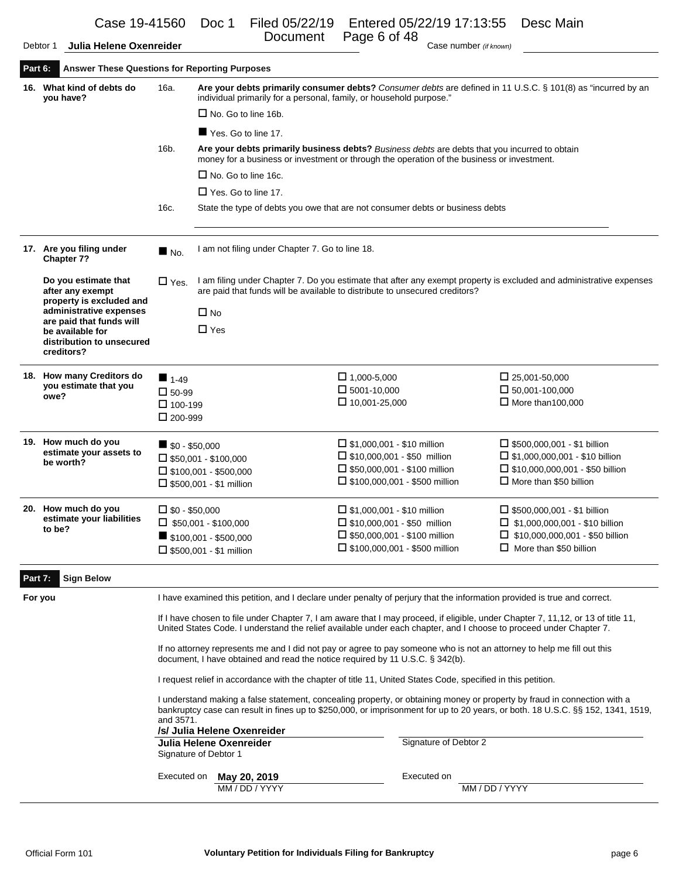Debtor 1 **Julia Helene Oxenreider** Case number *(if known)*

## Part 6: Answer These Questions for Reporting Purposes

**16. What kind of debts do you have?**

16a. **Are your debts primarily consumer debts?** *Consumer debts* are defined in 11 U.S.C. § 101(8) as "incurred by an individual primarily for a personal, family, or household purpose."

☐ No. Go to line 16b.

■ Yes. Go to line 17.

16b. **Are your debts primarily business debts?** *Business debts* are debts that you incurred to obtain money for a business or investment or through the operation of the business or investment.

☐ No. Go to line 16c.

☐ Yes. Go to line 17.

16c. State the type of debts you owe that are not consumer debts or business debts

**17. Are you filing under Chapter 7?**

**Do you estimate that after any exempt property is excluded and administrative expenses are paid that funds will be available for distribution to unsecured creditors?**

■ No. I am not filing under Chapter 7. Go to line 18.

☐ Yes. I am filing under Chapter 7. Do you estimate that after any exempt property is excluded and administrative expenses are paid that funds will be available to distribute to unsecured creditors?

☐ No

☐ Yes

**18. How many Creditors do you estimate that you owe?**

| | | |
|---|---|---|
| ■ 1-49 | ☐ 1,000-5,000 | ☐ 25,001-50,000 |
| ☐ 50-99 | ☐ 5001-10,000 | ☐ 50,001-100,000 |
| ☐ 100-199 | ☐ 10,001-25,000 | ☐ More than100,000 |
| ☐ 200-999 | | |

**19. How much do you estimate your assets to be worth?**

| | | |
|---|---|---|
| ■ $0 - $50,000 | ☐ $1,000,001 - $10 million | ☐ $500,000,001 - $1 billion |
| ☐ $50,001 - $100,000 | ☐ $10,000,001 - $50 million | ☐ $1,000,000,001 - $10 billion |
| ☐ $100,001 - $500,000 | ☐ $50,000,001 - $100 million | ☐ $10,000,000,001 - $50 billion |
| ☐ $500,001 - $1 million | ☐ $100,000,001 - $500 million | ☐ More than $50 billion |

**20. How much do you estimate your liabilities to be?**

| | | |
|---|---|---|
| ☐ $0 - $50,000 | ☐ $1,000,001 - $10 million | ☐ $500,000,001 - $1 billion |
| ☐ $50,001 - $100,000 | ☐ $10,000,001 - $50 million | ☐ $1,000,000,001 - $10 billion |
| ■ $100,001 - $500,000 | ☐ $50,000,001 - $100 million | ☐ $10,000,000,001 - $50 billion |
| ☐ $500,001 - $1 million | ☐ $100,000,001 - $500 million | ☐ More than $50 billion |

## Part 7: Sign Below

**For you**

I have examined this petition, and I declare under penalty of perjury that the information provided is true and correct.

If I have chosen to file under Chapter 7, I am aware that I may proceed, if eligible, under Chapter 7, 11,12, or 13 of title 11, United States Code. I understand the relief available under each chapter, and I choose to proceed under Chapter 7.

If no attorney represents me and I did not pay or agree to pay someone who is not an attorney to help me fill out this document, I have obtained and read the notice required by 11 U.S.C. § 342(b).

I request relief in accordance with the chapter of title 11, United States Code, specified in this petition.

I understand making a false statement, concealing property, or obtaining money or property by fraud in connection with a bankruptcy case can result in fines up to $250,000, or imprisonment for up to 20 years, or both. 18 U.S.C. §§ 152, 1341, 1519, and 3571.

**/s/ Julia Helene Oxenreider**
**Julia Helene Oxenreider**
Signature of Debtor 1

Executed on **May 20, 2019**
MM / DD / YYYY

Signature of Debtor 2

Executed on
MM / DD / YYYY

Official Form 101 **Voluntary Petition for Individuals Filing for Bankruptcy**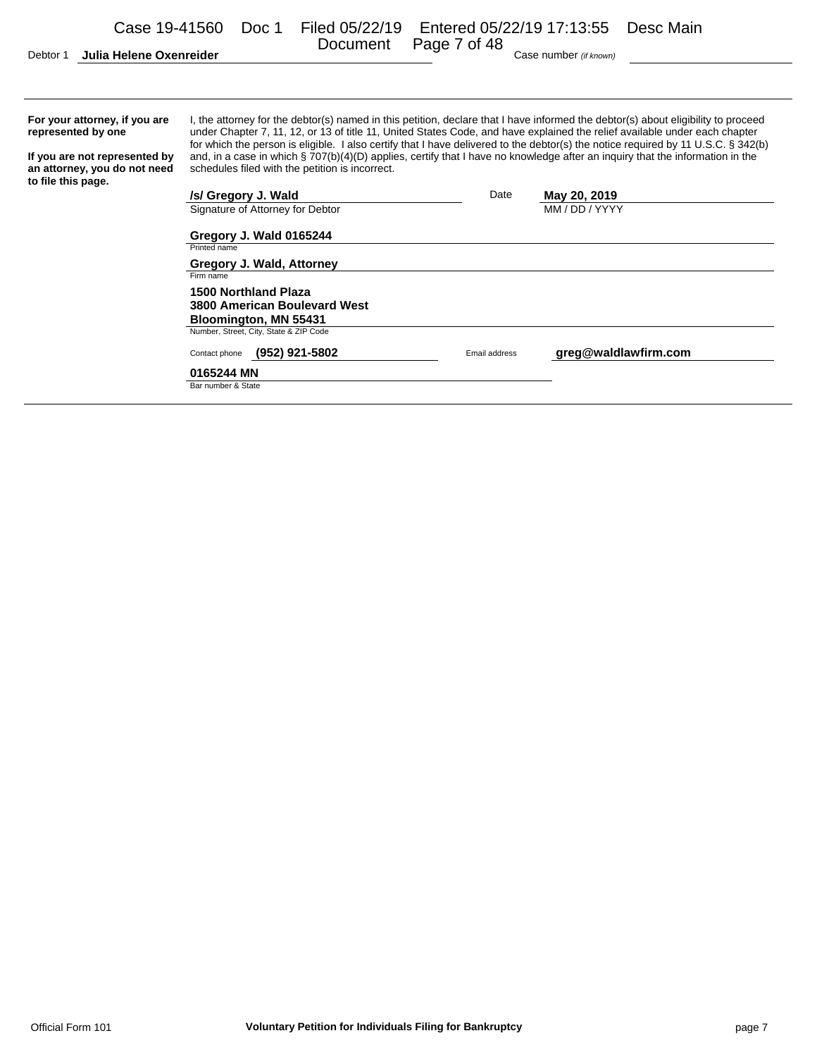Debtor 1 **Julia Helene Oxenreider** Case number *(if known)*

**For your attorney, if you are represented by one**

**If you are not represented by an attorney, you do not need to file this page.**

I, the attorney for the debtor(s) named in this petition, declare that I have informed the debtor(s) about eligibility to proceed under Chapter 7, 11, 12, or 13 of title 11, United States Code, and have explained the relief available under each chapter for which the person is eligible. I also certify that I have delivered to the debtor(s) the notice required by 11 U.S.C. § 342(b) and, in a case in which § 707(b)(4)(D) applies, certify that I have no knowledge after an inquiry that the information in the schedules filed with the petition is incorrect.

**/s/ Gregory J. Wald**
Signature of Attorney for Debtor

Date **May 20, 2019**
MM / DD / YYYY

**Gregory J. Wald 0165244**
Printed name

**Gregory J. Wald, Attorney**
Firm name

**1500 Northland Plaza**
**3800 American Boulevard West**
**Bloomington, MN 55431**
Number, Street, City, State & ZIP Code

Contact phone **(952) 921-5802** Email address **greg@waldlawfirm.com**

**0165244 MN**
Bar number & State

Official Form 101 **Voluntary Petition for Individuals Filing for Bankruptcy**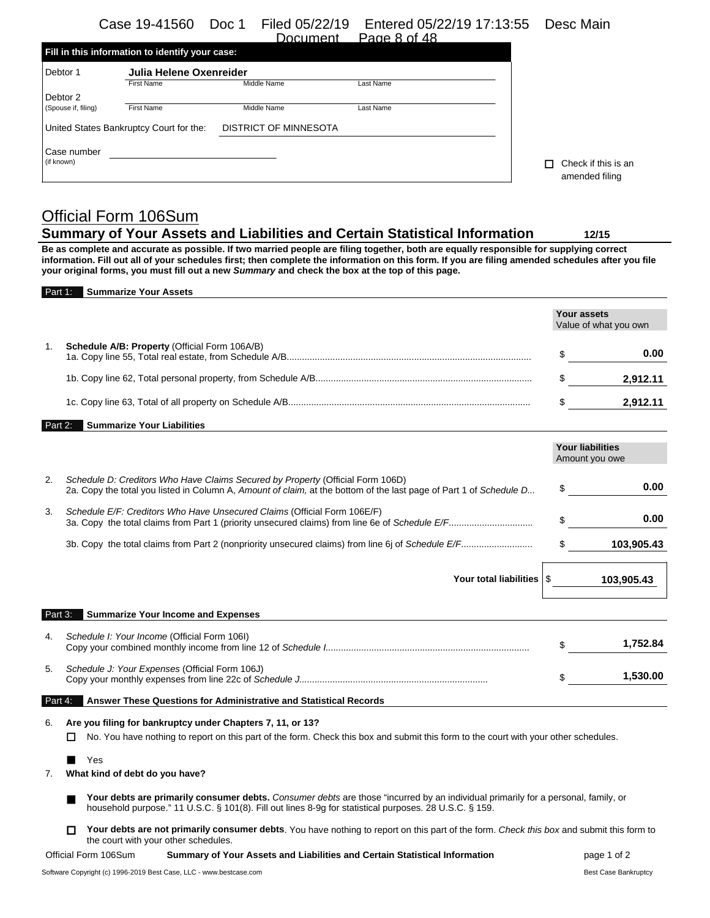**Fill in this information to identify your case:**

| | | | |
|---|---|---|---|
| Debtor 1 | Julia Helene Oxenreider | | |
| | First Name | Middle Name | Last Name |
| Debtor 2 (Spouse if, filing) | | | |
| | First Name | Middle Name | Last Name |
| United States Bankruptcy Court for the: | DISTRICT OF MINNESOTA | | |
| Case number (if known) | | | |

☐ Check if this is an amended filing

# Official Form 106Sum

## Summary of Your Assets and Liabilities and Certain Statistical Information 12/15

**Be as complete and accurate as possible. If two married people are filing together, both are equally responsible for supplying correct information. Fill out all of your schedules first; then complete the information on this form. If you are filing amended schedules after you file your original forms, you must fill out a new *Summary* and check the box at the top of this page.**

### Part 1: Summarize Your Assets

| | | Your assets Value of what you own |
|---|---|---|
| 1. | **Schedule A/B: Property** (Official Form 106A/B) 1a. Copy line 55, Total real estate, from Schedule A/B | $ 0.00 |
| | 1b. Copy line 62, Total personal property, from Schedule A/B | $ 2,912.11 |
| | 1c. Copy line 63, Total of all property on Schedule A/B | $ 2,912.11 |

### Part 2: Summarize Your Liabilities

| | | Your liabilities Amount you owe |
|---|---|---|
| 2. | *Schedule D: Creditors Who Have Claims Secured by Property* (Official Form 106D) 2a. Copy the total you listed in Column A, *Amount of claim,* at the bottom of the last page of Part 1 of *Schedule D...* | $ 0.00 |
| 3. | *Schedule E/F: Creditors Who Have Unsecured Claims* (Official Form 106E/F) 3a. Copy the total claims from Part 1 (priority unsecured claims) from line 6e of *Schedule E/F* | $ 0.00 |
| | 3b. Copy the total claims from Part 2 (nonpriority unsecured claims) from line 6j of *Schedule E/F* | $ 103,905.43 |
| | **Your total liabilities** | $ 103,905.43 |

### Part 3: Summarize Your Income and Expenses

| | | |
|---|---|---|
| 4. | *Schedule I: Your Income* (Official Form 106I) Copy your combined monthly income from line 12 of *Schedule I* | $ 1,752.84 |
| 5. | *Schedule J: Your Expenses* (Official Form 106J) Copy your monthly expenses from line 22c of *Schedule J* | $ 1,530.00 |

### Part 4: Answer These Questions for Administrative and Statistical Records

6. **Are you filing for bankruptcy under Chapters 7, 11, or 13?**

   ☐ No. You have nothing to report on this part of the form. Check this box and submit this form to the court with your other schedules.

   ■ Yes

7. **What kind of debt do you have?**

   ■ **Your debts are primarily consumer debts.** *Consumer debts* are those "incurred by an individual primarily for a personal, family, or household purpose." 11 U.S.C. § 101(8). Fill out lines 8-9g for statistical purposes. 28 U.S.C. § 159.

   ☐ **Your debts are not primarily consumer debts**. You have nothing to report on this part of the form. *Check this box* and submit this form to the court with your other schedules.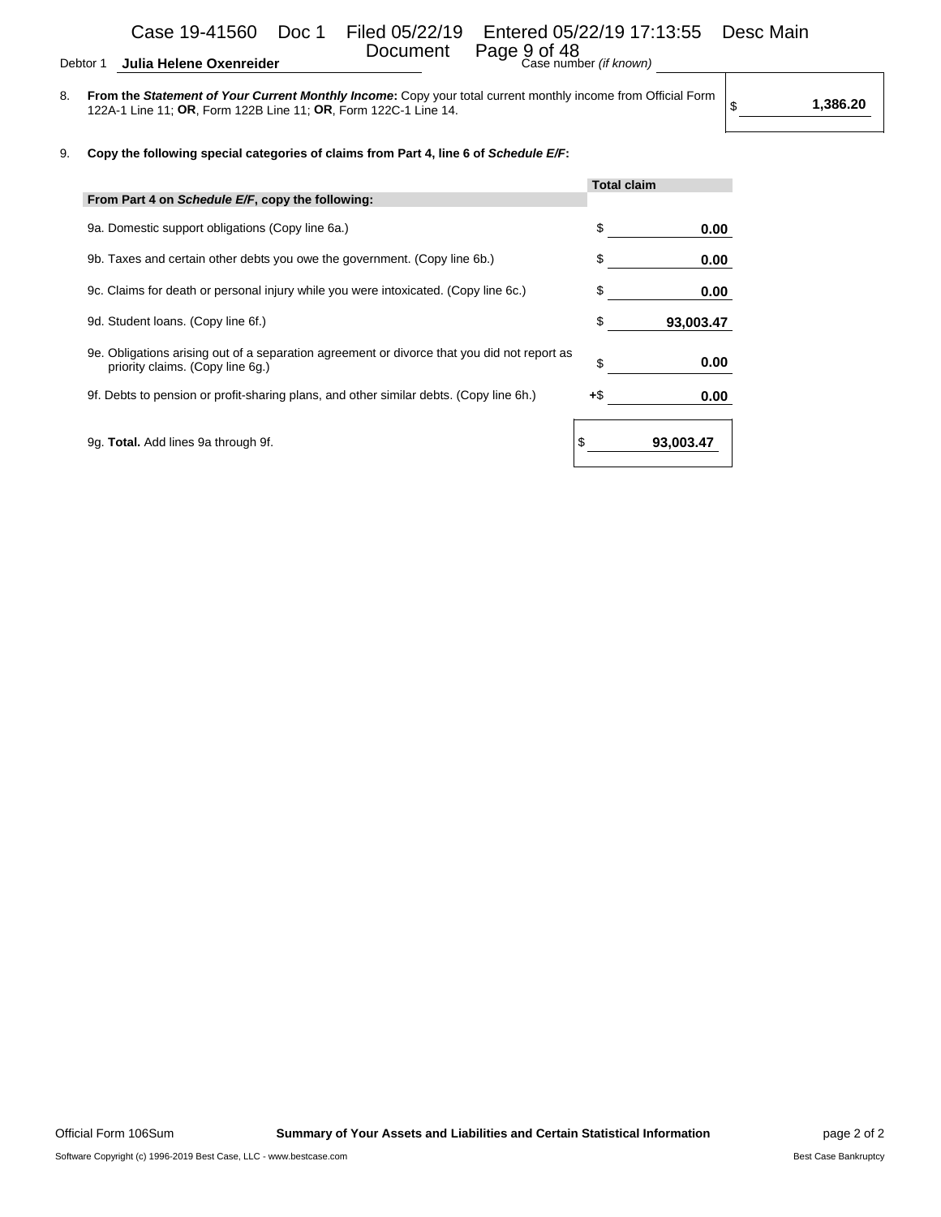Debtor 1 **Julia Helene Oxenreider** Case number *(if known)*

8. **From the *Statement of Your Current Monthly Income*:** Copy your total current monthly income from Official Form 122A-1 Line 11; **OR**, Form 122B Line 11; **OR**, Form 122C-1 Line 14. $ **1,386.20**

9. **Copy the following special categories of claims from Part 4, line 6 of *Schedule E/F*:**

| From Part 4 on *Schedule E/F*, copy the following: | Total claim |
|---|---|
| 9a. Domestic support obligations (Copy line 6a.) | $ **0.00** |
| 9b. Taxes and certain other debts you owe the government. (Copy line 6b.) | $ **0.00** |
| 9c. Claims for death or personal injury while you were intoxicated. (Copy line 6c.) | $ **0.00** |
| 9d. Student loans. (Copy line 6f.) | $ **93,003.47** |
| 9e. Obligations arising out of a separation agreement or divorce that you did not report as priority claims. (Copy line 6g.) | $ **0.00** |
| 9f. Debts to pension or profit-sharing plans, and other similar debts. (Copy line 6h.) | +$ **0.00** |
| 9g. **Total.** Add lines 9a through 9f. | $ **93,003.47** |

Official Form 106Sum **Summary of Your Assets and Liabilities and Certain Statistical Information**

Software Copyright (c) 1996-2019 Best Case, LLC - www.bestcase.com Best Case Bankruptcy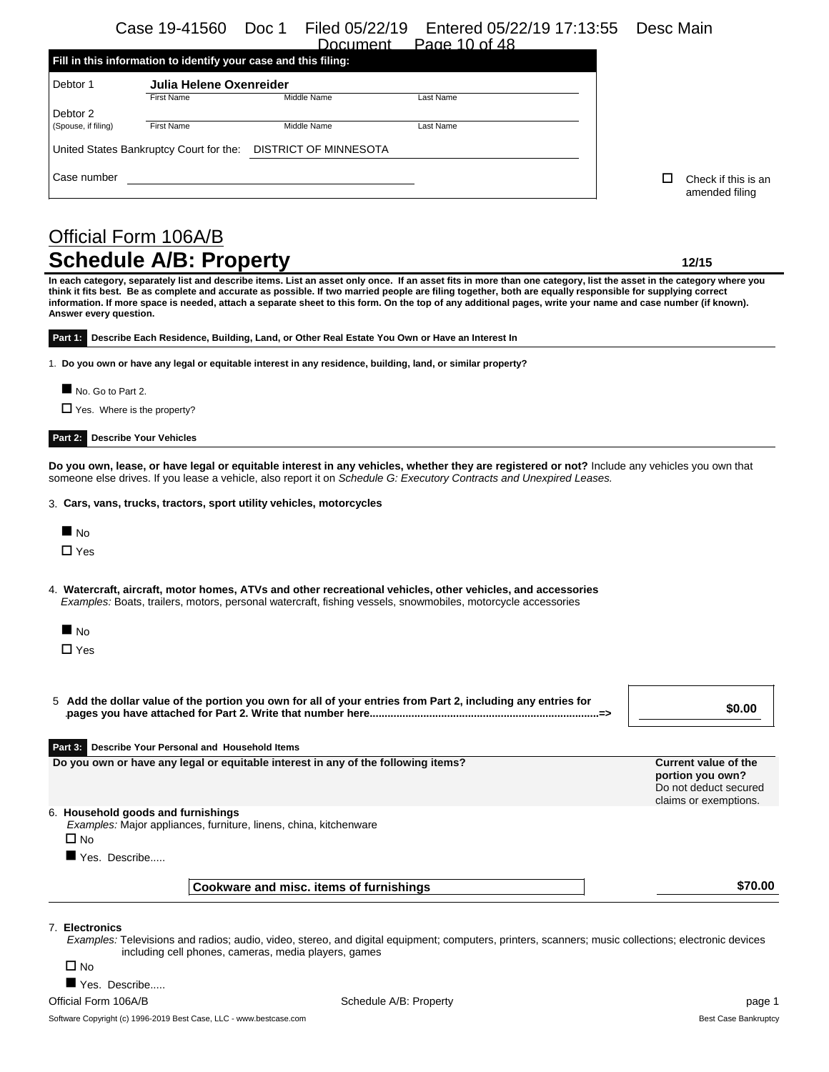Fill in this information to identify your case and this filing:

| | | | |
|---|---|---|---|
| Debtor 1 | Julia Helene Oxenreider | | |
| | First Name | Middle Name | Last Name |
| Debtor 2 (Spouse, if filing) | First Name | Middle Name | Last Name |
| United States Bankruptcy Court for the: | DISTRICT OF MINNESOTA | | |
| Case number | | | |

☐ Check if this is an amended filing

# Official Form 106A/B
## Schedule A/B: Property

**12/15**

**In each category, separately list and describe items. List an asset only once. If an asset fits in more than one category, list the asset in the category where you think it fits best. Be as complete and accurate as possible. If two married people are filing together, both are equally responsible for supplying correct information. If more space is needed, attach a separate sheet to this form. On the top of any additional pages, write your name and case number (if known). Answer every question.**

### Part 1: Describe Each Residence, Building, Land, or Other Real Estate You Own or Have an Interest In

1. **Do you own or have any legal or equitable interest in any residence, building, land, or similar property?**

■ No. Go to Part 2.

☐ Yes. Where is the property?

### Part 2: Describe Your Vehicles

**Do you own, lease, or have legal or equitable interest in any vehicles, whether they are registered or not?** Include any vehicles you own that someone else drives. If you lease a vehicle, also report it on *Schedule G: Executory Contracts and Unexpired Leases.*

3. **Cars, vans, trucks, tractors, sport utility vehicles, motorcycles**

■ No

☐ Yes

4. **Watercraft, aircraft, motor homes, ATVs and other recreational vehicles, other vehicles, and accessories**
*Examples:* Boats, trailers, motors, personal watercraft, fishing vessels, snowmobiles, motorcycle accessories

■ No

☐ Yes

5 **Add the dollar value of the portion you own for all of your entries from Part 2, including any entries for pages you have attached for Part 2. Write that number here.............................................................................=>** **$0.00**

### Part 3: Describe Your Personal and Household Items

**Do you own or have any legal or equitable interest in any of the following items?**

**Current value of the portion you own?** Do not deduct secured claims or exemptions.

6. **Household goods and furnishings**
*Examples:* Major appliances, furniture, linens, china, kitchenware

☐ No

■ Yes. Describe.....

| | |
|---|---|
| Cookware and misc. items of furnishings | $70.00 |

7. **Electronics**
*Examples:* Televisions and radios; audio, video, stereo, and digital equipment; computers, printers, scanners; music collections; electronic devices including cell phones, cameras, media players, games

☐ No

■ Yes. Describe.....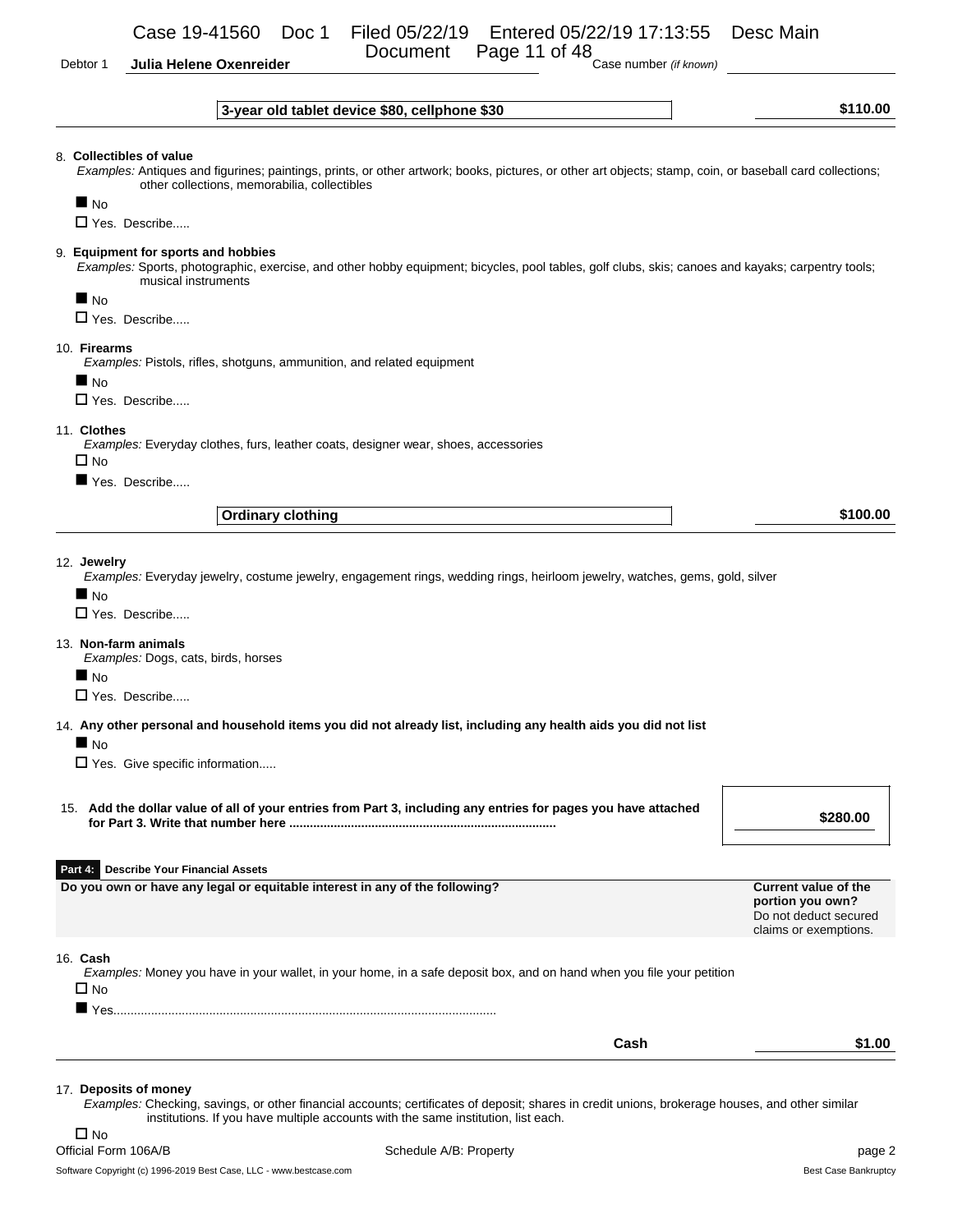3-year old tablet device $80, cellphone $30 — **$110.00**

8. **Collectibles of value**
*Examples:* Antiques and figurines; paintings, prints, or other artwork; books, pictures, or other art objects; stamp, coin, or baseball card collections; other collections, memorabilia, collectibles

■ No
☐ Yes. Describe.....

9. **Equipment for sports and hobbies**
*Examples:* Sports, photographic, exercise, and other hobby equipment; bicycles, pool tables, golf clubs, skis; canoes and kayaks; carpentry tools; musical instruments

■ No
☐ Yes. Describe.....

10. **Firearms**
*Examples:* Pistols, rifles, shotguns, ammunition, and related equipment

■ No
☐ Yes. Describe.....

11. **Clothes**
*Examples:* Everyday clothes, furs, leather coats, designer wear, shoes, accessories

☐ No
■ Yes. Describe.....

Ordinary clothing — **$100.00**

12. **Jewelry**
*Examples:* Everyday jewelry, costume jewelry, engagement rings, wedding rings, heirloom jewelry, watches, gems, gold, silver

■ No
☐ Yes. Describe.....

13. **Non-farm animals**
*Examples:* Dogs, cats, birds, horses

■ No
☐ Yes. Describe.....

14. **Any other personal and household items you did not already list, including any health aids you did not list**

■ No
☐ Yes. Give specific information.....

15. **Add the dollar value of all of your entries from Part 3, including any entries for pages you have attached for Part 3. Write that number here** ............................................................................ **$280.00**

**Part 4: Describe Your Financial Assets**

| **Do you own or have any legal or equitable interest in any of the following?** | **Current value of the portion you own?** Do not deduct secured claims or exemptions. |
|---|---|

16. **Cash**
*Examples:* Money you have in your wallet, in your home, in a safe deposit box, and on hand when you file your petition

☐ No
■ Yes...............................................................................................................

Cash — **$1.00**

17. **Deposits of money**
*Examples:* Checking, savings, or other financial accounts; certificates of deposit; shares in credit unions, brokerage houses, and other similar institutions. If you have multiple accounts with the same institution, list each.

☐ No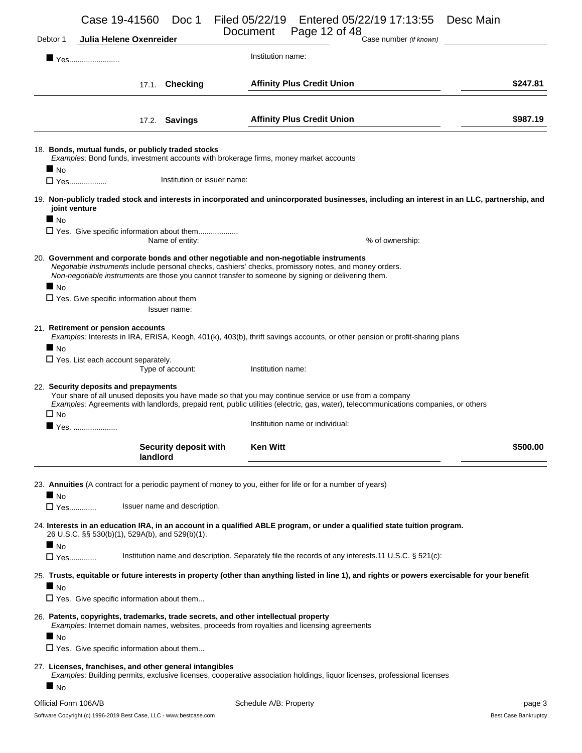Debtor 1 **Julia Helene Oxenreider** Case number *(if known)*

■ Yes........................ Institution name:

| | | | |
|---|---|---|---|
| 17.1. | **Checking** | **Affinity Plus Credit Union** | **$247.81** |
| 17.2. | **Savings** | **Affinity Plus Credit Union** | **$987.19** |

18. **Bonds, mutual funds, or publicly traded stocks**
*Examples:* Bond funds, investment accounts with brokerage firms, money market accounts
■ No
☐ Yes.................. Institution or issuer name:

19. **Non-publicly traded stock and interests in incorporated and unincorporated businesses, including an interest in an LLC, partnership, and joint venture**
■ No
☐ Yes. Give specific information about them...................
Name of entity: % of ownership:

20. **Government and corporate bonds and other negotiable and non-negotiable instruments**
*Negotiable instruments* include personal checks, cashiers' checks, promissory notes, and money orders.
*Non-negotiable instruments* are those you cannot transfer to someone by signing or delivering them.
■ No
☐ Yes. Give specific information about them
Issuer name:

21. **Retirement or pension accounts**
*Examples:* Interests in IRA, ERISA, Keogh, 401(k), 403(b), thrift savings accounts, or other pension or profit-sharing plans
■ No
☐ Yes. List each account separately.
Type of account: Institution name:

22. **Security deposits and prepayments**
Your share of all unused deposits you have made so that you may continue service or use from a company
*Examples:* Agreements with landlords, prepaid rent, public utilities (electric, gas, water), telecommunications companies, or others
☐ No
■ Yes. ..................... Institution name or individual:

| | | |
|---|---|---|
| **Security deposit with landlord** | **Ken Witt** | **$500.00** |

23. **Annuities** (A contract for a periodic payment of money to you, either for life or for a number of years)
■ No
☐ Yes............. Issuer name and description.

24. **Interests in an education IRA, in an account in a qualified ABLE program, or under a qualified state tuition program.**
26 U.S.C. §§ 530(b)(1), 529A(b), and 529(b)(1).
■ No
☐ Yes............. Institution name and description. Separately file the records of any interests.11 U.S.C. § 521(c):

25. **Trusts, equitable or future interests in property (other than anything listed in line 1), and rights or powers exercisable for your benefit**
■ No
☐ Yes. Give specific information about them...

26. **Patents, copyrights, trademarks, trade secrets, and other intellectual property**
*Examples:* Internet domain names, websites, proceeds from royalties and licensing agreements
■ No
☐ Yes. Give specific information about them...

27. **Licenses, franchises, and other general intangibles**
*Examples:* Building permits, exclusive licenses, cooperative association holdings, liquor licenses, professional licenses
■ No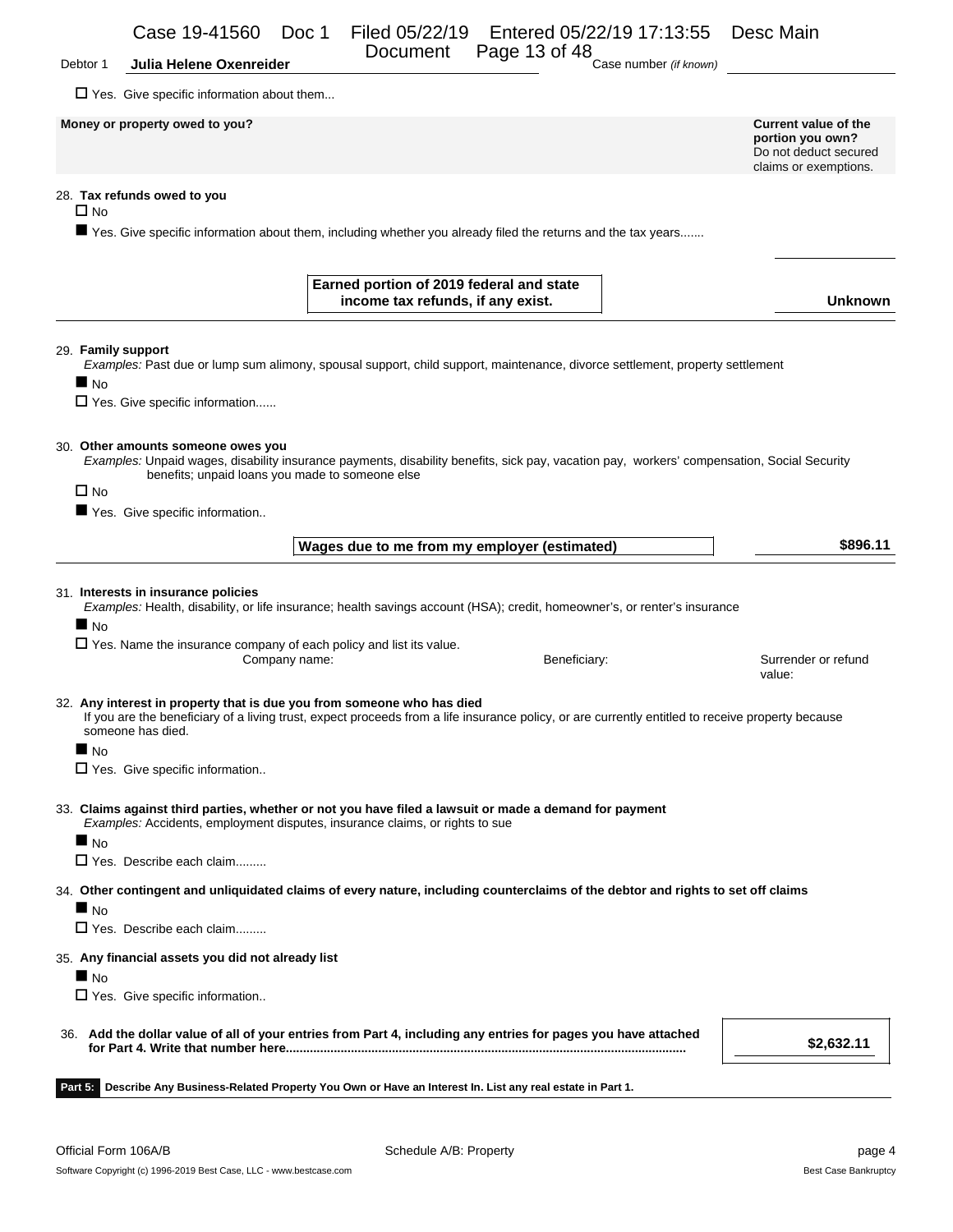Debtor 1 **Julia Helene Oxenreider** Case number *(if known)*

☐ Yes. Give specific information about them...

| **Money or property owed to you?** | **Current value of the portion you own?** Do not deduct secured claims or exemptions. |
|---|---|

28. **Tax refunds owed to you**

☐ No

■ Yes. Give specific information about them, including whether you already filed the returns and the tax years.......

| | |
|---|---|
| **Earned portion of 2019 federal and state income tax refunds, if any exist.** | **Unknown** |

29. **Family support**

*Examples:* Past due or lump sum alimony, spousal support, child support, maintenance, divorce settlement, property settlement

■ No

☐ Yes. Give specific information......

30. **Other amounts someone owes you**

*Examples:* Unpaid wages, disability insurance payments, disability benefits, sick pay, vacation pay, workers' compensation, Social Security benefits; unpaid loans you made to someone else

☐ No

■ Yes. Give specific information..

| | |
|---|---|
| **Wages due to me from my employer (estimated)** | **$896.11** |

31. **Interests in insurance policies**

*Examples:* Health, disability, or life insurance; health savings account (HSA); credit, homeowner's, or renter's insurance

■ No

☐ Yes. Name the insurance company of each policy and list its value.

Company name: Beneficiary: Surrender or refund value:

32. **Any interest in property that is due you from someone who has died**

If you are the beneficiary of a living trust, expect proceeds from a life insurance policy, or are currently entitled to receive property because someone has died.

■ No

☐ Yes. Give specific information..

33. **Claims against third parties, whether or not you have filed a lawsuit or made a demand for payment**

*Examples:* Accidents, employment disputes, insurance claims, or rights to sue

■ No

☐ Yes. Describe each claim.........

34. **Other contingent and unliquidated claims of every nature, including counterclaims of the debtor and rights to set off claims**

■ No

☐ Yes. Describe each claim.........

35. **Any financial assets you did not already list**

■ No

☐ Yes. Give specific information..

36. **Add the dollar value of all of your entries from Part 4, including any entries for pages you have attached for Part 4. Write that number here....................................................................................................................** **$2,632.11**

**Part 5: Describe Any Business-Related Property You Own or Have an Interest In. List any real estate in Part 1.**

Official Form 106A/B Schedule A/B: Property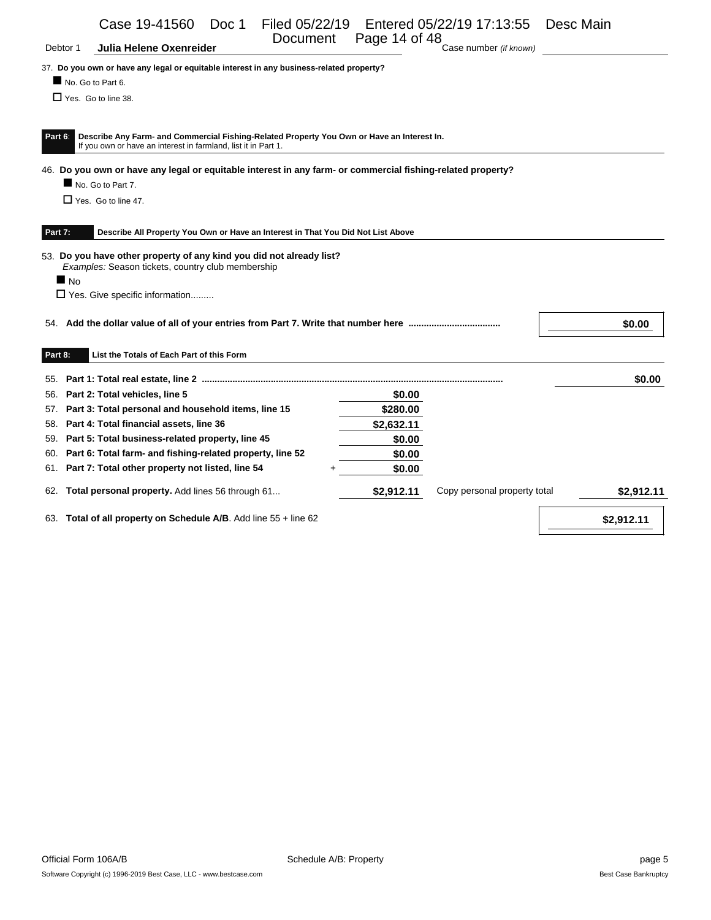Debtor 1 **Julia Helene Oxenreider** Case number *(if known)*

37. **Do you own or have any legal or equitable interest in any business-related property?**

■ No. Go to Part 6.

☐ Yes. Go to line 38.

**Part 6: Describe Any Farm- and Commercial Fishing-Related Property You Own or Have an Interest In.**
If you own or have an interest in farmland, list it in Part 1.

46. **Do you own or have any legal or equitable interest in any farm- or commercial fishing-related property?**

■ No. Go to Part 7.

☐ Yes. Go to line 47.

**Part 7: Describe All Property You Own or Have an Interest in That You Did Not List Above**

53. **Do you have other property of any kind you did not already list?**
*Examples:* Season tickets, country club membership

■ No

☐ Yes. Give specific information.........

54. **Add the dollar value of all of your entries from Part 7. Write that number here** .................................... **$0.00**

**Part 8: List the Totals of Each Part of this Form**

| | | | | |
|---|---|---|---|---|
| 55. | **Part 1: Total real estate, line 2** ........ | | | **$0.00** |
| 56. | **Part 2: Total vehicles, line 5** | **$0.00** | | |
| 57. | **Part 3: Total personal and household items, line 15** | **$280.00** | | |
| 58. | **Part 4: Total financial assets, line 36** | **$2,632.11** | | |
| 59. | **Part 5: Total business-related property, line 45** | **$0.00** | | |
| 60. | **Part 6: Total farm- and fishing-related property, line 52** | **$0.00** | | |
| 61. | **Part 7: Total other property not listed, line 54** | + **$0.00** | | |
| 62. | **Total personal property.** Add lines 56 through 61... | **$2,912.11** | Copy personal property total | **$2,912.11** |
| 63. | **Total of all property on Schedule A/B**. Add line 55 + line 62 | | | **$2,912.11** |

Official Form 106A/B Schedule A/B: Property

Software Copyright (c) 1996-2019 Best Case, LLC - www.bestcase.com Best Case Bankruptcy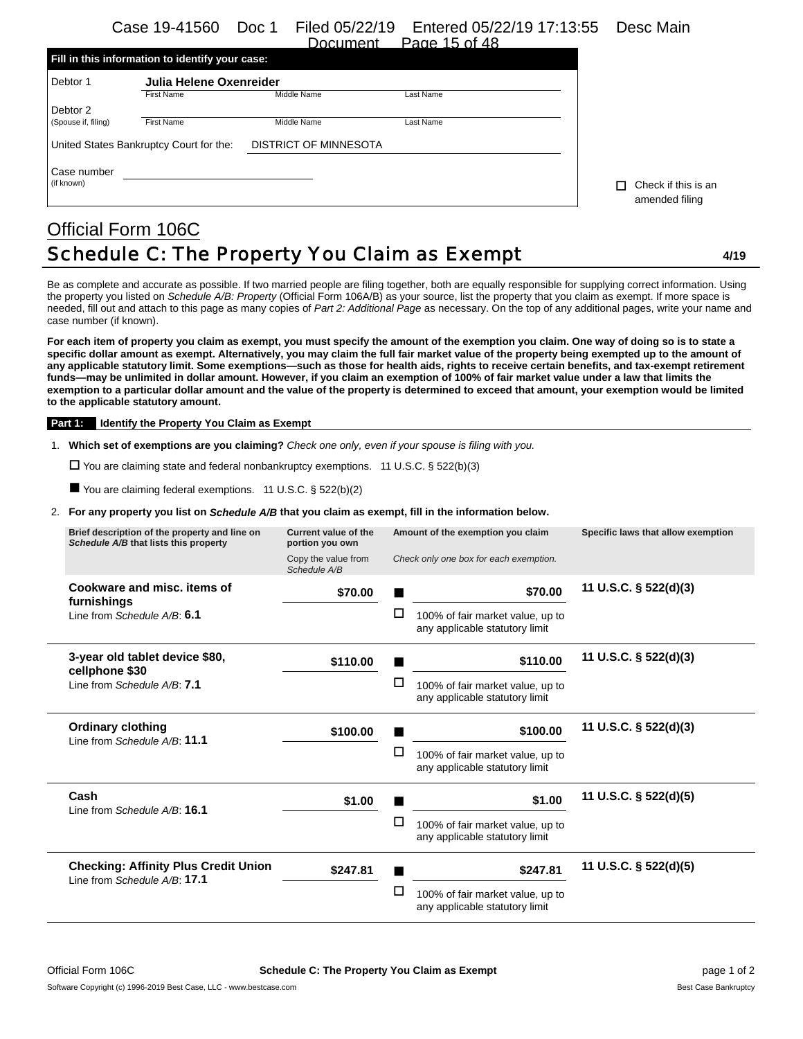**Fill in this information to identify your case:**

| | | | |
|---|---|---|---|
| Debtor 1 | Julia Helene Oxenreider | | |
| | First Name | Middle Name | Last Name |
| Debtor 2 (Spouse if, filing) | | | |
| | First Name | Middle Name | Last Name |
| United States Bankruptcy Court for the: | DISTRICT OF MINNESOTA | | |
| Case number (if known) | | | |

☐ Check if this is an amended filing

# Official Form 106C

## Schedule C: The Property You Claim as Exempt

**4/19**

Be as complete and accurate as possible. If two married people are filing together, both are equally responsible for supplying correct information. Using the property you listed on *Schedule A/B: Property* (Official Form 106A/B) as your source, list the property that you claim as exempt. If more space is needed, fill out and attach to this page as many copies of *Part 2: Additional Page* as necessary. On the top of any additional pages, write your name and case number (if known).

**For each item of property you claim as exempt, you must specify the amount of the exemption you claim. One way of doing so is to state a specific dollar amount as exempt. Alternatively, you may claim the full fair market value of the property being exempted up to the amount of any applicable statutory limit. Some exemptions—such as those for health aids, rights to receive certain benefits, and tax-exempt retirement funds—may be unlimited in dollar amount. However, if you claim an exemption of 100% of fair market value under a law that limits the exemption to a particular dollar amount and the value of the property is determined to exceed that amount, your exemption would be limited to the applicable statutory amount.**

**Part 1: Identify the Property You Claim as Exempt**

1. **Which set of exemptions are you claiming?** *Check one only, even if your spouse is filing with you.*

☐ You are claiming state and federal nonbankruptcy exemptions. 11 U.S.C. § 522(b)(3)

■ You are claiming federal exemptions. 11 U.S.C. § 522(b)(2)

2. **For any property you list on *Schedule A/B* that you claim as exempt, fill in the information below.**

| Brief description of the property and line on *Schedule A/B* that lists this property | Current value of the portion you own (Copy the value from *Schedule A/B*) | Amount of the exemption you claim (*Check only one box for each exemption.*) | Specific laws that allow exemption |
|---|---|---|---|
| **Cookware and misc. items of furnishings** Line from *Schedule A/B*: **6.1** | **$70.00** | ■ **$70.00** ☐ 100% of fair market value, up to any applicable statutory limit | **11 U.S.C. § 522(d)(3)** |
| **3-year old tablet device $80, cellphone $30** Line from *Schedule A/B*: **7.1** | **$110.00** | ■ **$110.00** ☐ 100% of fair market value, up to any applicable statutory limit | **11 U.S.C. § 522(d)(3)** |
| **Ordinary clothing** Line from *Schedule A/B*: **11.1** | **$100.00** | ■ **$100.00** ☐ 100% of fair market value, up to any applicable statutory limit | **11 U.S.C. § 522(d)(3)** |
| **Cash** Line from *Schedule A/B*: **16.1** | **$1.00** | ■ **$1.00** ☐ 100% of fair market value, up to any applicable statutory limit | **11 U.S.C. § 522(d)(5)** |
| **Checking: Affinity Plus Credit Union** Line from *Schedule A/B*: **17.1** | **$247.81** | ■ **$247.81** ☐ 100% of fair market value, up to any applicable statutory limit | **11 U.S.C. § 522(d)(5)** |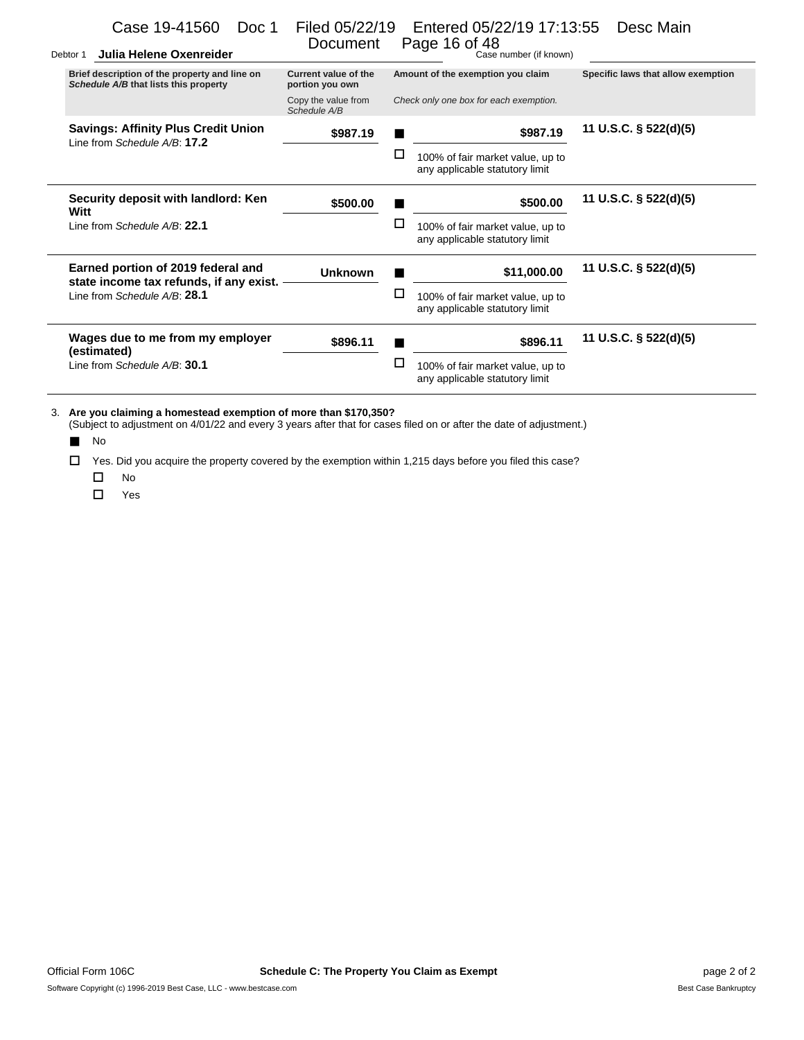Debtor 1 **Julia Helene Oxenreider** Case number (if known)

| Brief description of the property and line on *Schedule A/B* that lists this property | Current value of the portion you own<br>Copy the value from *Schedule A/B* | Amount of the exemption you claim<br>*Check only one box for each exemption.* | Specific laws that allow exemption |
|---|---|---|---|
| **Savings: Affinity Plus Credit Union**<br>Line from *Schedule A/B*: **17.2** | **$987.19** | ■ **$987.19**<br>☐ 100% of fair market value, up to any applicable statutory limit | **11 U.S.C. § 522(d)(5)** |
| **Security deposit with landlord: Ken Witt**<br>Line from *Schedule A/B*: **22.1** | **$500.00** | ■ **$500.00**<br>☐ 100% of fair market value, up to any applicable statutory limit | **11 U.S.C. § 522(d)(5)** |
| **Earned portion of 2019 federal and state income tax refunds, if any exist.**<br>Line from *Schedule A/B*: **28.1** | **Unknown** | ■ **$11,000.00**<br>☐ 100% of fair market value, up to any applicable statutory limit | **11 U.S.C. § 522(d)(5)** |
| **Wages due to me from my employer (estimated)**<br>Line from *Schedule A/B*: **30.1** | **$896.11** | ■ **$896.11**<br>☐ 100% of fair market value, up to any applicable statutory limit | **11 U.S.C. § 522(d)(5)** |

3. **Are you claiming a homestead exemption of more than $170,350?**
(Subject to adjustment on 4/01/22 and every 3 years after that for cases filed on or after the date of adjustment.)

■ No

☐ Yes. Did you acquire the property covered by the exemption within 1,215 days before you filed this case?

☐ No

☐ Yes

Official Form 106C **Schedule C: The Property You Claim as Exempt**

Software Copyright (c) 1996-2019 Best Case, LLC - www.bestcase.com Best Case Bankruptcy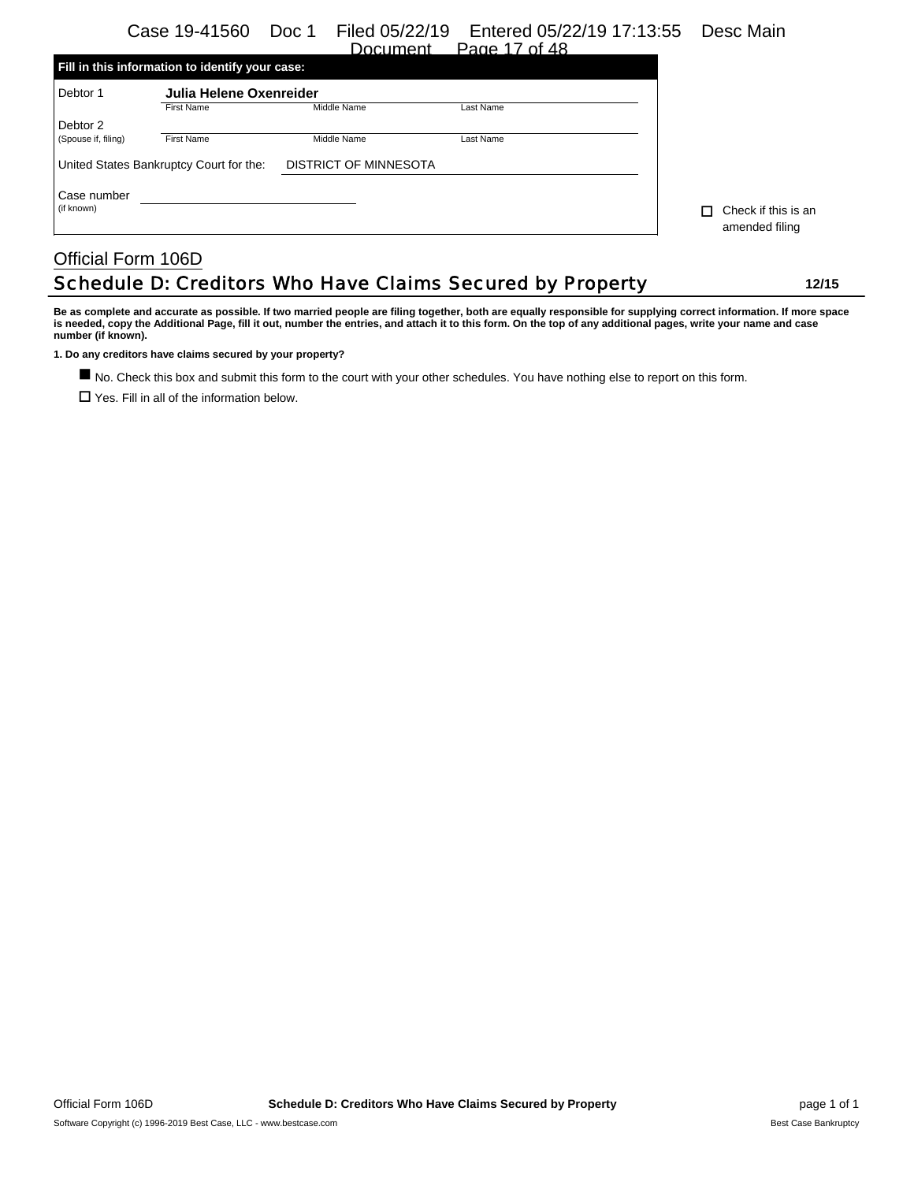| Fill in this information to identify your case: | | | |
|---|---|---|---|
| Debtor 1 | **Julia Helene Oxenreider** | | |
| | First Name | Middle Name | Last Name |
| Debtor 2 (Spouse if, filing) | | | |
| | First Name | Middle Name | Last Name |
| United States Bankruptcy Court for the: | DISTRICT OF MINNESOTA | | |
| Case number (if known) | | | |

☐ Check if this is an amended filing

Official Form 106D

# Schedule D: Creditors Who Have Claims Secured by Property

**12/15**

**Be as complete and accurate as possible. If two married people are filing together, both are equally responsible for supplying correct information. If more space is needed, copy the Additional Page, fill it out, number the entries, and attach it to this form. On the top of any additional pages, write your name and case number (if known).**

**1. Do any creditors have claims secured by your property?**

■ No. Check this box and submit this form to the court with your other schedules. You have nothing else to report on this form.

☐ Yes. Fill in all of the information below.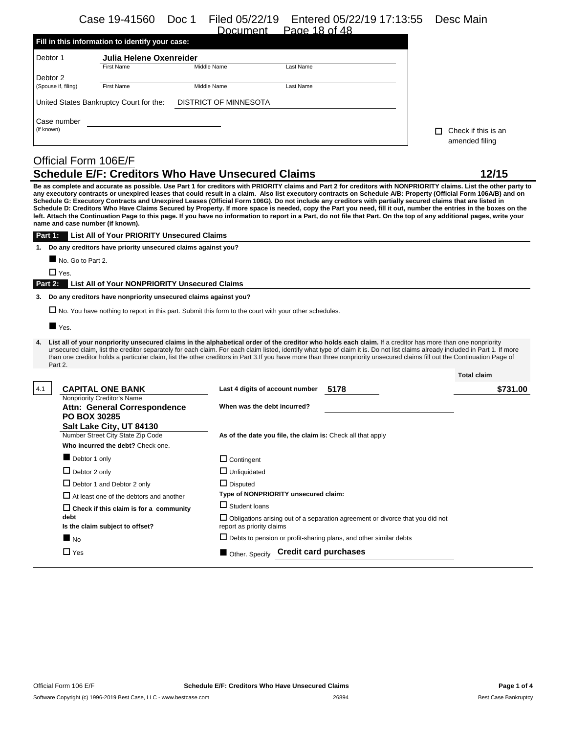**Fill in this information to identify your case:**

| | | | |
|---|---|---|---|
| Debtor 1 | **Julia Helene Oxenreider** | | |
| | First Name | Middle Name | Last Name |
| Debtor 2 (Spouse if, filing) | | | |
| | First Name | Middle Name | Last Name |
| United States Bankruptcy Court for the: | DISTRICT OF MINNESOTA | | |
| Case number (if known) | | | |

☐ Check if this is an amended filing

Official Form 106E/F

## Schedule E/F: Creditors Who Have Unsecured Claims — 12/15

**Be as complete and accurate as possible. Use Part 1 for creditors with PRIORITY claims and Part 2 for creditors with NONPRIORITY claims. List the other party to any executory contracts or unexpired leases that could result in a claim. Also list executory contracts on Schedule A/B: Property (Official Form 106A/B) and on Schedule G: Executory Contracts and Unexpired Leases (Official Form 106G). Do not include any creditors with partially secured claims that are listed in Schedule D: Creditors Who Have Claims Secured by Property. If more space is needed, copy the Part you need, fill it out, number the entries in the boxes on the left. Attach the Continuation Page to this page. If you have no information to report in a Part, do not file that Part. On the top of any additional pages, write your name and case number (if known).**

### Part 1: List All of Your PRIORITY Unsecured Claims

**1. Do any creditors have priority unsecured claims against you?**

■ No. Go to Part 2.

☐ Yes.

### Part 2: List All of Your NONPRIORITY Unsecured Claims

**3. Do any creditors have nonpriority unsecured claims against you?**

☐ No. You have nothing to report in this part. Submit this form to the court with your other schedules.

■ Yes.

**4. List all of your nonpriority unsecured claims in the alphabetical order of the creditor who holds each claim.** If a creditor has more than one nonpriority unsecured claim, list the creditor separately for each claim. For each claim listed, identify what type of claim it is. Do not list claims already included in Part 1. If more than one creditor holds a particular claim, list the other creditors in Part 3.If you have more than three nonpriority unsecured claims fill out the Continuation Page of Part 2.

**Total claim**

**4.1 CAPITAL ONE BANK** — Last 4 digits of account number **5178** — **$731.00**

Nonpriority Creditor's Name
**Attn: General Correspondence**
**PO BOX 30285**
**Salt Lake City, UT 84130**
Number Street City State Zip Code

**When was the debt incurred?**

**Who incurred the debt?** Check one.

■ Debtor 1 only
☐ Debtor 2 only
☐ Debtor 1 and Debtor 2 only
☐ At least one of the debtors and another
☐ **Check if this claim is for a community debt**

**Is the claim subject to offset?**

■ No
☐ Yes

**As of the date you file, the claim is:** Check all that apply

☐ Contingent
☐ Unliquidated
☐ Disputed

**Type of NONPRIORITY unsecured claim:**

☐ Student loans
☐ Obligations arising out of a separation agreement or divorce that you did not report as priority claims
☐ Debts to pension or profit-sharing plans, and other similar debts
■ Other. Specify **Credit card purchases**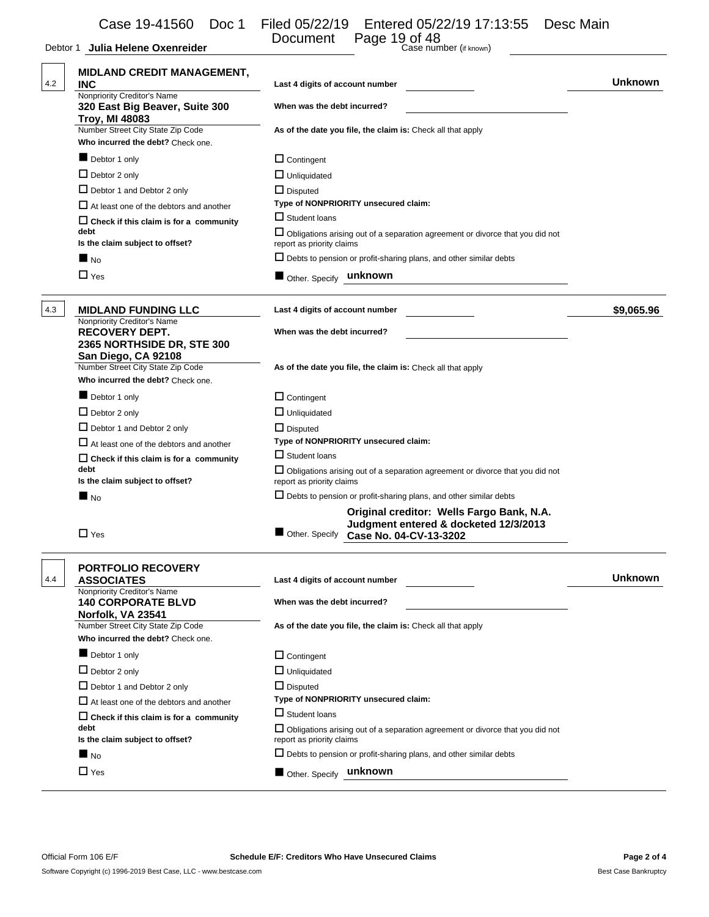Debtor 1 **Julia Helene Oxenreider** Case number (if known)

**4.2** **MIDLAND CREDIT MANAGEMENT, INC** — **Unknown**

Nonpriority Creditor's Name

**320 East Big Beaver, Suite 300**
**Troy, MI 48083**

Number Street City State Zip Code

Last 4 digits of account number

When was the debt incurred?

As of the date you file, the claim is: Check all that apply

Who incurred the debt? Check one.

- ■ Debtor 1 only
- ☐ Debtor 2 only
- ☐ Debtor 1 and Debtor 2 only
- ☐ At least one of the debtors and another
- ☐ **Check if this claim is for a community debt**

**Is the claim subject to offset?**

- ■ No
- ☐ Yes

- ☐ Contingent
- ☐ Unliquidated
- ☐ Disputed

**Type of NONPRIORITY unsecured claim:**

- ☐ Student loans
- ☐ Obligations arising out of a separation agreement or divorce that you did not report as priority claims
- ☐ Debts to pension or profit-sharing plans, and other similar debts
- ■ Other. Specify **unknown**

---

**4.3** **MIDLAND FUNDING LLC** — **$9,065.96**

Nonpriority Creditor's Name

**RECOVERY DEPT.**
**2365 NORTHSIDE DR, STE 300**
**San Diego, CA 92108**

Number Street City State Zip Code

Last 4 digits of account number

When was the debt incurred?

As of the date you file, the claim is: Check all that apply

Who incurred the debt? Check one.

- ■ Debtor 1 only
- ☐ Debtor 2 only
- ☐ Debtor 1 and Debtor 2 only
- ☐ At least one of the debtors and another
- ☐ **Check if this claim is for a community debt**

**Is the claim subject to offset?**

- ■ No
- ☐ Yes

- ☐ Contingent
- ☐ Unliquidated
- ☐ Disputed

**Type of NONPRIORITY unsecured claim:**

- ☐ Student loans
- ☐ Obligations arising out of a separation agreement or divorce that you did not report as priority claims
- ☐ Debts to pension or profit-sharing plans, and other similar debts
- ■ Other. Specify **Original creditor: Wells Fargo Bank, N.A. Judgment entered & docketed 12/3/2013 Case No. 04-CV-13-3202**

---

**4.4** **PORTFOLIO RECOVERY ASSOCIATES** — **Unknown**

Nonpriority Creditor's Name

**140 CORPORATE BLVD**
**Norfolk, VA 23541**

Number Street City State Zip Code

Last 4 digits of account number

When was the debt incurred?

As of the date you file, the claim is: Check all that apply

Who incurred the debt? Check one.

- ■ Debtor 1 only
- ☐ Debtor 2 only
- ☐ Debtor 1 and Debtor 2 only
- ☐ At least one of the debtors and another
- ☐ **Check if this claim is for a community debt**

**Is the claim subject to offset?**

- ■ No
- ☐ Yes

- ☐ Contingent
- ☐ Unliquidated
- ☐ Disputed

**Type of NONPRIORITY unsecured claim:**

- ☐ Student loans
- ☐ Obligations arising out of a separation agreement or divorce that you did not report as priority claims
- ☐ Debts to pension or profit-sharing plans, and other similar debts
- ■ Other. Specify **unknown**

---

Official Form 106 E/F **Schedule E/F: Creditors Who Have Unsecured Claims**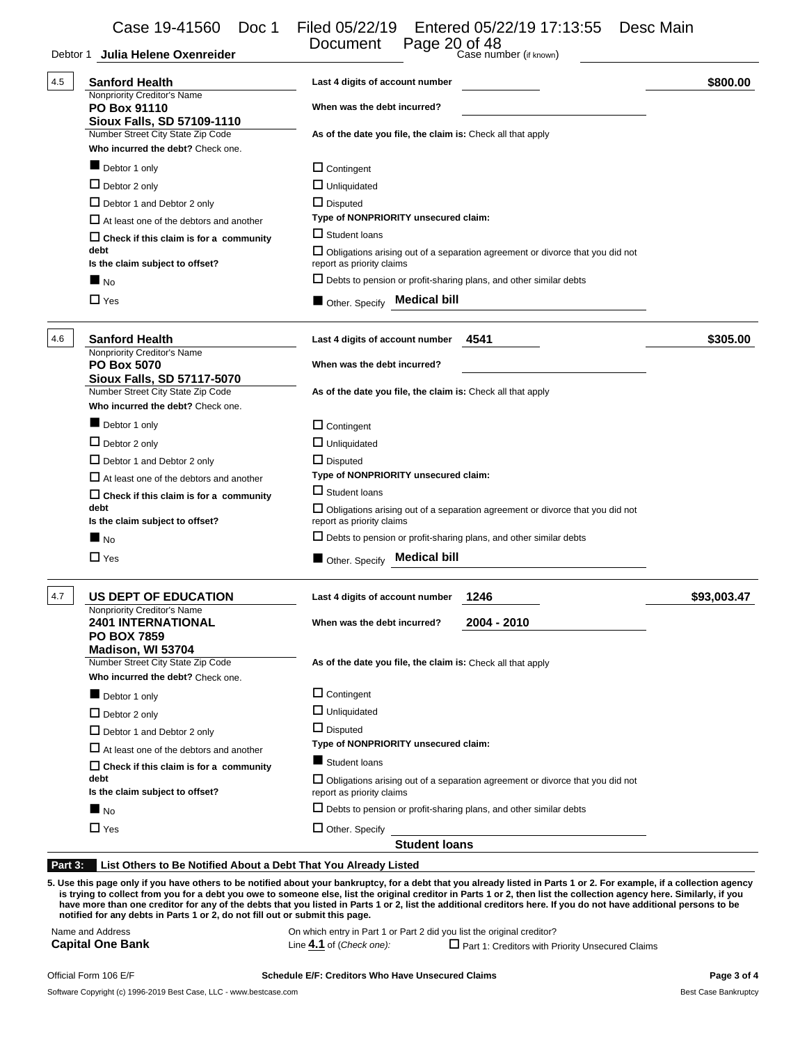Debtor 1 **Julia Helene Oxenreider** Case number (if known)

**4.5** **Sanford Health** — Last 4 digits of account number: — **$800.00**

Nonpriority Creditor's Name
**PO Box 91110**
**Sioux Falls, SD 57109-1110**
Number Street City State Zip Code

When was the debt incurred?

As of the date you file, the claim is: Check all that apply

Who incurred the debt? Check one.

- ■ Debtor 1 only
- ☐ Debtor 2 only
- ☐ Debtor 1 and Debtor 2 only
- ☐ At least one of the debtors and another
- ☐ **Check if this claim is for a community debt**

- ☐ Contingent
- ☐ Unliquidated
- ☐ Disputed

Type of NONPRIORITY unsecured claim:

- ☐ Student loans
- ☐ Obligations arising out of a separation agreement or divorce that you did not report as priority claims
- ☐ Debts to pension or profit-sharing plans, and other similar debts
- ■ Other. Specify **Medical bill**

Is the claim subject to offset?

- ■ No
- ☐ Yes

**4.6** **Sanford Health** — Last 4 digits of account number: **4541** — **$305.00**

Nonpriority Creditor's Name
**PO Box 5070**
**Sioux Falls, SD 57117-5070**
Number Street City State Zip Code

When was the debt incurred?

As of the date you file, the claim is: Check all that apply

Who incurred the debt? Check one.

- ■ Debtor 1 only
- ☐ Debtor 2 only
- ☐ Debtor 1 and Debtor 2 only
- ☐ At least one of the debtors and another
- ☐ **Check if this claim is for a community debt**

- ☐ Contingent
- ☐ Unliquidated
- ☐ Disputed

Type of NONPRIORITY unsecured claim:

- ☐ Student loans
- ☐ Obligations arising out of a separation agreement or divorce that you did not report as priority claims
- ☐ Debts to pension or profit-sharing plans, and other similar debts
- ■ Other. Specify **Medical bill**

Is the claim subject to offset?

- ■ No
- ☐ Yes

**4.7** **US DEPT OF EDUCATION** — Last 4 digits of account number: **1246** — **$93,003.47**

Nonpriority Creditor's Name
**2401 INTERNATIONAL**
**PO BOX 7859**
**Madison, WI 53704**
Number Street City State Zip Code

When was the debt incurred? **2004 - 2010**

As of the date you file, the claim is: Check all that apply

Who incurred the debt? Check one.

- ■ Debtor 1 only
- ☐ Debtor 2 only
- ☐ Debtor 1 and Debtor 2 only
- ☐ At least one of the debtors and another
- ☐ **Check if this claim is for a community debt**

- ☐ Contingent
- ☐ Unliquidated
- ☐ Disputed

Type of NONPRIORITY unsecured claim:

- ■ Student loans
- ☐ Obligations arising out of a separation agreement or divorce that you did not report as priority claims
- ☐ Debts to pension or profit-sharing plans, and other similar debts
- ☐ Other. Specify

**Student loans**

Is the claim subject to offset?

- ■ No
- ☐ Yes

## Part 3: List Others to Be Notified About a Debt That You Already Listed

**5. Use this page only if you have others to be notified about your bankruptcy, for a debt that you already listed in Parts 1 or 2. For example, if a collection agency is trying to collect from you for a debt you owe to someone else, list the original creditor in Parts 1 or 2, then list the collection agency here. Similarly, if you have more than one creditor for any of the debts that you listed in Parts 1 or 2, list the additional creditors here. If you do not have additional persons to be notified for any debts in Parts 1 or 2, do not fill out or submit this page.**

| Name and Address | On which entry in Part 1 or Part 2 did you list the original creditor? |
|---|---|
| **Capital One Bank** | Line **4.1** of (*Check one):* ☐ Part 1: Creditors with Priority Unsecured Claims |

Official Form 106 E/F — **Schedule E/F: Creditors Who Have Unsecured Claims**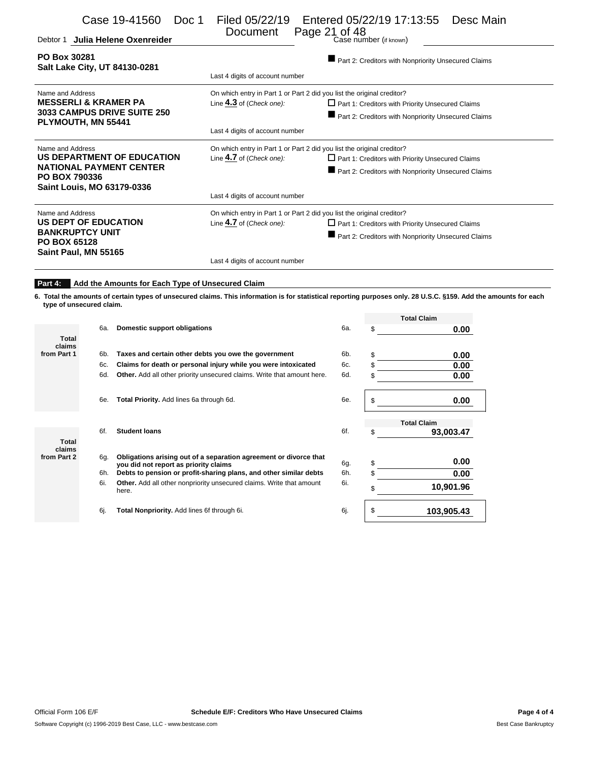Debtor 1 **Julia Helene Oxenreider** Case number (if known)

| | | |
|---|---|---|
| **PO Box 30281**<br>**Salt Lake City, UT 84130-0281** | Last 4 digits of account number | ■ Part 2: Creditors with Nonpriority Unsecured Claims |
| Name and Address<br>**MESSERLI & KRAMER PA**<br>**3033 CAMPUS DRIVE SUITE 250**<br>**PLYMOUTH, MN 55441** | On which entry in Part 1 or Part 2 did you list the original creditor?<br>Line **4.3** of (*Check one):*<br>Last 4 digits of account number | ☐ Part 1: Creditors with Priority Unsecured Claims<br>■ Part 2: Creditors with Nonpriority Unsecured Claims |
| Name and Address<br>**US DEPARTMENT OF EDUCATION**<br>**NATIONAL PAYMENT CENTER**<br>**PO BOX 790336**<br>**Saint Louis, MO 63179-0336** | On which entry in Part 1 or Part 2 did you list the original creditor?<br>Line **4.7** of (*Check one):*<br>Last 4 digits of account number | ☐ Part 1: Creditors with Priority Unsecured Claims<br>■ Part 2: Creditors with Nonpriority Unsecured Claims |
| Name and Address<br>**US DEPT OF EDUCATION**<br>**BANKRUPTCY UNIT**<br>**PO BOX 65128**<br>**Saint Paul, MN 55165** | On which entry in Part 1 or Part 2 did you list the original creditor?<br>Line **4.7** of (*Check one):*<br>Last 4 digits of account number | ☐ Part 1: Creditors with Priority Unsecured Claims<br>■ Part 2: Creditors with Nonpriority Unsecured Claims |

## Part 4: Add the Amounts for Each Type of Unsecured Claim

**6. Total the amounts of certain types of unsecured claims. This information is for statistical reporting purposes only. 28 U.S.C. §159. Add the amounts for each type of unsecured claim.**

| | | | | **Total Claim** |
|---|---|---|---|---|
| **Total claims from Part 1** | 6a. | **Domestic support obligations** | 6a. | $ **0.00** |
| | 6b. | **Taxes and certain other debts you owe the government** | 6b. | $ **0.00** |
| | 6c. | **Claims for death or personal injury while you were intoxicated** | 6c. | $ **0.00** |
| | 6d. | **Other.** Add all other priority unsecured claims. Write that amount here. | 6d. | $ **0.00** |
| | 6e. | **Total Priority.** Add lines 6a through 6d. | 6e. | $ **0.00** |

| | | | | **Total Claim** |
|---|---|---|---|---|
| **Total claims from Part 2** | 6f. | **Student loans** | 6f. | $ **93,003.47** |
| | 6g. | **Obligations arising out of a separation agreement or divorce that you did not report as priority claims** | 6g. | $ **0.00** |
| | 6h. | **Debts to pension or profit-sharing plans, and other similar debts** | 6h. | $ **0.00** |
| | 6i. | **Other.** Add all other nonpriority unsecured claims. Write that amount here. | 6i. | $ **10,901.96** |
| | 6j. | **Total Nonpriority.** Add lines 6f through 6i. | 6j. | $ **103,905.43** |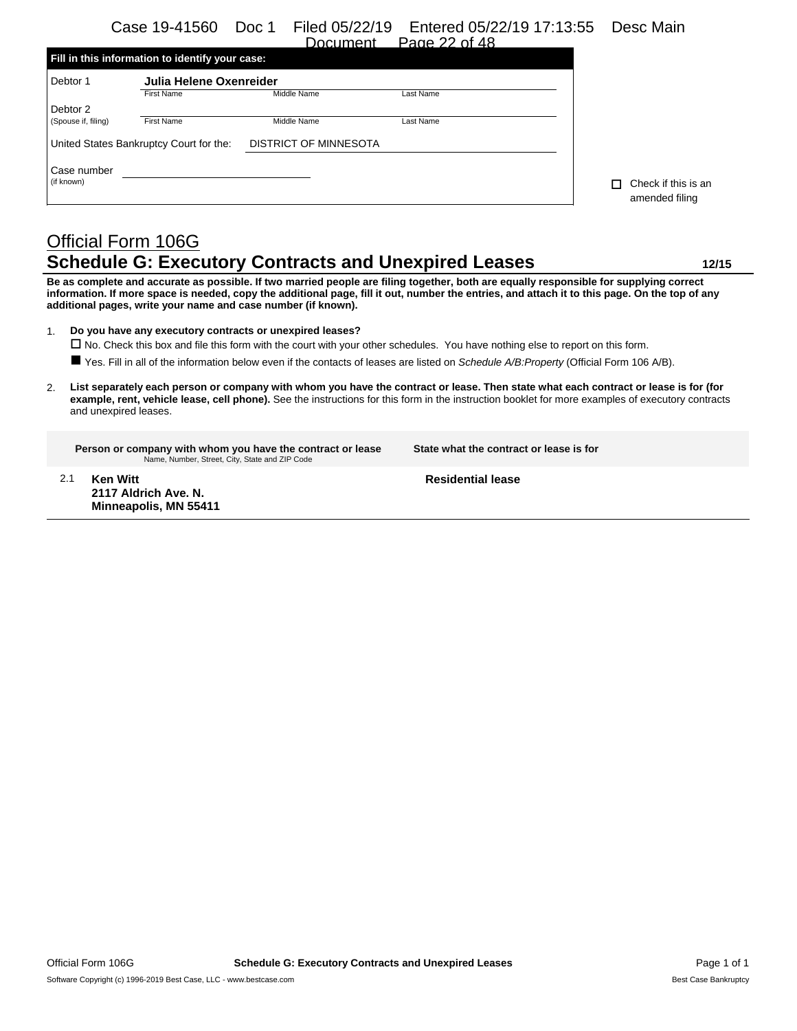**Fill in this information to identify your case:**

| | | | |
|---|---|---|---|
| Debtor 1 | **Julia Helene Oxenreider** | | |
| | First Name | Middle Name | Last Name |
| Debtor 2 (Spouse if, filing) | | | |
| | First Name | Middle Name | Last Name |
| United States Bankruptcy Court for the: | DISTRICT OF MINNESOTA | | |
| Case number (if known) | | | |

☐ Check if this is an amended filing

# Official Form 106G
## Schedule G: Executory Contracts and Unexpired Leases

**12/15**

**Be as complete and accurate as possible. If two married people are filing together, both are equally responsible for supplying correct information. If more space is needed, copy the additional page, fill it out, number the entries, and attach it to this page. On the top of any additional pages, write your name and case number (if known).**

1. **Do you have any executory contracts or unexpired leases?**

   ☐ No. Check this box and file this form with the court with your other schedules. You have nothing else to report on this form.

   ■ Yes. Fill in all of the information below even if the contacts of leases are listed on *Schedule A/B:Property* (Official Form 106 A/B).

2. **List separately each person or company with whom you have the contract or lease. Then state what each contract or lease is for (for example, rent, vehicle lease, cell phone).** See the instructions for this form in the instruction booklet for more examples of executory contracts and unexpired leases.

| | Person or company with whom you have the contract or lease<br>Name, Number, Street, City, State and ZIP Code | State what the contract or lease is for |
|---|---|---|
| 2.1 | **Ken Witt**<br>**2117 Aldrich Ave. N.**<br>**Minneapolis, MN 55411** | **Residential lease** |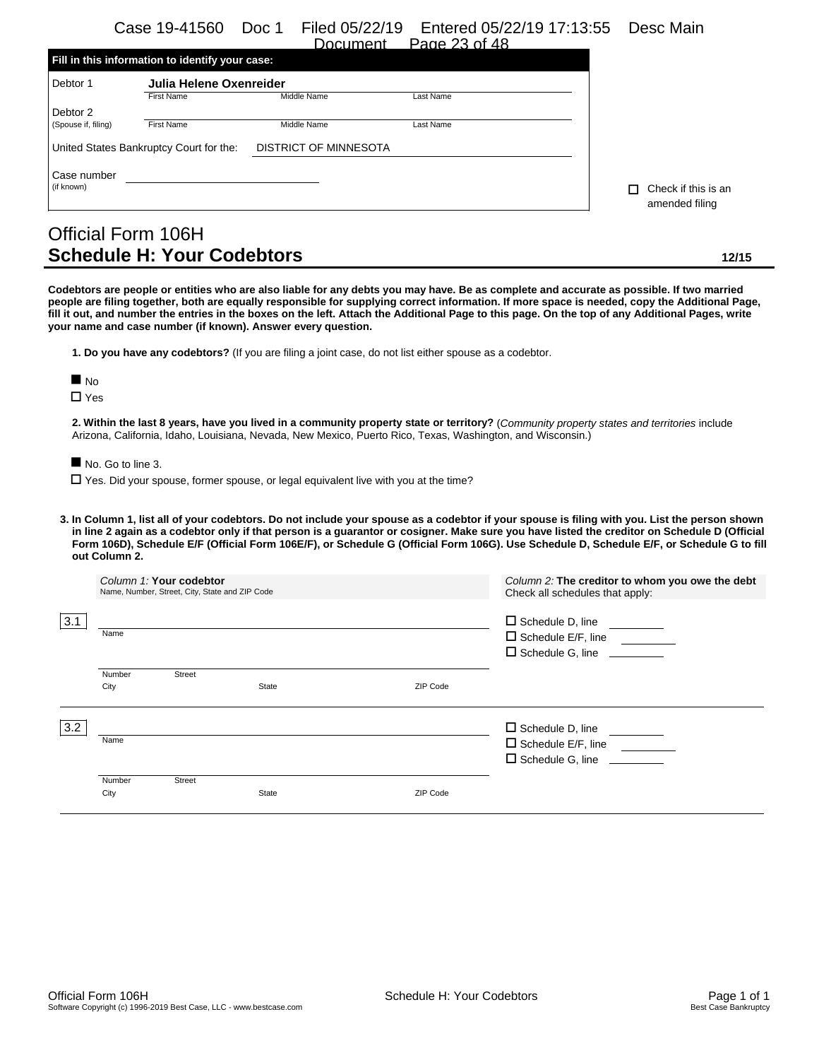| Fill in this information to identify your case: | | | |
|---|---|---|---|
| Debtor 1 | Julia Helene Oxenreider | | |
| | First Name | Middle Name | Last Name |
| Debtor 2 (Spouse if, filing) | | | |
| | First Name | Middle Name | Last Name |
| United States Bankruptcy Court for the: | DISTRICT OF MINNESOTA | | |
| Case number (if known) | | | |

☐ Check if this is an amended filing

# Official Form 106H
## Schedule H: Your Codebtors

**12/15**

**Codebtors are people or entities who are also liable for any debts you may have. Be as complete and accurate as possible. If two married people are filing together, both are equally responsible for supplying correct information. If more space is needed, copy the Additional Page, fill it out, and number the entries in the boxes on the left. Attach the Additional Page to this page. On the top of any Additional Pages, write your name and case number (if known). Answer every question.**

**1. Do you have any codebtors?** (If you are filing a joint case, do not list either spouse as a codebtor.

■ No
☐ Yes

**2. Within the last 8 years, have you lived in a community property state or territory?** (*Community property states and territories* include Arizona, California, Idaho, Louisiana, Nevada, New Mexico, Puerto Rico, Texas, Washington, and Wisconsin.)

■ No. Go to line 3.
☐ Yes. Did your spouse, former spouse, or legal equivalent live with you at the time?

**3. In Column 1, list all of your codebtors. Do not include your spouse as a codebtor if your spouse is filing with you. List the person shown in line 2 again as a codebtor only if that person is a guarantor or cosigner. Make sure you have listed the creditor on Schedule D (Official Form 106D), Schedule E/F (Official Form 106E/F), or Schedule G (Official Form 106G). Use Schedule D, Schedule E/F, or Schedule G to fill out Column 2.**

| | *Column 1:* **Your codebtor**<br>Name, Number, Street, City, State and ZIP Code | *Column 2:* **The creditor to whom you owe the debt**<br>Check all schedules that apply: |
|---|---|---|
| 3.1 | Name<br>Number Street<br>City State ZIP Code | ☐ Schedule D, line ___<br>☐ Schedule E/F, line ___<br>☐ Schedule G, line ___ |
| 3.2 | Name<br>Number Street<br>City State ZIP Code | ☐ Schedule D, line ___<br>☐ Schedule E/F, line ___<br>☐ Schedule G, line ___ |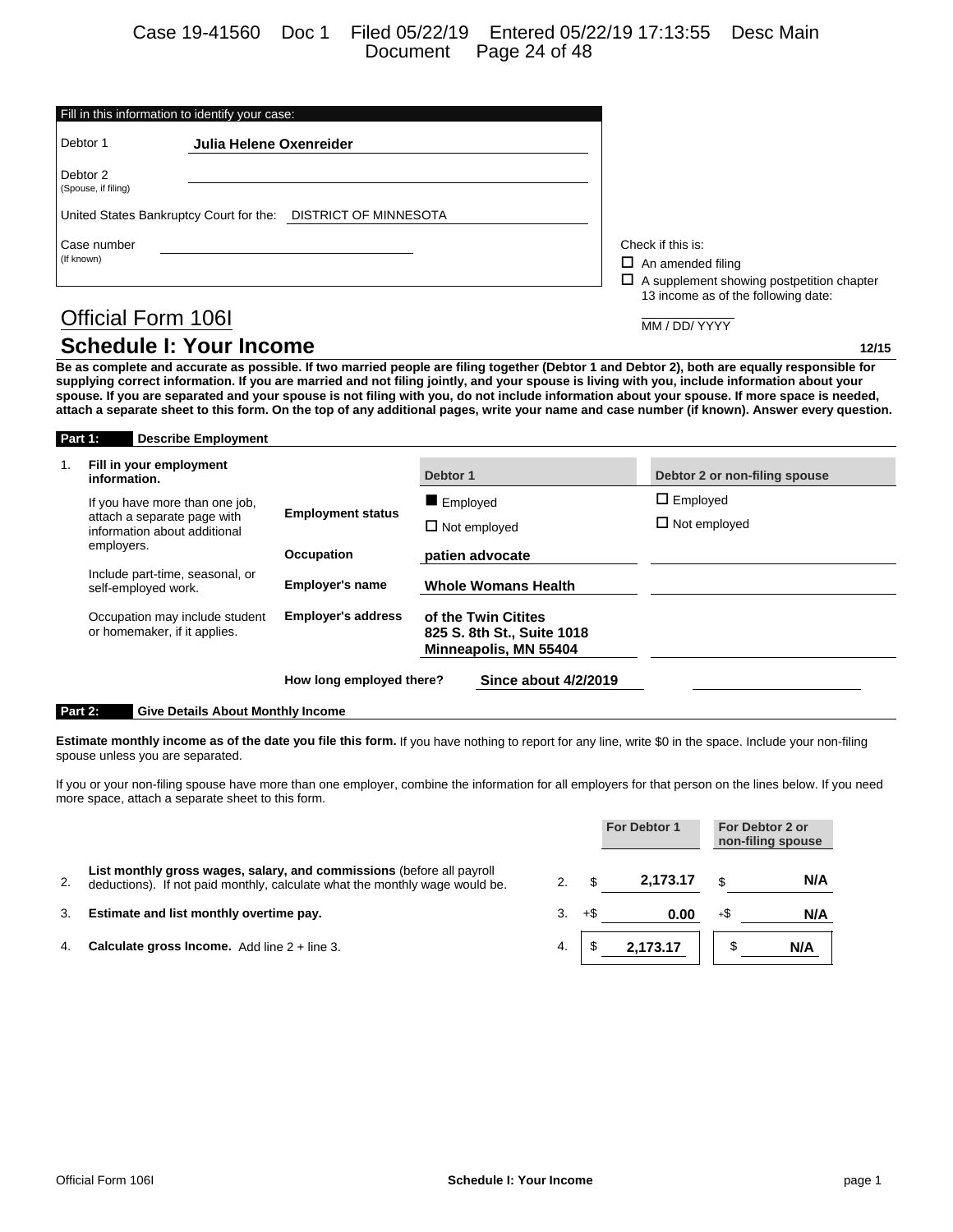Fill in this information to identify your case:

| | |
|---|---|
| Debtor 1 | **Julia Helene Oxenreider** |
| Debtor 2 (Spouse, if filing) | |
| United States Bankruptcy Court for the: | DISTRICT OF MINNESOTA |
| Case number (If known) | |

Check if this is:
- ☐ An amended filing
- ☐ A supplement showing postpetition chapter 13 income as of the following date:

MM / DD/ YYYY

# Official Form 106I
## Schedule I: Your Income

**12/15**

**Be as complete and accurate as possible. If two married people are filing together (Debtor 1 and Debtor 2), both are equally responsible for supplying correct information. If you are married and not filing jointly, and your spouse is living with you, include information about your spouse. If you are separated and your spouse is not filing with you, do not include information about your spouse. If more space is needed, attach a separate sheet to this form. On the top of any additional pages, write your name and case number (if known). Answer every question.**

### Part 1: Describe Employment

1. **Fill in your employment information.**

If you have more than one job, attach a separate page with information about additional employers.

Include part-time, seasonal, or self-employed work.

Occupation may include student or homemaker, if it applies.

| | Debtor 1 | Debtor 2 or non-filing spouse |
|---|---|---|
| **Employment status** | ■ Employed ☐ Not employed | ☐ Employed ☐ Not employed |
| **Occupation** | **patien advocate** | |
| **Employer's name** | **Whole Womans Health** | |
| **Employer's address** | **of the Twin Citites 825 S. 8th St., Suite 1018 Minneapolis, MN 55404** | |
| **How long employed there?** | **Since about 4/2/2019** | |

### Part 2: Give Details About Monthly Income

**Estimate monthly income as of the date you file this form.** If you have nothing to report for any line, write $0 in the space. Include your non-filing spouse unless you are separated.

If you or your non-filing spouse have more than one employer, combine the information for all employers for that person on the lines below. If you need more space, attach a separate sheet to this form.

| | | | For Debtor 1 | For Debtor 2 or non-filing spouse |
|---|---|---|---|---|
| 2. | **List monthly gross wages, salary, and commissions** (before all payroll deductions). If not paid monthly, calculate what the monthly wage would be. | 2. | $ **2,173.17** | $ **N/A** |
| 3. | **Estimate and list monthly overtime pay.** | 3. | +$ **0.00** | +$ **N/A** |
| 4. | **Calculate gross Income.** Add line 2 + line 3. | 4. | $ **2,173.17** | $ **N/A** |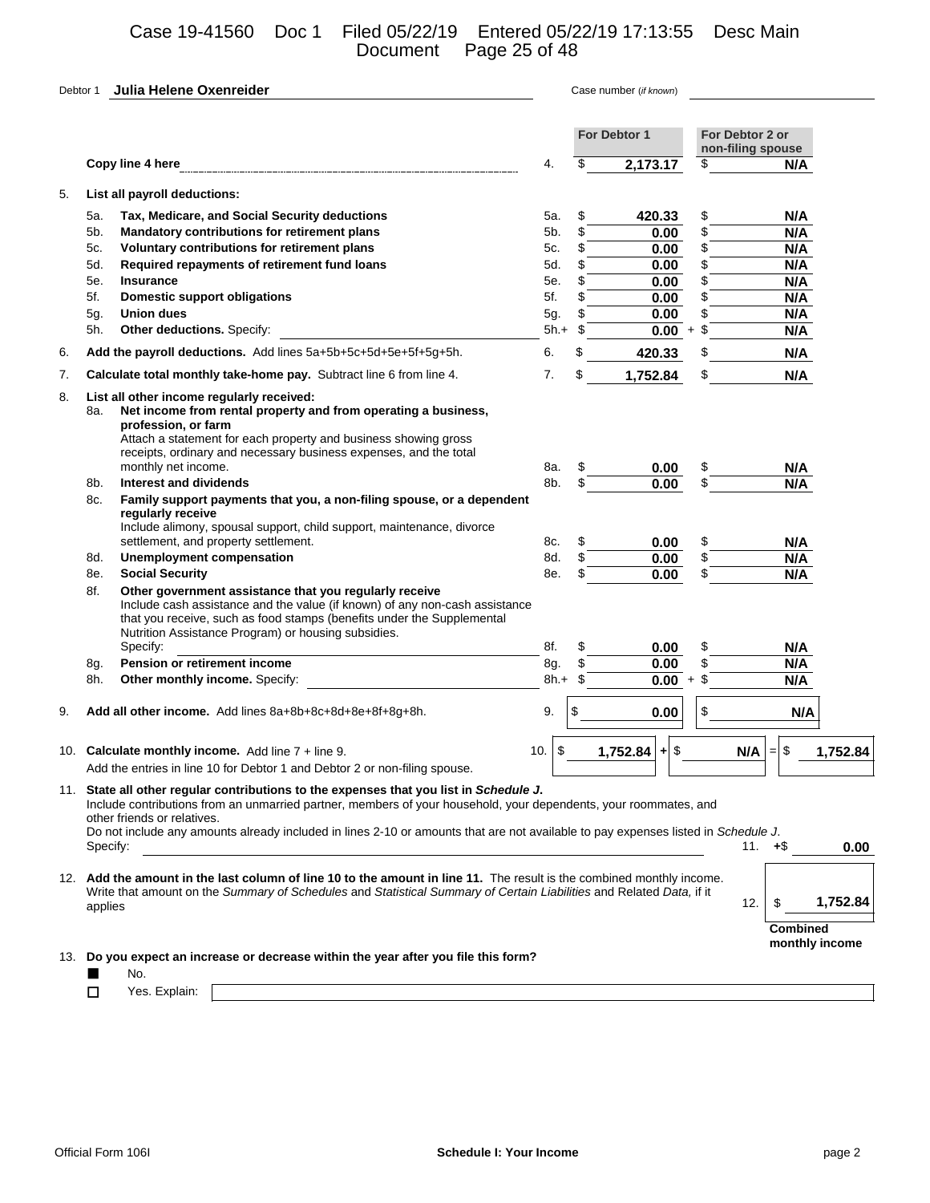Debtor 1 **Julia Helene Oxenreider** Case number (*if known*)

| | | | For Debtor 1 | For Debtor 2 or non-filing spouse |
|---|---|---|---|---|
| | **Copy line 4 here** | 4. | $ 2,173.17 | $ N/A |
| 5. | **List all payroll deductions:** | | | |
| 5a. | **Tax, Medicare, and Social Security deductions** | 5a. | $ 420.33 | $ N/A |
| 5b. | **Mandatory contributions for retirement plans** | 5b. | $ 0.00 | $ N/A |
| 5c. | **Voluntary contributions for retirement plans** | 5c. | $ 0.00 | $ N/A |
| 5d. | **Required repayments of retirement fund loans** | 5d. | $ 0.00 | $ N/A |
| 5e. | **Insurance** | 5e. | $ 0.00 | $ N/A |
| 5f. | **Domestic support obligations** | 5f. | $ 0.00 | $ N/A |
| 5g. | **Union dues** | 5g. | $ 0.00 | $ N/A |
| 5h. | **Other deductions.** Specify: | 5h.+ | $ 0.00 | + $ N/A |
| 6. | **Add the payroll deductions.** Add lines 5a+5b+5c+5d+5e+5f+5g+5h. | 6. | $ 420.33 | $ N/A |
| 7. | **Calculate total monthly take-home pay.** Subtract line 6 from line 4. | 7. | $ 1,752.84 | $ N/A |
| 8. | **List all other income regularly received:** | | | |
| 8a. | **Net income from rental property and from operating a business, profession, or farm** Attach a statement for each property and business showing gross receipts, ordinary and necessary business expenses, and the total monthly net income. | 8a. | $ 0.00 | $ N/A |
| 8b. | **Interest and dividends** | 8b. | $ 0.00 | $ N/A |
| 8c. | **Family support payments that you, a non-filing spouse, or a dependent regularly receive** Include alimony, spousal support, child support, maintenance, divorce settlement, and property settlement. | 8c. | $ 0.00 | $ N/A |
| 8d. | **Unemployment compensation** | 8d. | $ 0.00 | $ N/A |
| 8e. | **Social Security** | 8e. | $ 0.00 | $ N/A |
| 8f. | **Other government assistance that you regularly receive** Include cash assistance and the value (if known) of any non-cash assistance that you receive, such as food stamps (benefits under the Supplemental Nutrition Assistance Program) or housing subsidies. Specify: | 8f. | $ 0.00 | $ N/A |
| 8g. | **Pension or retirement income** | 8g. | $ 0.00 | $ N/A |
| 8h. | **Other monthly income.** Specify: | 8h.+ | $ 0.00 | + $ N/A |
| 9. | **Add all other income.** Add lines 8a+8b+8c+8d+8e+8f+8g+8h. | 9. | $ 0.00 | $ N/A |

10. **Calculate monthly income.** Add line 7 + line 9. Add the entries in line 10 for Debtor 1 and Debtor 2 or non-filing spouse.
10. $ 1,752.84 + $ N/A = $ 1,752.84

11. **State all other regular contributions to the expenses that you list in *Schedule J*.**
Include contributions from an unmarried partner, members of your household, your dependents, your roommates, and other friends or relatives.
Do not include any amounts already included in lines 2-10 or amounts that are not available to pay expenses listed in *Schedule J*.
Specify: 11. +$ 0.00

12. **Add the amount in the last column of line 10 to the amount in line 11.** The result is the combined monthly income. Write that amount on the *Summary of Schedules* and *Statistical Summary of Certain Liabilities* and Related *Data,* if it applies
12. $ 1,752.84
**Combined monthly income**

13. **Do you expect an increase or decrease within the year after you file this form?**
- ■ No.
- □ Yes. Explain:

Official Form 106I **Schedule I: Your Income** page 2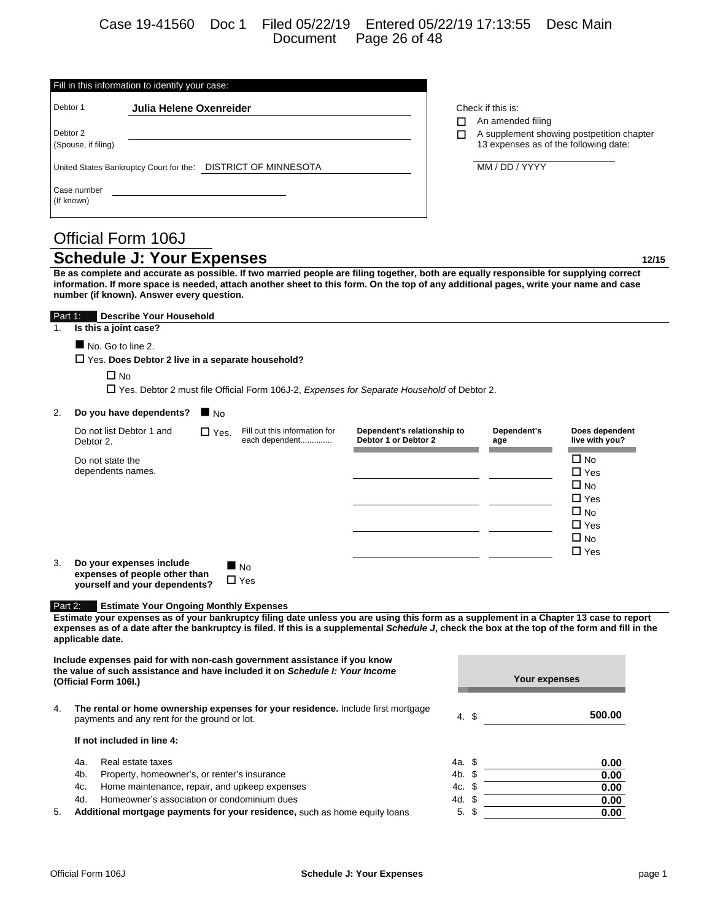Fill in this information to identify your case:

Debtor 1 **Julia Helene Oxenreider**

Debtor 2
(Spouse, if filing)

United States Bankruptcy Court for the: DISTRICT OF MINNESOTA

Case number
(If known)

Check if this is:

☐ An amended filing

☐ A supplement showing postpetition chapter 13 expenses as of the following date:

MM / DD / YYYY

# Official Form 106J

## Schedule J: Your Expenses

12/15

**Be as complete and accurate as possible. If two married people are filing together, both are equally responsible for supplying correct information. If more space is needed, attach another sheet to this form. On the top of any additional pages, write your name and case number (if known). Answer every question.**

### Part 1: Describe Your Household

1. **Is this a joint case?**

   ■ No. Go to line 2.

   ☐ Yes. **Does Debtor 2 live in a separate household?**

   ☐ No

   ☐ Yes. Debtor 2 must file Official Form 106J-2, *Expenses for Separate Household* of Debtor 2.

2. **Do you have dependents?** ■ No

   Do not list Debtor 1 and Debtor 2. ☐ Yes. Fill out this information for each dependent.............

   Do not state the dependents names.

| Dependent's relationship to Debtor 1 or Debtor 2 | Dependent's age | Does dependent live with you? |
|---|---|---|
| | | ☐ No ☐ Yes |
| | | ☐ No ☐ Yes |
| | | ☐ No ☐ Yes |
| | | ☐ No ☐ Yes |

3. **Do your expenses include expenses of people other than yourself and your dependents?** ■ No ☐ Yes

### Part 2: Estimate Your Ongoing Monthly Expenses

**Estimate your expenses as of your bankruptcy filing date unless you are using this form as a supplement in a Chapter 13 case to report expenses as of a date after the bankruptcy is filed. If this is a supplemental *Schedule J*, check the box at the top of the form and fill in the applicable date.**

**Include expenses paid for with non-cash government assistance if you know the value of such assistance and have included it on *Schedule I: Your Income* (Official Form 106I.)**

| | | | Your expenses |
|---|---|---|---|
| 4. | **The rental or home ownership expenses for your residence.** Include first mortgage payments and any rent for the ground or lot. | 4. $ | 500.00 |
| | **If not included in line 4:** | | |
| 4a. | Real estate taxes | 4a. $ | 0.00 |
| 4b. | Property, homeowner's, or renter's insurance | 4b. $ | 0.00 |
| 4c. | Home maintenance, repair, and upkeep expenses | 4c. $ | 0.00 |
| 4d. | Homeowner's association or condominium dues | 4d. $ | 0.00 |
| 5. | **Additional mortgage payments for your residence,** such as home equity loans | 5. $ | 0.00 |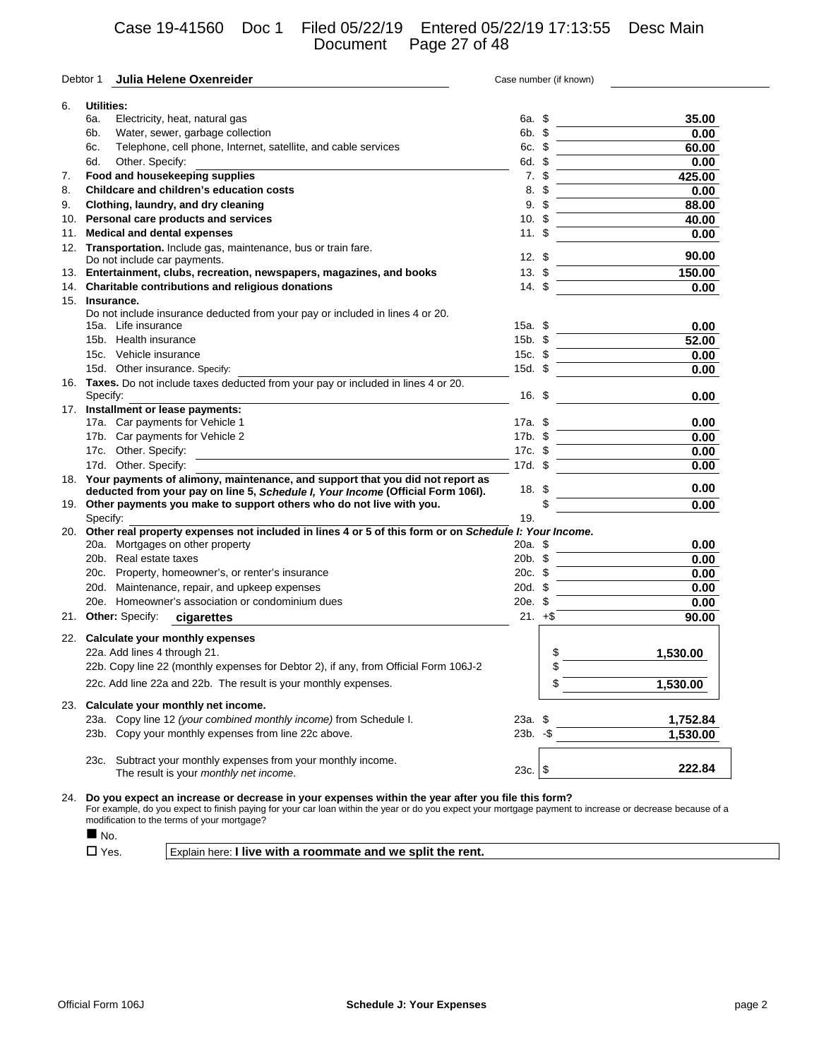Debtor 1 **Julia Helene Oxenreider** Case number (if known)

| | | | |
|---|---|---|---|
| 6. | **Utilities:** | | |
| | 6a. Electricity, heat, natural gas | 6a. $ | **35.00** |
| | 6b. Water, sewer, garbage collection | 6b. $ | **0.00** |
| | 6c. Telephone, cell phone, Internet, satellite, and cable services | 6c. $ | **60.00** |
| | 6d. Other. Specify: | 6d. $ | **0.00** |
| 7. | **Food and housekeeping supplies** | 7. $ | **425.00** |
| 8. | **Childcare and children's education costs** | 8. $ | **0.00** |
| 9. | **Clothing, laundry, and dry cleaning** | 9. $ | **88.00** |
| 10. | **Personal care products and services** | 10. $ | **40.00** |
| 11. | **Medical and dental expenses** | 11. $ | **0.00** |
| 12. | **Transportation.** Include gas, maintenance, bus or train fare. Do not include car payments. | 12. $ | **90.00** |
| 13. | **Entertainment, clubs, recreation, newspapers, magazines, and books** | 13. $ | **150.00** |
| 14. | **Charitable contributions and religious donations** | 14. $ | **0.00** |
| 15. | **Insurance.** Do not include insurance deducted from your pay or included in lines 4 or 20. | | |
| | 15a. Life insurance | 15a. $ | **0.00** |
| | 15b. Health insurance | 15b. $ | **52.00** |
| | 15c. Vehicle insurance | 15c. $ | **0.00** |
| | 15d. Other insurance. Specify: | 15d. $ | **0.00** |
| 16. | **Taxes.** Do not include taxes deducted from your pay or included in lines 4 or 20. Specify: | 16. $ | **0.00** |
| 17. | **Installment or lease payments:** | | |
| | 17a. Car payments for Vehicle 1 | 17a. $ | **0.00** |
| | 17b. Car payments for Vehicle 2 | 17b. $ | **0.00** |
| | 17c. Other. Specify: | 17c. $ | **0.00** |
| | 17d. Other. Specify: | 17d. $ | **0.00** |
| 18. | **Your payments of alimony, maintenance, and support that you did not report as deducted from your pay on line 5, *Schedule I, Your Income* (Official Form 106I).** | 18. $ | **0.00** |
| 19. | **Other payments you make to support others who do not live with you.** Specify: | 19. $ | **0.00** |
| 20. | **Other real property expenses not included in lines 4 or 5 of this form or on *Schedule I: Your Income*.** | | |
| | 20a. Mortgages on other property | 20a. $ | **0.00** |
| | 20b. Real estate taxes | 20b. $ | **0.00** |
| | 20c. Property, homeowner's, or renter's insurance | 20c. $ | **0.00** |
| | 20d. Maintenance, repair, and upkeep expenses | 20d. $ | **0.00** |
| | 20e. Homeowner's association or condominium dues | 20e. $ | **0.00** |
| 21. | **Other:** Specify: **cigarettes** | 21. +$ | **90.00** |

| | | | |
|---|---|---|---|
| 22. | **Calculate your monthly expenses** | | |
| | 22a. Add lines 4 through 21. | $ | **1,530.00** |
| | 22b. Copy line 22 (monthly expenses for Debtor 2), if any, from Official Form 106J-2 | $ | |
| | 22c. Add line 22a and 22b. The result is your monthly expenses. | $ | **1,530.00** |
| 23. | **Calculate your monthly net income.** | | |
| | 23a. Copy line 12 *(your combined monthly income)* from Schedule I. | 23a. $ | **1,752.84** |
| | 23b. Copy your monthly expenses from line 22c above. | 23b. -$ | **1,530.00** |
| | 23c. Subtract your monthly expenses from your monthly income. The result is your *monthly net income*. | 23c. $ | **222.84** |

24. **Do you expect an increase or decrease in your expenses within the year after you file this form?**
For example, do you expect to finish paying for your car loan within the year or do you expect your mortgage payment to increase or decrease because of a modification to the terms of your mortgage?

■ No.
☐ Yes. Explain here: **I live with a roommate and we split the rent.**

Official Form 106J **Schedule J: Your Expenses**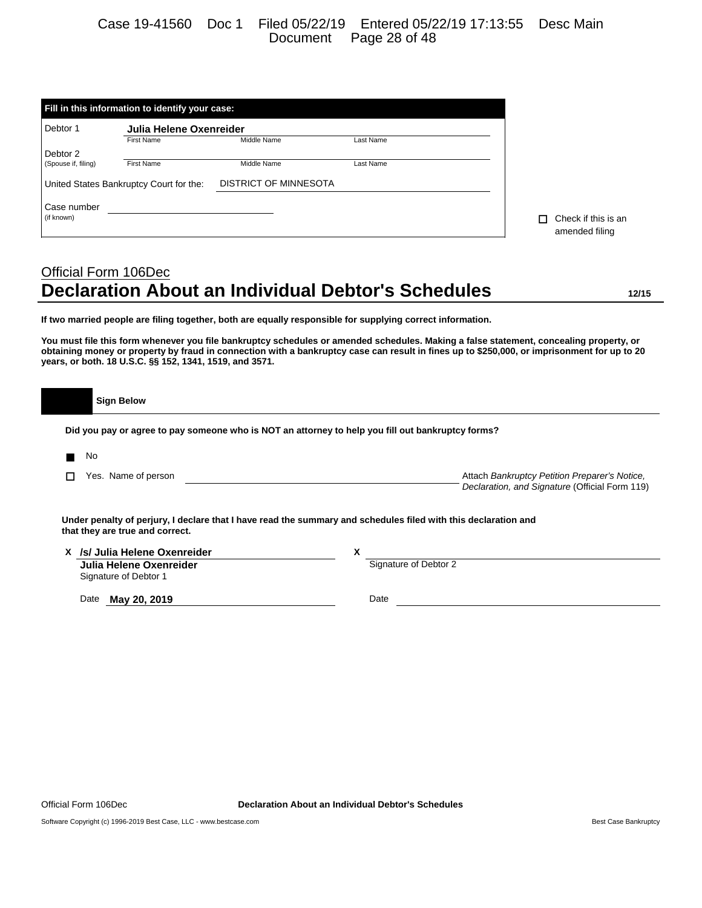| Fill in this information to identify your case: | | | |
|---|---|---|---|
| Debtor 1 | Julia Helene Oxenreider | | |
| | First Name | Middle Name | Last Name |
| Debtor 2 (Spouse if, filing) | | | |
| | First Name | Middle Name | Last Name |
| United States Bankruptcy Court for the: | DISTRICT OF MINNESOTA | | |
| Case number (if known) | | | |

☐ Check if this is an amended filing

Official Form 106Dec

# Declaration About an Individual Debtor's Schedules

12/15

**If two married people are filing together, both are equally responsible for supplying correct information.**

**You must file this form whenever you file bankruptcy schedules or amended schedules. Making a false statement, concealing property, or obtaining money or property by fraud in connection with a bankruptcy case can result in fines up to $250,000, or imprisonment for up to 20 years, or both. 18 U.S.C. §§ 152, 1341, 1519, and 3571.**

## Sign Below

**Did you pay or agree to pay someone who is NOT an attorney to help you fill out bankruptcy forms?**

■ No

☐ Yes. Name of person ________________ Attach *Bankruptcy Petition Preparer's Notice, Declaration, and Signature* (Official Form 119)

**Under penalty of perjury, I declare that I have read the summary and schedules filed with this declaration and that they are true and correct.**

| | |
|---|---|
| X **/s/ Julia Helene Oxenreider** | X |
| **Julia Helene Oxenreider** | Signature of Debtor 2 |
| Signature of Debtor 1 | |
| Date **May 20, 2019** | Date |

Official Form 106Dec **Declaration About an Individual Debtor's Schedules**

Software Copyright (c) 1996-2019 Best Case, LLC - www.bestcase.com Best Case Bankruptcy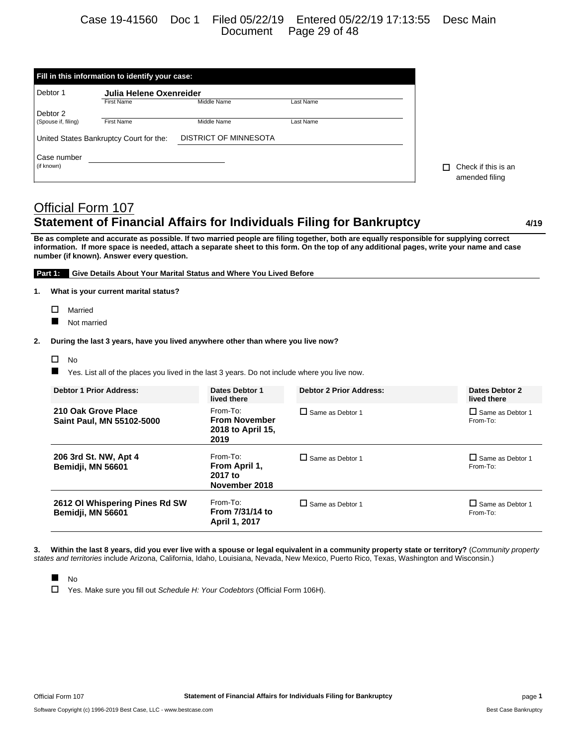| Fill in this information to identify your case: | | | |
|---|---|---|---|
| Debtor 1 | Julia Helene Oxenreider | | |
| | First Name | Middle Name | Last Name |
| Debtor 2 (Spouse if, filing) | | | |
| | First Name | Middle Name | Last Name |
| United States Bankruptcy Court for the: | DISTRICT OF MINNESOTA | | |
| Case number (if known) | | | |

☐ Check if this is an amended filing

# Official Form 107
## Statement of Financial Affairs for Individuals Filing for Bankruptcy

**4/19**

**Be as complete and accurate as possible. If two married people are filing together, both are equally responsible for supplying correct information. If more space is needed, attach a separate sheet to this form. On the top of any additional pages, write your name and case number (if known). Answer every question.**

### Part 1: Give Details About Your Marital Status and Where You Lived Before

**1. What is your current marital status?**

☐ Married
■ Not married

**2. During the last 3 years, have you lived anywhere other than where you live now?**

☐ No
■ Yes. List all of the places you lived in the last 3 years. Do not include where you live now.

| Debtor 1 Prior Address: | Dates Debtor 1 lived there | Debtor 2 Prior Address: | Dates Debtor 2 lived there |
|---|---|---|---|
| **210 Oak Grove Place Saint Paul, MN 55102-5000** | From-To: **From November 2018 to April 15, 2019** | ☐ Same as Debtor 1 | ☐ Same as Debtor 1 From-To: |
| **206 3rd St. NW, Apt 4 Bemidji, MN 56601** | From-To: **From April 1, 2017 to November 2018** | ☐ Same as Debtor 1 | ☐ Same as Debtor 1 From-To: |
| **2612 Ol Whispering Pines Rd SW Bemidji, MN 56601** | From-To: **From 7/31/14 to April 1, 2017** | ☐ Same as Debtor 1 | ☐ Same as Debtor 1 From-To: |

**3. Within the last 8 years, did you ever live with a spouse or legal equivalent in a community property state or territory?** (*Community property states and territories* include Arizona, California, Idaho, Louisiana, Nevada, New Mexico, Puerto Rico, Texas, Washington and Wisconsin.)

■ No
☐ Yes. Make sure you fill out *Schedule H: Your Codebtors* (Official Form 106H).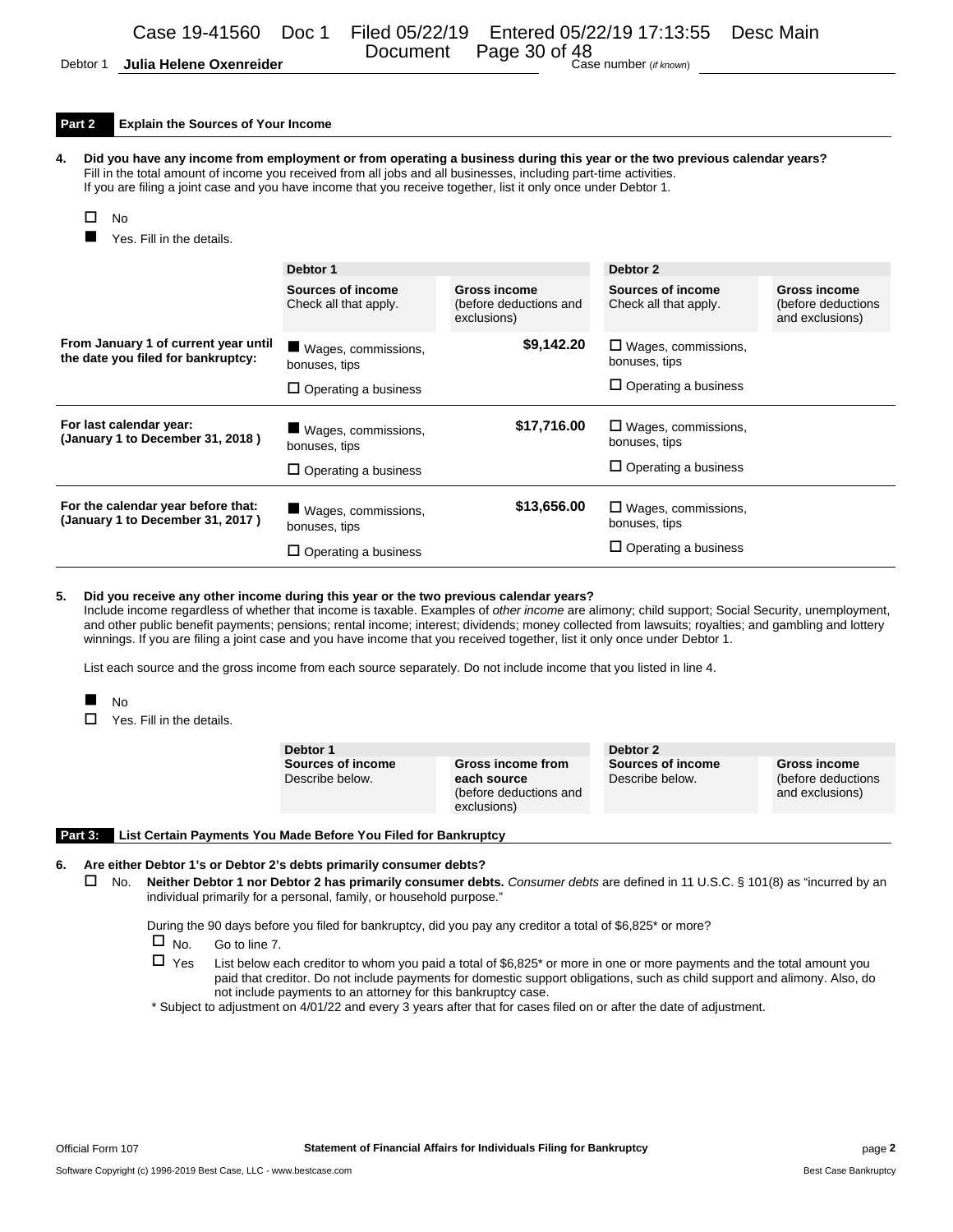Debtor 1 **Julia Helene Oxenreider** Case number (*if known*)

## Part 2 Explain the Sources of Your Income

**4. Did you have any income from employment or from operating a business during this year or the two previous calendar years?**
Fill in the total amount of income you received from all jobs and all businesses, including part-time activities.
If you are filing a joint case and you have income that you receive together, list it only once under Debtor 1.

☐ No
■ Yes. Fill in the details.

| | Debtor 1 | | Debtor 2 | |
|---|---|---|---|---|
| | **Sources of income** Check all that apply. | **Gross income** (before deductions and exclusions) | **Sources of income** Check all that apply. | **Gross income** (before deductions and exclusions) |
| **From January 1 of current year until the date you filed for bankruptcy:** | ■ Wages, commissions, bonuses, tips<br>☐ Operating a business | **$9,142.20** | ☐ Wages, commissions, bonuses, tips<br>☐ Operating a business | |
| **For last calendar year: (January 1 to December 31, 2018 )** | ■ Wages, commissions, bonuses, tips<br>☐ Operating a business | **$17,716.00** | ☐ Wages, commissions, bonuses, tips<br>☐ Operating a business | |
| **For the calendar year before that: (January 1 to December 31, 2017 )** | ■ Wages, commissions, bonuses, tips<br>☐ Operating a business | **$13,656.00** | ☐ Wages, commissions, bonuses, tips<br>☐ Operating a business | |

**5. Did you receive any other income during this year or the two previous calendar years?**
Include income regardless of whether that income is taxable. Examples of *other income* are alimony; child support; Social Security, unemployment, and other public benefit payments; pensions; rental income; interest; dividends; money collected from lawsuits; royalties; and gambling and lottery winnings. If you are filing a joint case and you have income that you received together, list it only once under Debtor 1.

List each source and the gross income from each source separately. Do not include income that you listed in line 4.

■ No
☐ Yes. Fill in the details.

| Debtor 1 | | Debtor 2 | |
|---|---|---|---|
| **Sources of income** Describe below. | **Gross income from each source** (before deductions and exclusions) | **Sources of income** Describe below. | **Gross income** (before deductions and exclusions) |

## Part 3: List Certain Payments You Made Before You Filed for Bankruptcy

**6. Are either Debtor 1's or Debtor 2's debts primarily consumer debts?**

☐ No. **Neither Debtor 1 nor Debtor 2 has primarily consumer debts.** *Consumer debts* are defined in 11 U.S.C. § 101(8) as "incurred by an individual primarily for a personal, family, or household purpose."

During the 90 days before you filed for bankruptcy, did you pay any creditor a total of $6,825* or more?

☐ No. Go to line 7.

☐ Yes List below each creditor to whom you paid a total of $6,825* or more in one or more payments and the total amount you paid that creditor. Do not include payments for domestic support obligations, such as child support and alimony. Also, do not include payments to an attorney for this bankruptcy case.

\* Subject to adjustment on 4/01/22 and every 3 years after that for cases filed on or after the date of adjustment.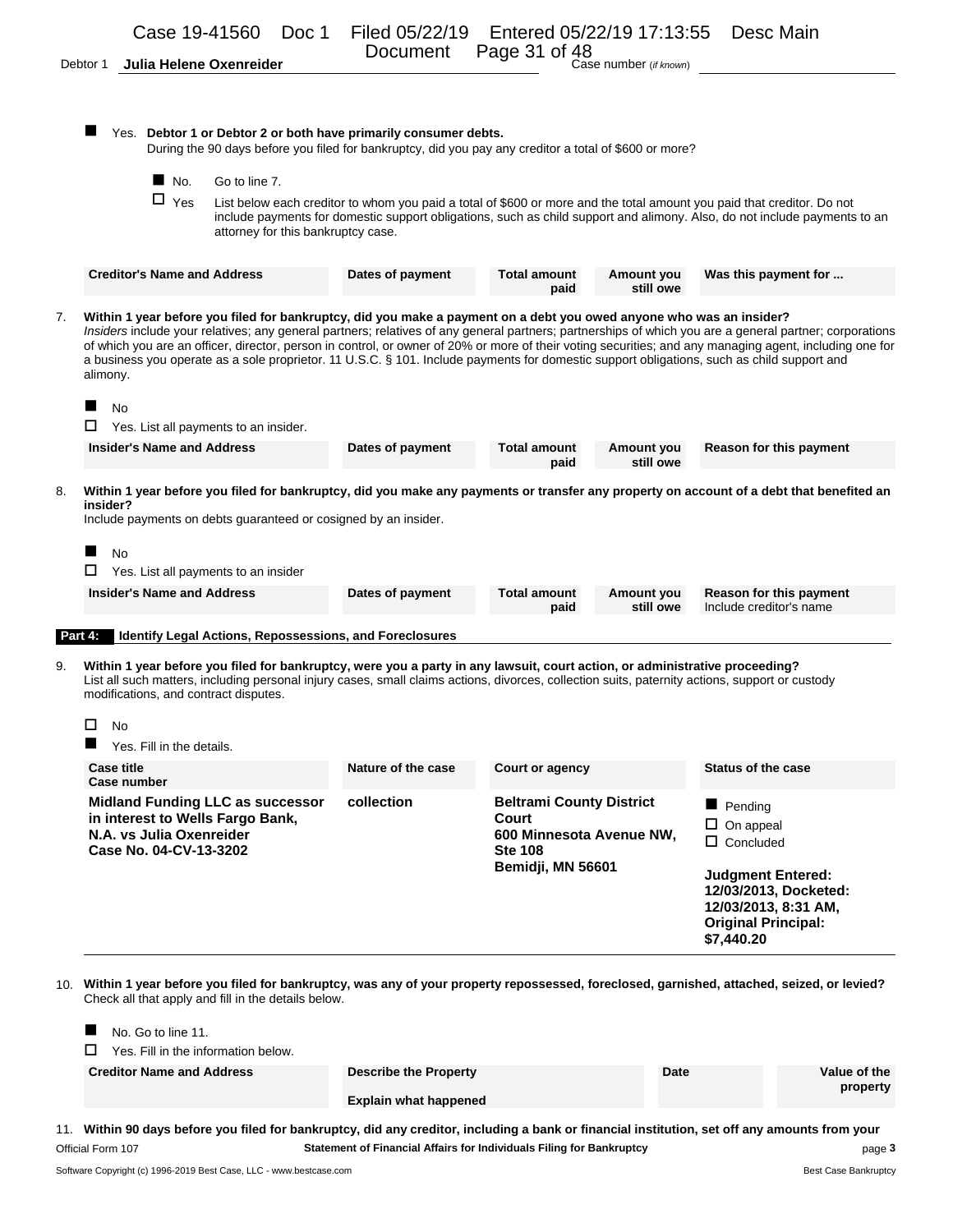■ Yes. **Debtor 1 or Debtor 2 or both have primarily consumer debts.**
During the 90 days before you filed for bankruptcy, did you pay any creditor a total of $600 or more?

■ No. Go to line 7.

☐ Yes List below each creditor to whom you paid a total of $600 or more and the total amount you paid that creditor. Do not include payments for domestic support obligations, such as child support and alimony. Also, do not include payments to an attorney for this bankruptcy case.

| Creditor's Name and Address | Dates of payment | Total amount paid | Amount you still owe | Was this payment for ... |
|---|---|---|---|---|

7. **Within 1 year before you filed for bankruptcy, did you make a payment on a debt you owed anyone who was an insider?**
*Insiders* include your relatives; any general partners; relatives of any general partners; partnerships of which you are a general partner; corporations of which you are an officer, director, person in control, or owner of 20% or more of their voting securities; and any managing agent, including one for a business you operate as a sole proprietor. 11 U.S.C. § 101. Include payments for domestic support obligations, such as child support and alimony.

■ No

☐ Yes. List all payments to an insider.

| Insider's Name and Address | Dates of payment | Total amount paid | Amount you still owe | Reason for this payment |
|---|---|---|---|---|

8. **Within 1 year before you filed for bankruptcy, did you make any payments or transfer any property on account of a debt that benefited an insider?**
Include payments on debts guaranteed or cosigned by an insider.

■ No

☐ Yes. List all payments to an insider

| Insider's Name and Address | Dates of payment | Total amount paid | Amount you still owe | Reason for this payment Include creditor's name |
|---|---|---|---|---|

## Part 4: Identify Legal Actions, Repossessions, and Foreclosures

9. **Within 1 year before you filed for bankruptcy, were you a party in any lawsuit, court action, or administrative proceeding?**
List all such matters, including personal injury cases, small claims actions, divorces, collection suits, paternity actions, support or custody modifications, and contract disputes.

☐ No

■ Yes. Fill in the details.

| Case title<br>Case number | Nature of the case | Court or agency | Status of the case |
|---|---|---|---|
| **Midland Funding LLC as successor in interest to Wells Fargo Bank, N.A. vs Julia Oxenreider**<br>**Case No. 04-CV-13-3202** | **collection** | **Beltrami County District Court**<br>**600 Minnesota Avenue NW, Ste 108**<br>**Bemidji, MN 56601** | ■ Pending<br>☐ On appeal<br>☐ Concluded<br><br>**Judgment Entered: 12/03/2013, Docketed: 12/03/2013, 8:31 AM, Original Principal: $7,440.20** |

10. **Within 1 year before you filed for bankruptcy, was any of your property repossessed, foreclosed, garnished, attached, seized, or levied?**
Check all that apply and fill in the details below.

■ No. Go to line 11.

☐ Yes. Fill in the information below.

| Creditor Name and Address | Describe the Property<br>Explain what happened | Date | Value of the property |
|---|---|---|---|

11. **Within 90 days before you filed for bankruptcy, did any creditor, including a bank or financial institution, set off any amounts from your**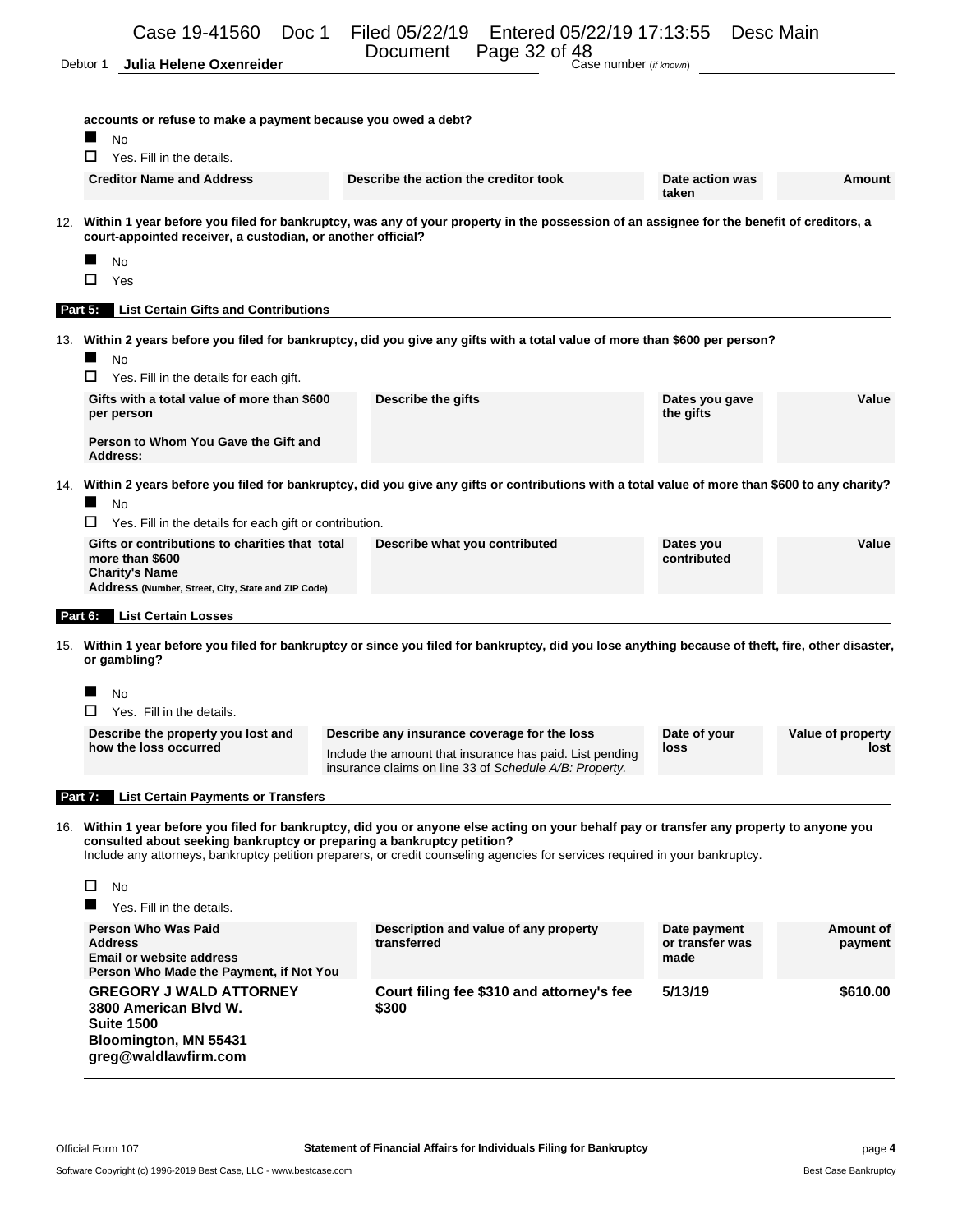**accounts or refuse to make a payment because you owed a debt?**

■ No

☐ Yes. Fill in the details.

| Creditor Name and Address | Describe the action the creditor took | Date action was taken | Amount |
|---|---|---|---|

12. **Within 1 year before you filed for bankruptcy, was any of your property in the possession of an assignee for the benefit of creditors, a court-appointed receiver, a custodian, or another official?**

■ No

☐ Yes

## Part 5: List Certain Gifts and Contributions

13. **Within 2 years before you filed for bankruptcy, did you give any gifts with a total value of more than $600 per person?**

■ No

☐ Yes. Fill in the details for each gift.

| Gifts with a total value of more than $600 per person<br><br>Person to Whom You Gave the Gift and Address: | Describe the gifts | Dates you gave the gifts | Value |
|---|---|---|---|

14. **Within 2 years before you filed for bankruptcy, did you give any gifts or contributions with a total value of more than $600 to any charity?**

■ No

☐ Yes. Fill in the details for each gift or contribution.

| Gifts or contributions to charities that total more than $600<br>Charity's Name<br>Address (Number, Street, City, State and ZIP Code) | Describe what you contributed | Dates you contributed | Value |
|---|---|---|---|

## Part 6: List Certain Losses

15. **Within 1 year before you filed for bankruptcy or since you filed for bankruptcy, did you lose anything because of theft, fire, other disaster, or gambling?**

■ No

☐ Yes. Fill in the details.

| Describe the property you lost and how the loss occurred | Describe any insurance coverage for the loss<br>Include the amount that insurance has paid. List pending insurance claims on line 33 of *Schedule A/B: Property.* | Date of your loss | Value of property lost |
|---|---|---|---|

## Part 7: List Certain Payments or Transfers

16. **Within 1 year before you filed for bankruptcy, did you or anyone else acting on your behalf pay or transfer any property to anyone you consulted about seeking bankruptcy or preparing a bankruptcy petition?**
Include any attorneys, bankruptcy petition preparers, or credit counseling agencies for services required in your bankruptcy.

☐ No

■ Yes. Fill in the details.

| Person Who Was Paid<br>Address<br>Email or website address<br>Person Who Made the Payment, if Not You | Description and value of any property transferred | Date payment or transfer was made | Amount of payment |
|---|---|---|---|
| **GREGORY J WALD ATTORNEY<br>3800 American Blvd W.<br>Suite 1500<br>Bloomington, MN 55431<br>greg@waldlawfirm.com** | **Court filing fee $310 and attorney's fee $300** | **5/13/19** | **$610.00** |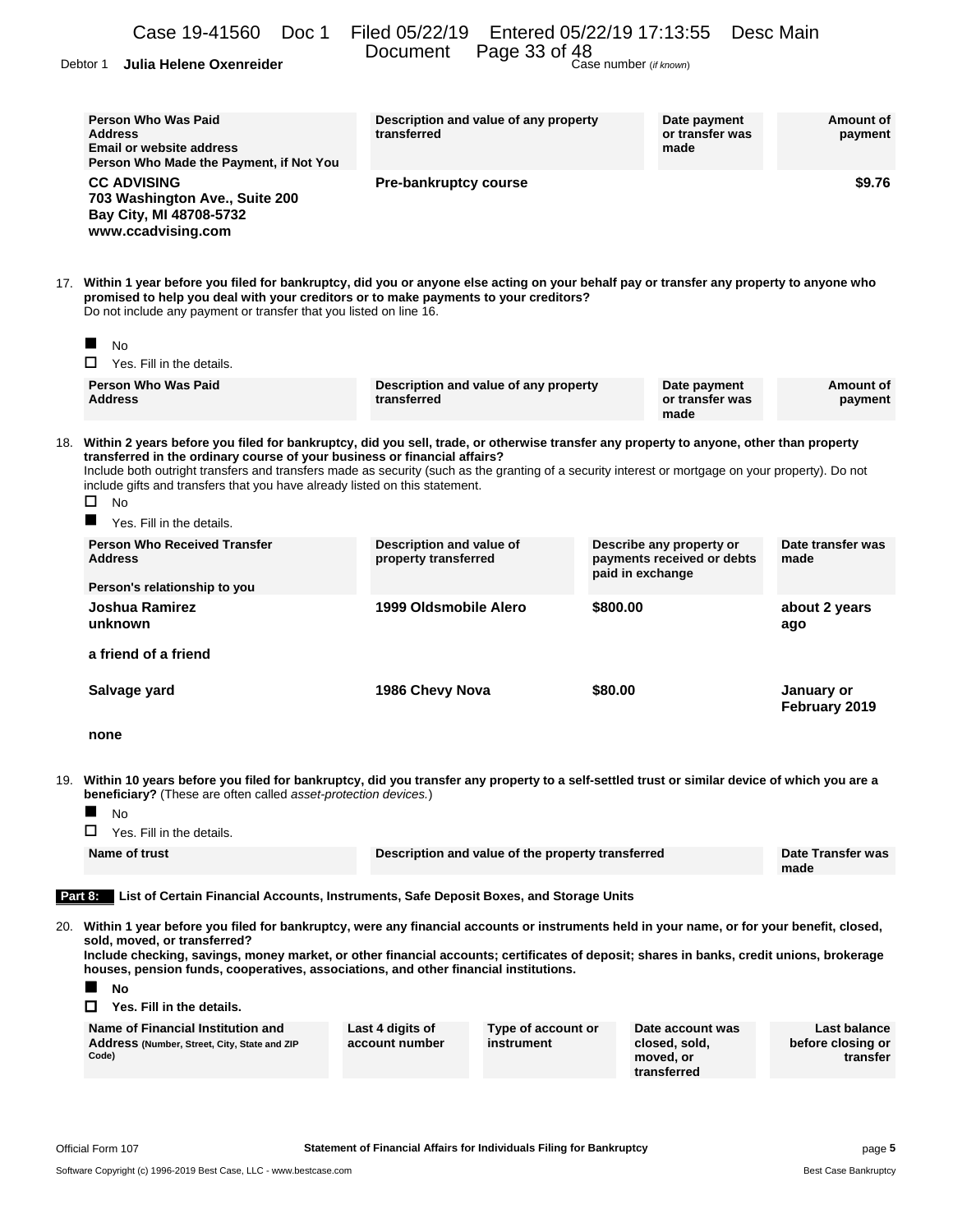| Person Who Was Paid<br>Address<br>Email or website address<br>Person Who Made the Payment, if Not You | Description and value of any property transferred | Date payment or transfer was made | Amount of payment |
|---|---|---|---|
| **CC ADVISING**<br>**703 Washington Ave., Suite 200**<br>**Bay City, MI 48708-5732**<br>**www.ccadvising.com** | **Pre-bankruptcy course** | | **$9.76** |

17. **Within 1 year before you filed for bankruptcy, did you or anyone else acting on your behalf pay or transfer any property to anyone who promised to help you deal with your creditors or to make payments to your creditors?**
Do not include any payment or transfer that you listed on line 16.

■ No
☐ Yes. Fill in the details.

| Person Who Was Paid<br>Address | Description and value of any property transferred | Date payment or transfer was made | Amount of payment |
|---|---|---|---|

18. **Within 2 years before you filed for bankruptcy, did you sell, trade, or otherwise transfer any property to anyone, other than property transferred in the ordinary course of your business or financial affairs?**
Include both outright transfers and transfers made as security (such as the granting of a security interest or mortgage on your property). Do not include gifts and transfers that you have already listed on this statement.

☐ No
■ Yes. Fill in the details.

| Person Who Received Transfer<br>Address<br><br>Person's relationship to you | Description and value of property transferred | Describe any property or payments received or debts paid in exchange | Date transfer was made |
|---|---|---|---|
| **Joshua Ramirez**<br>**unknown**<br><br>**a friend of a friend** | **1999 Oldsmobile Alero** | **$800.00** | **about 2 years ago** |
| **Salvage yard**<br><br>**none** | **1986 Chevy Nova** | **$80.00** | **January or February 2019** |

19. **Within 10 years before you filed for bankruptcy, did you transfer any property to a self-settled trust or similar device of which you are a beneficiary?** (These are often called *asset-protection devices.*)

■ No
☐ Yes. Fill in the details.

| Name of trust | Description and value of the property transferred | Date Transfer was made |
|---|---|---|

**Part 8: List of Certain Financial Accounts, Instruments, Safe Deposit Boxes, and Storage Units**

20. **Within 1 year before you filed for bankruptcy, were any financial accounts or instruments held in your name, or for your benefit, closed, sold, moved, or transferred?**
**Include checking, savings, money market, or other financial accounts; certificates of deposit; shares in banks, credit unions, brokerage houses, pension funds, cooperatives, associations, and other financial institutions.**

■ **No**
☐ **Yes. Fill in the details.**

| Name of Financial Institution and Address (Number, Street, City, State and ZIP Code) | Last 4 digits of account number | Type of account or instrument | Date account was closed, sold, moved, or transferred | Last balance before closing or transfer |
|---|---|---|---|---|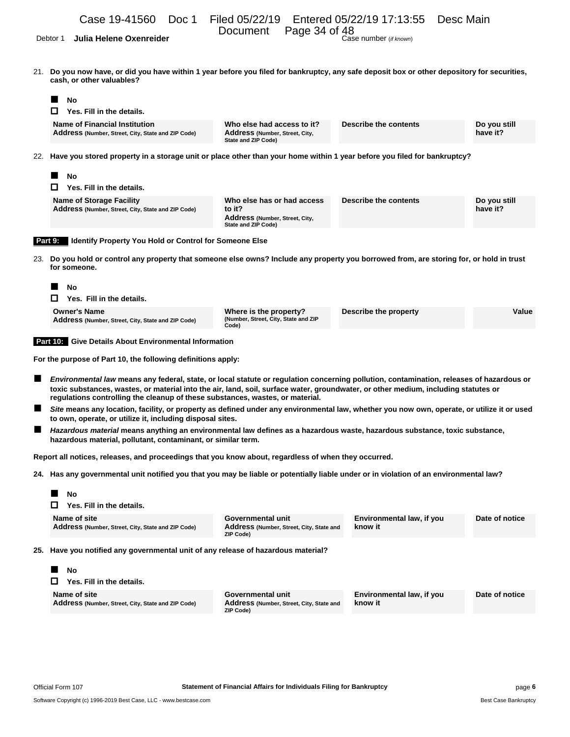21. **Do you now have, or did you have within 1 year before you filed for bankruptcy, any safe deposit box or other depository for securities, cash, or other valuables?**

■ **No**
☐ **Yes. Fill in the details.**

| Name of Financial Institution Address (Number, Street, City, State and ZIP Code) | Who else had access to it? Address (Number, Street, City, State and ZIP Code) | Describe the contents | Do you still have it? |
|---|---|---|---|

22. **Have you stored property in a storage unit or place other than your home within 1 year before you filed for bankruptcy?**

■ **No**
☐ **Yes. Fill in the details.**

| Name of Storage Facility Address (Number, Street, City, State and ZIP Code) | Who else has or had access to it? Address (Number, Street, City, State and ZIP Code) | Describe the contents | Do you still have it? |
|---|---|---|---|

## Part 9: Identify Property You Hold or Control for Someone Else

23. **Do you hold or control any property that someone else owns? Include any property you borrowed from, are storing for, or hold in trust for someone.**

■ **No**
☐ **Yes. Fill in the details.**

| Owner's Name Address (Number, Street, City, State and ZIP Code) | Where is the property? (Number, Street, City, State and ZIP Code) | Describe the property | Value |
|---|---|---|---|

## Part 10: Give Details About Environmental Information

**For the purpose of Part 10, the following definitions apply:**

- ***Environmental law*** **means any federal, state, or local statute or regulation concerning pollution, contamination, releases of hazardous or toxic substances, wastes, or material into the air, land, soil, surface water, groundwater, or other medium, including statutes or regulations controlling the cleanup of these substances, wastes, or material.**
- ***Site*** **means any location, facility, or property as defined under any environmental law, whether you now own, operate, or utilize it or used to own, operate, or utilize it, including disposal sites.**
- ***Hazardous material*** **means anything an environmental law defines as a hazardous waste, hazardous substance, toxic substance, hazardous material, pollutant, contaminant, or similar term.**

**Report all notices, releases, and proceedings that you know about, regardless of when they occurred.**

24. **Has any governmental unit notified you that you may be liable or potentially liable under or in violation of an environmental law?**

■ **No**
☐ **Yes. Fill in the details.**

| Name of site Address (Number, Street, City, State and ZIP Code) | Governmental unit Address (Number, Street, City, State and ZIP Code) | Environmental law, if you know it | Date of notice |
|---|---|---|---|

25. **Have you notified any governmental unit of any release of hazardous material?**

■ **No**
☐ **Yes. Fill in the details.**

| Name of site Address (Number, Street, City, State and ZIP Code) | Governmental unit Address (Number, Street, City, State and ZIP Code) | Environmental law, if you know it | Date of notice |
|---|---|---|---|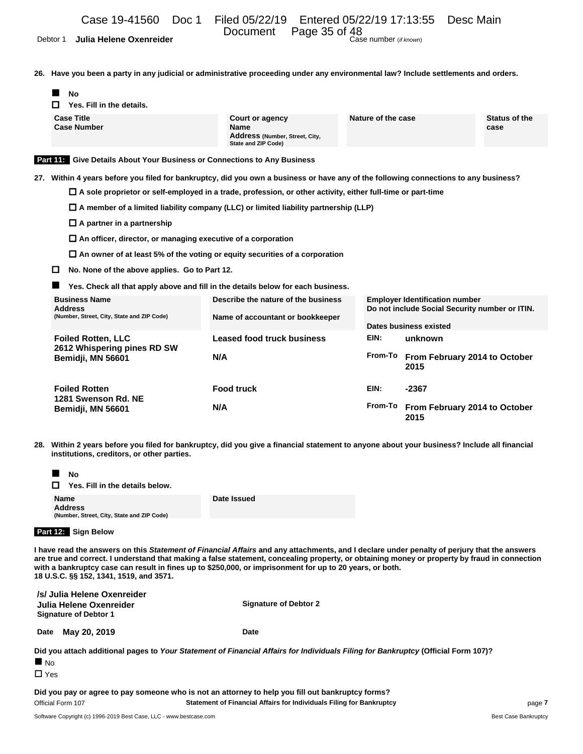26. **Have you been a party in any judicial or administrative proceeding under any environmental law? Include settlements and orders.**

■ **No**

☐ **Yes. Fill in the details.**

| Case Title<br>Case Number | Court or agency<br>Name<br>Address (Number, Street, City, State and ZIP Code) | Nature of the case | Status of the case |
|---|---|---|---|

**Part 11: Give Details About Your Business or Connections to Any Business**

27. **Within 4 years before you filed for bankruptcy, did you own a business or have any of the following connections to any business?**

☐ **A sole proprietor or self-employed in a trade, profession, or other activity, either full-time or part-time**

☐ **A member of a limited liability company (LLC) or limited liability partnership (LLP)**

☐ **A partner in a partnership**

☐ **An officer, director, or managing executive of a corporation**

☐ **An owner of at least 5% of the voting or equity securities of a corporation**

☐ **No. None of the above applies. Go to Part 12.**

■ **Yes. Check all that apply above and fill in the details below for each business.**

| Business Name<br>Address<br>(Number, Street, City, State and ZIP Code) | Describe the nature of the business<br>Name of accountant or bookkeeper | Employer Identification number<br>Do not include Social Security number or ITIN.<br>Dates business existed |
|---|---|---|
| **Foiled Rotten, LLC**<br>**2612 Whispering pines RD SW**<br>**Bemidji, MN 56601** | **Leased food truck business**<br>**N/A** | EIN: **unknown**<br>From-To **From February 2014 to October 2015** |
| **Foiled Rotten**<br>**1281 Swenson Rd. NE**<br>**Bemidji, MN 56601** | **Food truck**<br>**N/A** | EIN: **-2367**<br>From-To **From February 2014 to October 2015** |

28. **Within 2 years before you filed for bankruptcy, did you give a financial statement to anyone about your business? Include all financial institutions, creditors, or other parties.**

■ **No**

☐ **Yes. Fill in the details below.**

| Name<br>Address<br>(Number, Street, City, State and ZIP Code) | Date Issued |
|---|---|

**Part 12: Sign Below**

**I have read the answers on this *Statement of Financial Affairs* and any attachments, and I declare under penalty of perjury that the answers are true and correct. I understand that making a false statement, concealing property, or obtaining money or property by fraud in connection with a bankruptcy case can result in fines up to $250,000, or imprisonment for up to 20 years, or both.**
**18 U.S.C. §§ 152, 1341, 1519, and 3571.**

**/s/ Julia Helene Oxenreider**
**Julia Helene Oxenreider**
**Signature of Debtor 1**

**Signature of Debtor 2**

**Date May 20, 2019**

**Date**

**Did you attach additional pages to *Your Statement of Financial Affairs for Individuals Filing for Bankruptcy* (Official Form 107)?**

■ No

☐ Yes

**Did you pay or agree to pay someone who is not an attorney to help you fill out bankruptcy forms?**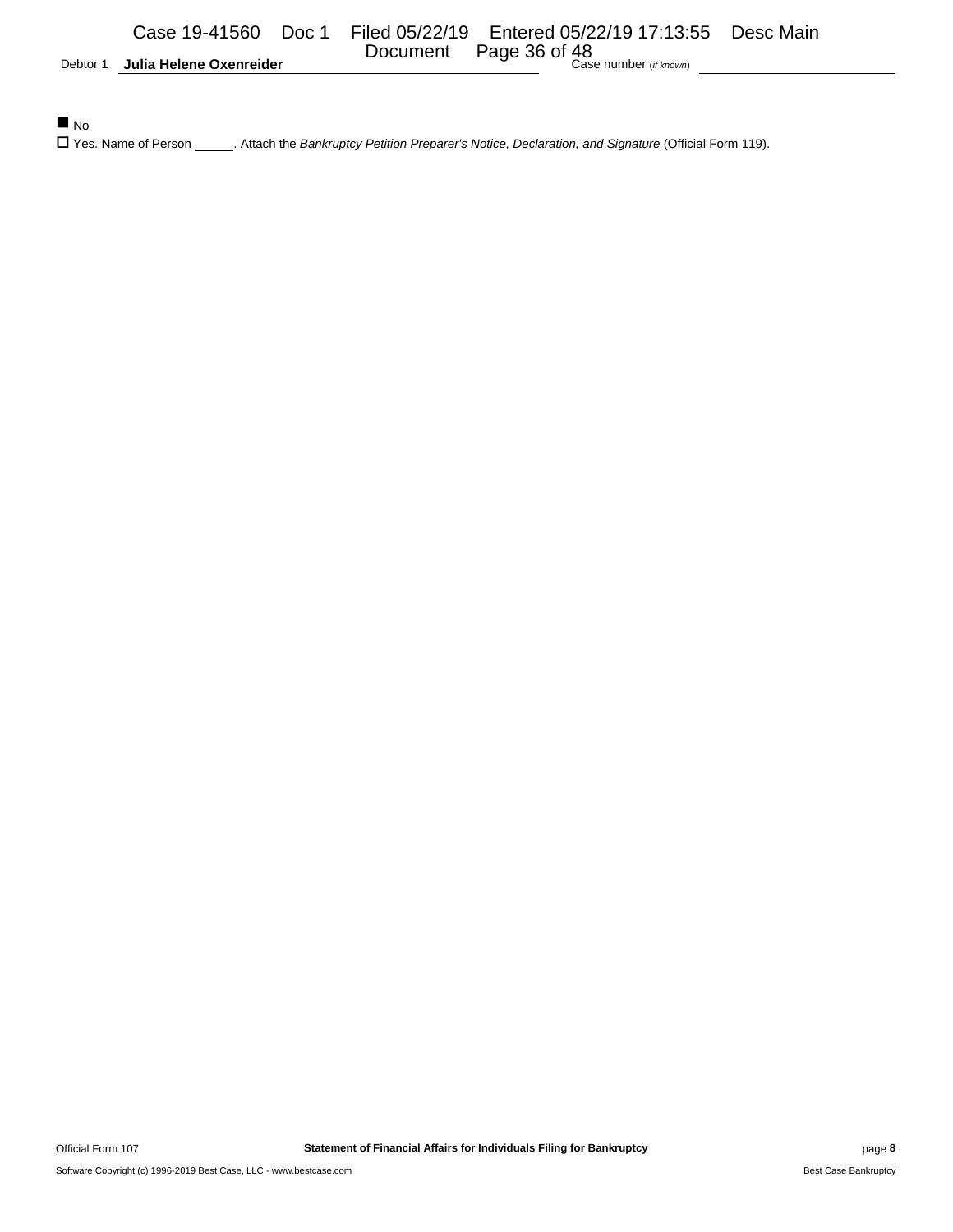■ No

☐ Yes. Name of Person _____. Attach the *Bankruptcy Petition Preparer's Notice, Declaration, and Signature* (Official Form 119).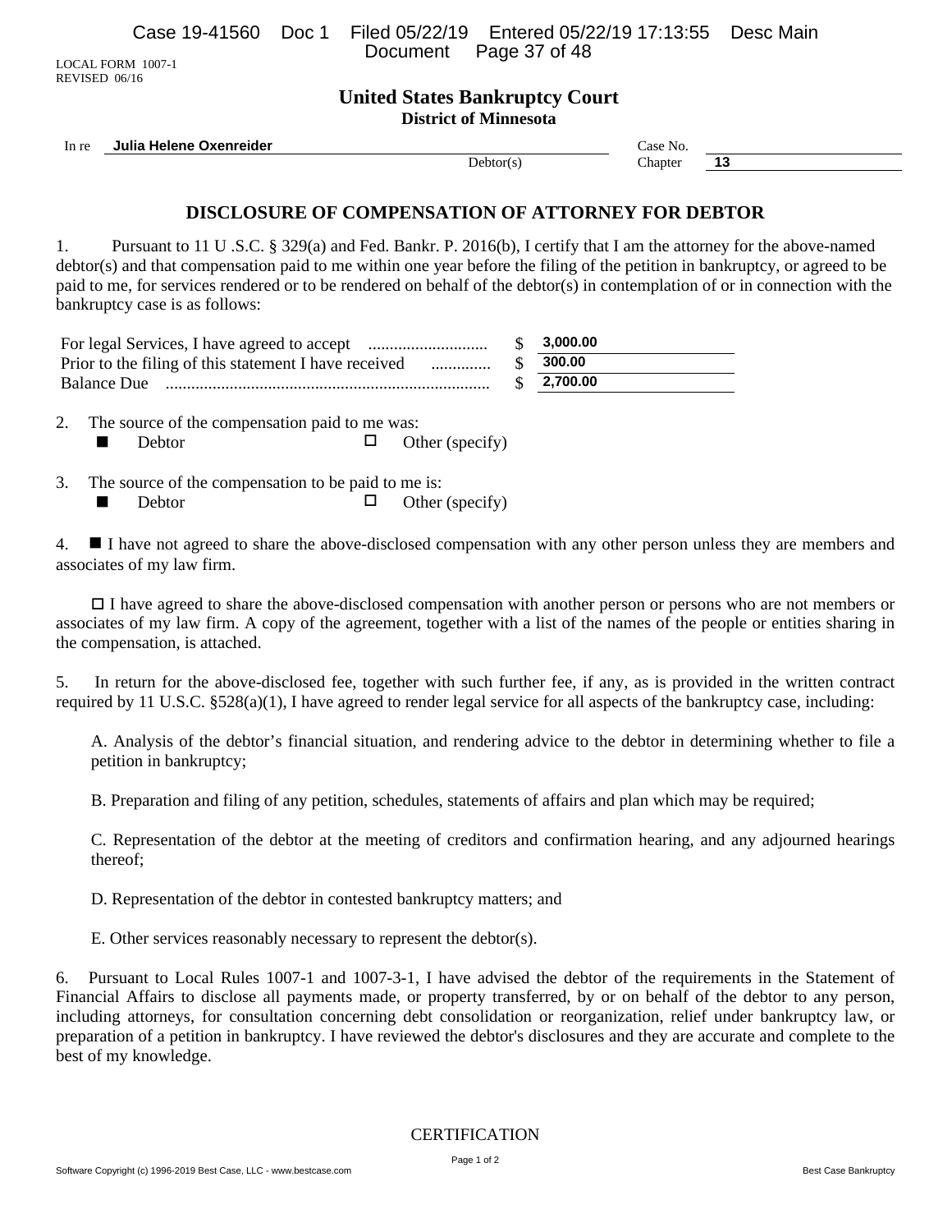LOCAL FORM 1007-1
REVISED 06/16

## United States Bankruptcy Court
### District of Minnesota

In re **Julia Helene Oxenreider** Debtor(s)

Case No.

Chapter **13**

## DISCLOSURE OF COMPENSATION OF ATTORNEY FOR DEBTOR

1. Pursuant to 11 U .S.C. § 329(a) and Fed. Bankr. P. 2016(b), I certify that I am the attorney for the above-named debtor(s) and that compensation paid to me within one year before the filing of the petition in bankruptcy, or agreed to be paid to me, for services rendered or to be rendered on behalf of the debtor(s) in contemplation of or in connection with the bankruptcy case is as follows:

| | |
|---|---|
| For legal Services, I have agreed to accept | $ 3,000.00 |
| Prior to the filing of this statement I have received | $ 300.00 |
| Balance Due | $ 2,700.00 |

2. The source of the compensation paid to me was:
   - ■ Debtor
   - □ Other (specify)

3. The source of the compensation to be paid to me is:
   - ■ Debtor
   - □ Other (specify)

4. ■ I have not agreed to share the above-disclosed compensation with any other person unless they are members and associates of my law firm.

   □ I have agreed to share the above-disclosed compensation with another person or persons who are not members or associates of my law firm. A copy of the agreement, together with a list of the names of the people or entities sharing in the compensation, is attached.

5. In return for the above-disclosed fee, together with such further fee, if any, as is provided in the written contract required by 11 U.S.C. §528(a)(1), I have agreed to render legal service for all aspects of the bankruptcy case, including:

   A. Analysis of the debtor's financial situation, and rendering advice to the debtor in determining whether to file a petition in bankruptcy;

   B. Preparation and filing of any petition, schedules, statements of affairs and plan which may be required;

   C. Representation of the debtor at the meeting of creditors and confirmation hearing, and any adjourned hearings thereof;

   D. Representation of the debtor in contested bankruptcy matters; and

   E. Other services reasonably necessary to represent the debtor(s).

6. Pursuant to Local Rules 1007-1 and 1007-3-1, I have advised the debtor of the requirements in the Statement of Financial Affairs to disclose all payments made, or property transferred, by or on behalf of the debtor to any person, including attorneys, for consultation concerning debt consolidation or reorganization, relief under bankruptcy law, or preparation of a petition in bankruptcy. I have reviewed the debtor's disclosures and they are accurate and complete to the best of my knowledge.

CERTIFICATION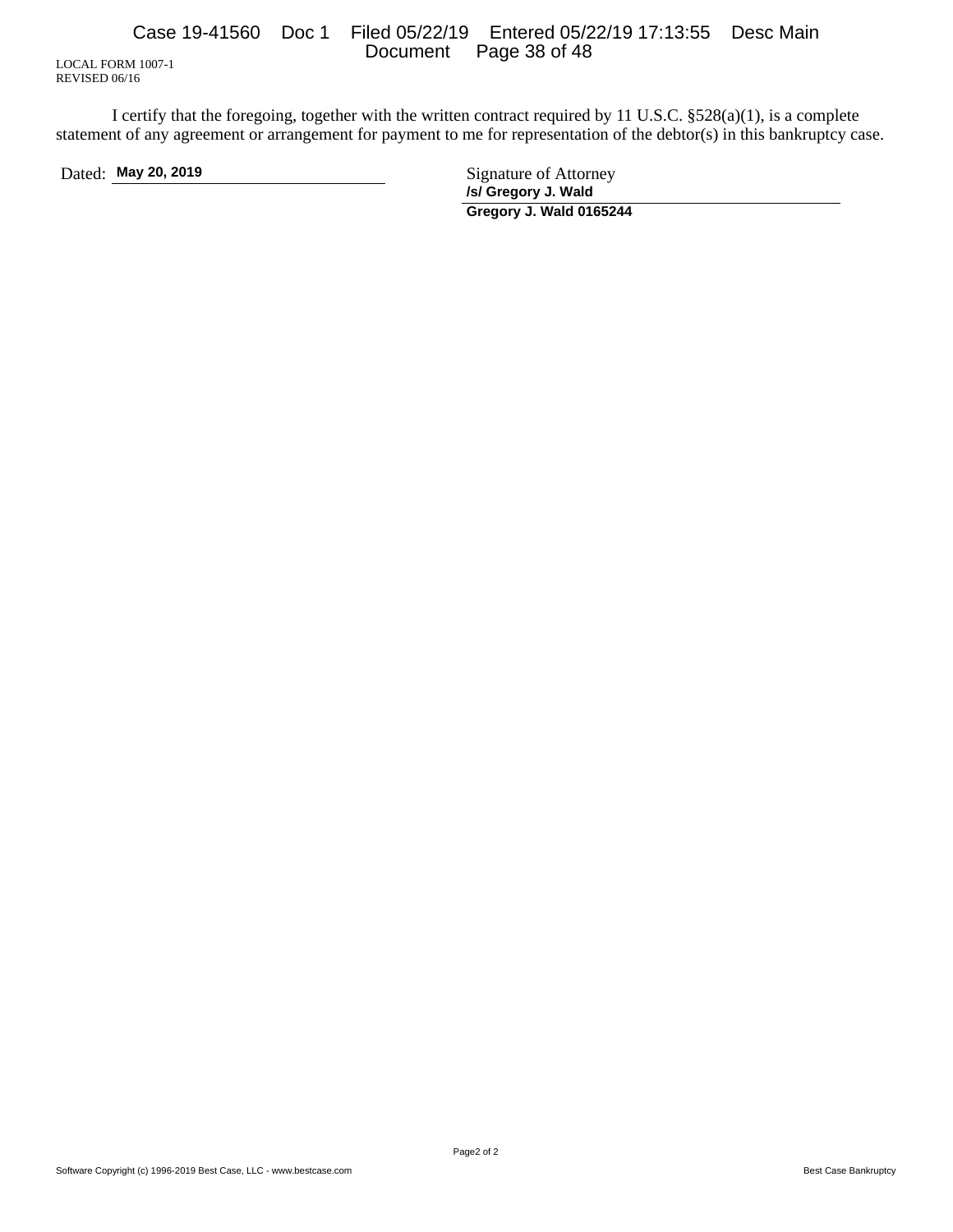LOCAL FORM 1007-1
REVISED 06/16

I certify that the foregoing, together with the written contract required by 11 U.S.C. §528(a)(1), is a complete statement of any agreement or arrangement for payment to me for representation of the debtor(s) in this bankruptcy case.

Dated: **May 20, 2019**

Signature of Attorney
**/s/ Gregory J. Wald**
**Gregory J. Wald 0165244**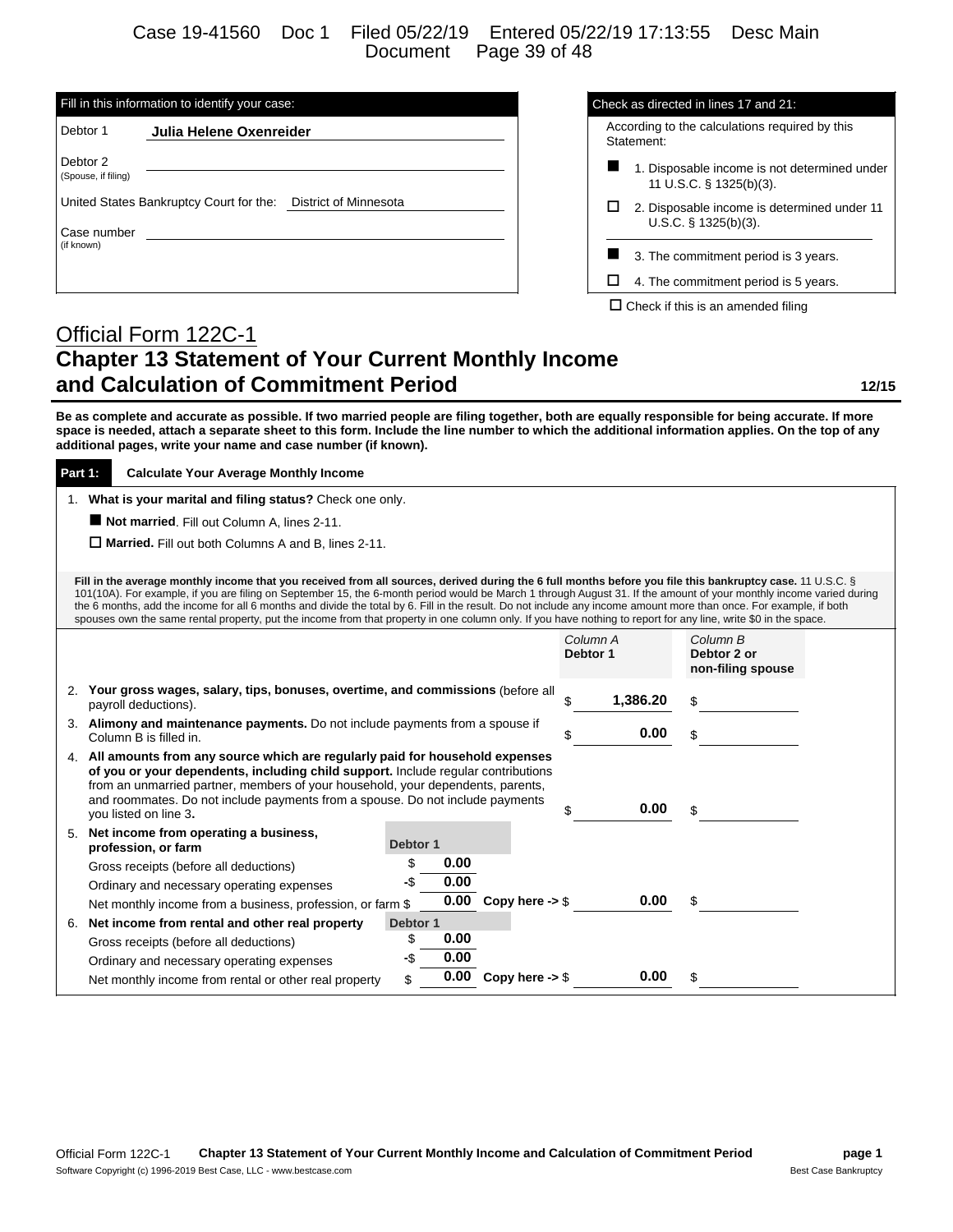| Fill in this information to identify your case: | |
|---|---|
| Debtor 1 | **Julia Helene Oxenreider** |
| Debtor 2 (Spouse, if filing) | |
| United States Bankruptcy Court for the: | District of Minnesota |
| Case number (if known) | |

Check as directed in lines 17 and 21:

According to the calculations required by this Statement:

■ 1. Disposable income is not determined under 11 U.S.C. § 1325(b)(3).

☐ 2. Disposable income is determined under 11 U.S.C. § 1325(b)(3).

■ 3. The commitment period is 3 years.

☐ 4. The commitment period is 5 years.

☐ Check if this is an amended filing

## Official Form 122C-1

# Chapter 13 Statement of Your Current Monthly Income and Calculation of Commitment Period

**12/15**

**Be as complete and accurate as possible. If two married people are filing together, both are equally responsible for being accurate. If more space is needed, attach a separate sheet to this form. Include the line number to which the additional information applies. On the top of any additional pages, write your name and case number (if known).**

## Part 1: Calculate Your Average Monthly Income

1. **What is your marital and filing status?** Check one only.

■ **Not married**. Fill out Column A, lines 2-11.

☐ **Married.** Fill out both Columns A and B, lines 2-11.

**Fill in the average monthly income that you received from all sources, derived during the 6 full months before you file this bankruptcy case.** 11 U.S.C. § 101(10A). For example, if you are filing on September 15, the 6-month period would be March 1 through August 31. If the amount of your monthly income varied during the 6 months, add the income for all 6 months and divide the total by 6. Fill in the result. Do not include any income amount more than once. For example, if both spouses own the same rental property, put the income from that property in one column only. If you have nothing to report for any line, write $0 in the space.

| | | | Column A Debtor 1 | Column B Debtor 2 or non-filing spouse |
|---|---|---|---|---|
| 2. **Your gross wages, salary, tips, bonuses, overtime, and commissions** (before all payroll deductions). | | | $ 1,386.20 | $ |
| 3. **Alimony and maintenance payments.** Do not include payments from a spouse if Column B is filled in. | | | $ 0.00 | $ |
| 4. **All amounts from any source which are regularly paid for household expenses of you or your dependents, including child support.** Include regular contributions from an unmarried partner, members of your household, your dependents, parents, and roommates. Do not include payments from a spouse. Do not include payments you listed on line 3**.** | | | $ 0.00 | $ |
| 5. **Net income from operating a business, profession, or farm** | **Debtor 1** | | | |
| Gross receipts (before all deductions) | $ 0.00 | | | |
| Ordinary and necessary operating expenses | -$ 0.00 | | | |
| Net monthly income from a business, profession, or farm | $ 0.00 | **Copy here ->** | $ 0.00 | $ |
| 6. **Net income from rental and other real property** | **Debtor 1** | | | |
| Gross receipts (before all deductions) | $ 0.00 | | | |
| Ordinary and necessary operating expenses | -$ 0.00 | | | |
| Net monthly income from rental or other real property | $ 0.00 | **Copy here ->** | $ 0.00 | $ |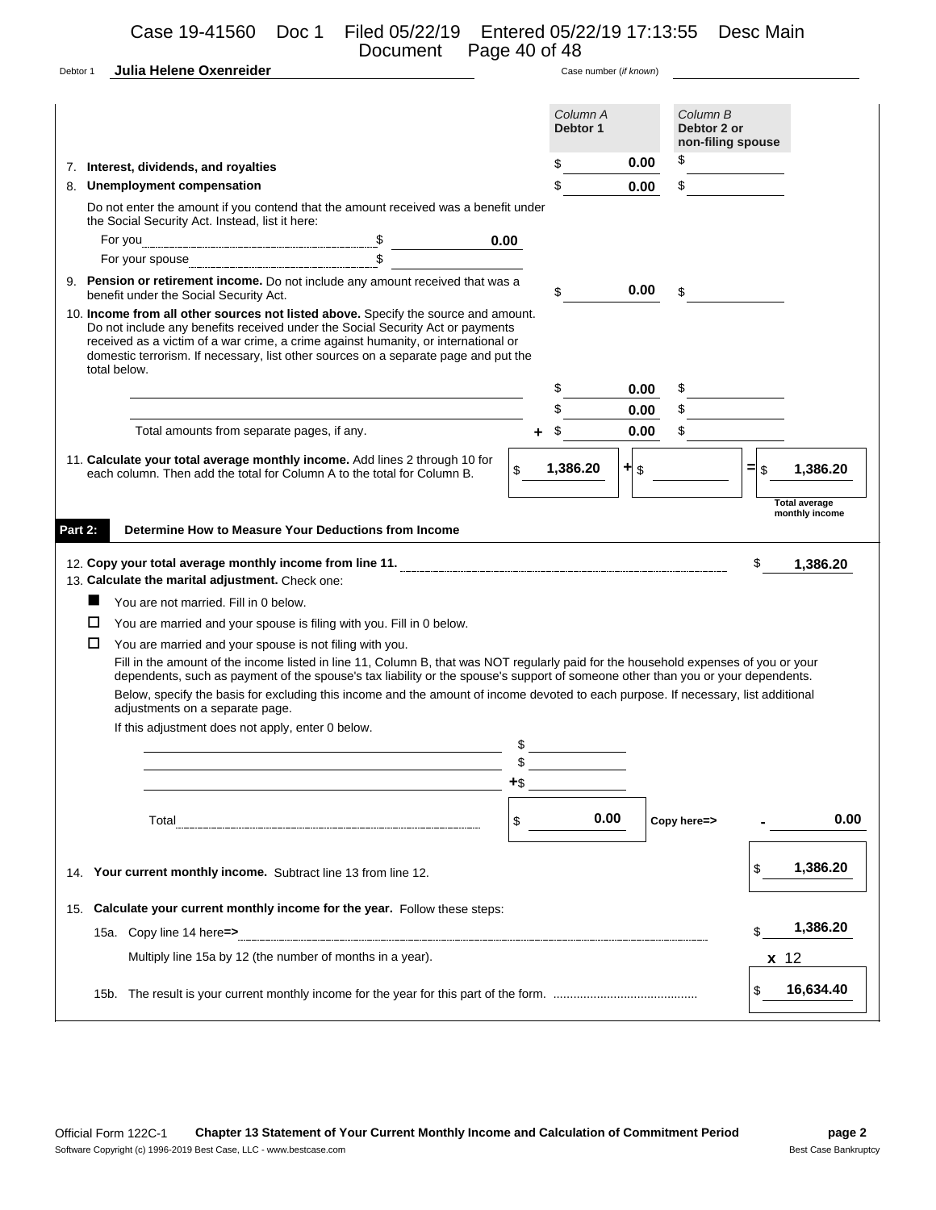Debtor 1 **Julia Helene Oxenreider** Case number (*if known*)

| | Column A Debtor 1 | Column B Debtor 2 or non-filing spouse |
|---|---|---|
| 7. **Interest, dividends, and royalties** | $ 0.00 | $ |
| 8. **Unemployment compensation** | $ 0.00 | $ |

Do not enter the amount if you contend that the amount received was a benefit under the Social Security Act. Instead, list it here:

For you $ 0.00

For your spouse $

| | Column A Debtor 1 | Column B Debtor 2 or non-filing spouse |
|---|---|---|
| 9. **Pension or retirement income.** Do not include any amount received that was a benefit under the Social Security Act. | $ 0.00 | $ |

10. **Income from all other sources not listed above.** Specify the source and amount. Do not include any benefits received under the Social Security Act or payments received as a victim of a war crime, a crime against humanity, or international or domestic terrorism. If necessary, list other sources on a separate page and put the total below.

| | Column A | Column B |
|---|---|---|
| | $ 0.00 | $ |
| | $ 0.00 | $ |
| Total amounts from separate pages, if any. | + $ 0.00 | $ |

11. **Calculate your total average monthly income.** Add lines 2 through 10 for each column. Then add the total for Column A to the total for Column B. $ 1,386.20 + $ = $ 1,386.20

**Total average monthly income**

## Part 2: Determine How to Measure Your Deductions from Income

12. **Copy your total average monthly income from line 11.** $ 1,386.20

13. **Calculate the marital adjustment.** Check one:

- ■ You are not married. Fill in 0 below.
- ☐ You are married and your spouse is filing with you. Fill in 0 below.
- ☐ You are married and your spouse is not filing with you.

  Fill in the amount of the income listed in line 11, Column B, that was NOT regularly paid for the household expenses of you or your dependents, such as payment of the spouse's tax liability or the spouse's support of someone other than you or your dependents.

  Below, specify the basis for excluding this income and the amount of income devoted to each purpose. If necessary, list additional adjustments on a separate page.

  If this adjustment does not apply, enter 0 below.

  $

  $

  +$

  Total $ 0.00 Copy here=> - 0.00

14. **Your current monthly income.** Subtract line 13 from line 12. $ 1,386.20

15. **Calculate your current monthly income for the year.** Follow these steps:

15a. Copy line 14 here=> $ 1,386.20

Multiply line 15a by 12 (the number of months in a year). x 12

15b. The result is your current monthly income for the year for this part of the form. $ 16,634.40

Official Form 122C-1 **Chapter 13 Statement of Your Current Monthly Income and Calculation of Commitment Period**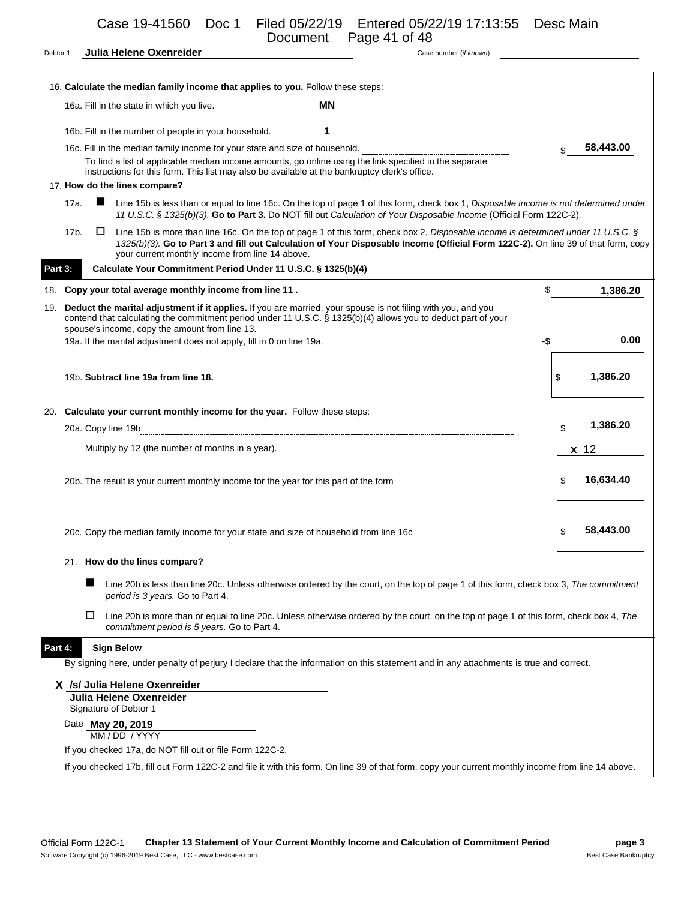Debtor 1 **Julia Helene Oxenreider** Case number (*if known*)

16. **Calculate the median family income that applies to you.** Follow these steps:

16a. Fill in the state in which you live. **MN**

16b. Fill in the number of people in your household. **1**

16c. Fill in the median family income for your state and size of household. $ **58,443.00**

To find a list of applicable median income amounts, go online using the link specified in the separate instructions for this form. This list may also be available at the bankruptcy clerk's office.

17. **How do the lines compare?**

17a. ■ Line 15b is less than or equal to line 16c. On the top of page 1 of this form, check box 1, *Disposable income is not determined under 11 U.S.C. § 1325(b)(3).* **Go to Part 3.** Do NOT fill out *Calculation of Your Disposable Income* (Official Form 122C-2).

17b. ☐ Line 15b is more than line 16c. On the top of page 1 of this form, check box 2, *Disposable income is determined under 11 U.S.C. § 1325(b)(3).* **Go to Part 3 and fill out Calculation of Your Disposable Income (Official Form 122C-2).** On line 39 of that form, copy your current monthly income from line 14 above.

## Part 3: Calculate Your Commitment Period Under 11 U.S.C. § 1325(b)(4)

18. **Copy your total average monthly income from line 11 .** $ **1,386.20**

19. **Deduct the marital adjustment if it applies.** If you are married, your spouse is not filing with you, and you contend that calculating the commitment period under 11 U.S.C. § 1325(b)(4) allows you to deduct part of your spouse's income, copy the amount from line 13.

19a. If the marital adjustment does not apply, fill in 0 on line 19a. -$ **0.00**

19b. **Subtract line 19a from line 18.** $ **1,386.20**

20. **Calculate your current monthly income for the year.** Follow these steps:

20a. Copy line 19b $ **1,386.20**

Multiply by 12 (the number of months in a year). **x** 12

20b. The result is your current monthly income for the year for this part of the form $ **16,634.40**

20c. Copy the median family income for your state and size of household from line 16c $ **58,443.00**

21. **How do the lines compare?**

■ Line 20b is less than line 20c. Unless otherwise ordered by the court, on the top of page 1 of this form, check box 3, *The commitment period is 3 years.* Go to Part 4.

☐ Line 20b is more than or equal to line 20c. Unless otherwise ordered by the court, on the top of page 1 of this form, check box 4, *The commitment period is 5 years.* Go to Part 4.

## Part 4: Sign Below

By signing here, under penalty of perjury I declare that the information on this statement and in any attachments is true and correct.

**X /s/ Julia Helene Oxenreider**
**Julia Helene Oxenreider**
Signature of Debtor 1

Date **May 20, 2019**
MM / DD / YYYY

If you checked 17a, do NOT fill out or file Form 122C-2.

If you checked 17b, fill out Form 122C-2 and file it with this form. On line 39 of that form, copy your current monthly income from line 14 above.

Official Form 122C-1 **Chapter 13 Statement of Your Current Monthly Income and Calculation of Commitment Period**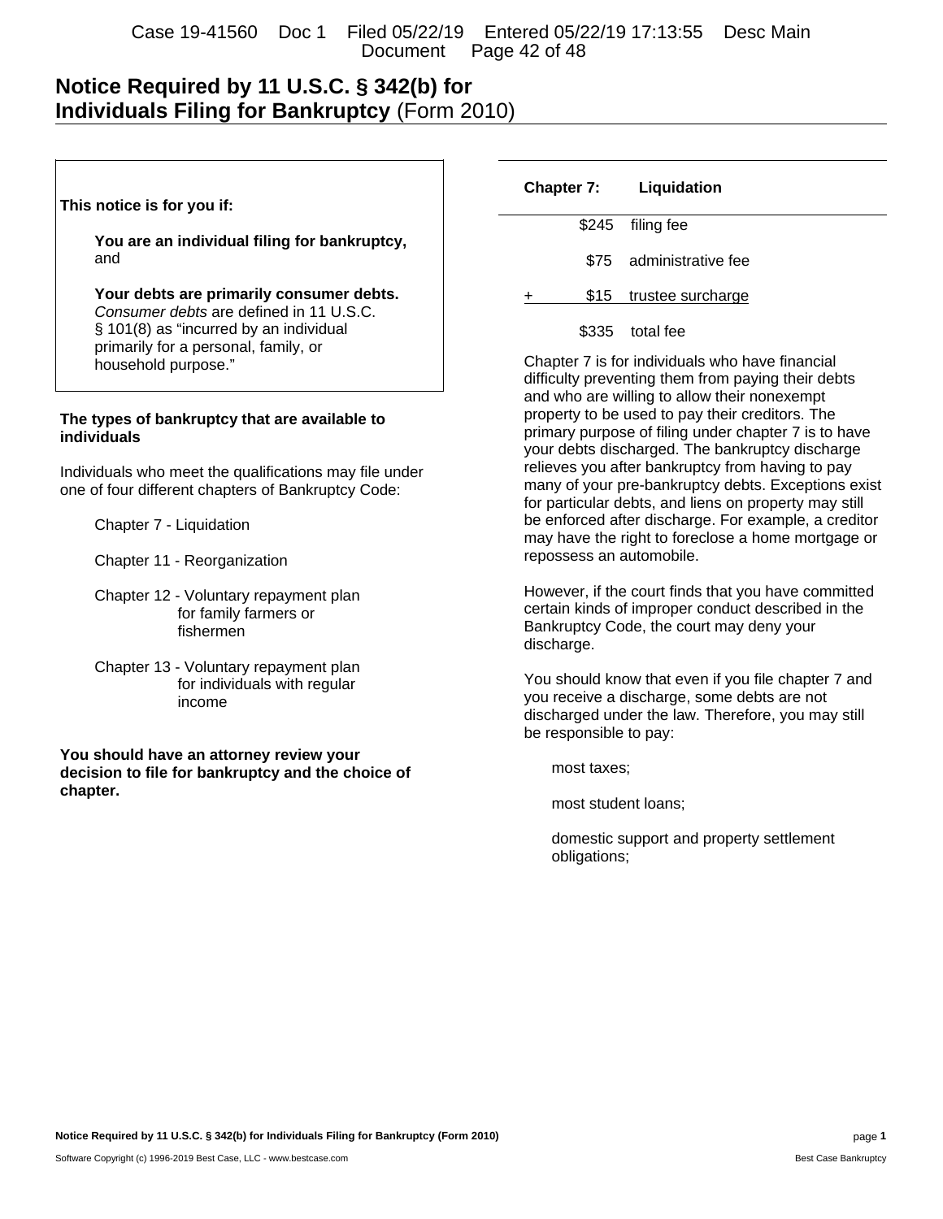# Notice Required by 11 U.S.C. § 342(b) for Individuals Filing for Bankruptcy (Form 2010)

**This notice is for you if:**

**You are an individual filing for bankruptcy,** and

**Your debts are primarily consumer debts.** *Consumer debts* are defined in 11 U.S.C. § 101(8) as "incurred by an individual primarily for a personal, family, or household purpose."

**The types of bankruptcy that are available to individuals**

Individuals who meet the qualifications may file under one of four different chapters of Bankruptcy Code:

- Chapter 7 - Liquidation
- Chapter 11 - Reorganization
- Chapter 12 - Voluntary repayment plan for family farmers or fishermen
- Chapter 13 - Voluntary repayment plan for individuals with regular income

**You should have an attorney review your decision to file for bankruptcy and the choice of chapter.**

## Chapter 7: Liquidation

| | | |
|---|---|---|
| | $245 | filing fee |
| | $75 | administrative fee |
| + | $15 | trustee surcharge |
| | $335 | total fee |

Chapter 7 is for individuals who have financial difficulty preventing them from paying their debts and who are willing to allow their nonexempt property to be used to pay their creditors. The primary purpose of filing under chapter 7 is to have your debts discharged. The bankruptcy discharge relieves you after bankruptcy from having to pay many of your pre-bankruptcy debts. Exceptions exist for particular debts, and liens on property may still be enforced after discharge. For example, a creditor may have the right to foreclose a home mortgage or repossess an automobile.

However, if the court finds that you have committed certain kinds of improper conduct described in the Bankruptcy Code, the court may deny your discharge.

You should know that even if you file chapter 7 and you receive a discharge, some debts are not discharged under the law. Therefore, you may still be responsible to pay:

- most taxes;
- most student loans;
- domestic support and property settlement obligations;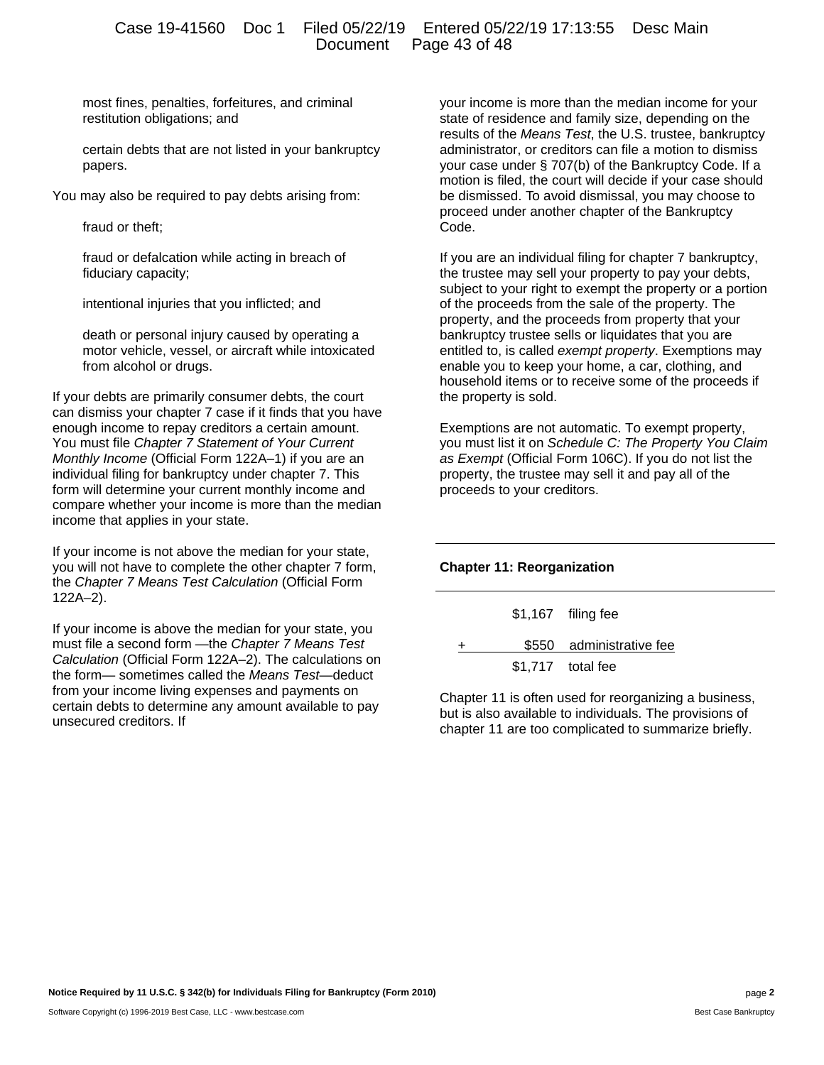most fines, penalties, forfeitures, and criminal restitution obligations; and

certain debts that are not listed in your bankruptcy papers.

You may also be required to pay debts arising from:

fraud or theft;

fraud or defalcation while acting in breach of fiduciary capacity;

intentional injuries that you inflicted; and

death or personal injury caused by operating a motor vehicle, vessel, or aircraft while intoxicated from alcohol or drugs.

If your debts are primarily consumer debts, the court can dismiss your chapter 7 case if it finds that you have enough income to repay creditors a certain amount. You must file *Chapter 7 Statement of Your Current Monthly Income* (Official Form 122A–1) if you are an individual filing for bankruptcy under chapter 7. This form will determine your current monthly income and compare whether your income is more than the median income that applies in your state.

If your income is not above the median for your state, you will not have to complete the other chapter 7 form, the *Chapter 7 Means Test Calculation* (Official Form 122A–2).

If your income is above the median for your state, you must file a second form —the *Chapter 7 Means Test Calculation* (Official Form 122A–2). The calculations on the form— sometimes called the *Means Test*—deduct from your income living expenses and payments on certain debts to determine any amount available to pay unsecured creditors. If your income is more than the median income for your state of residence and family size, depending on the results of the *Means Test*, the U.S. trustee, bankruptcy administrator, or creditors can file a motion to dismiss your case under § 707(b) of the Bankruptcy Code. If a motion is filed, the court will decide if your case should be dismissed. To avoid dismissal, you may choose to proceed under another chapter of the Bankruptcy Code.

If you are an individual filing for chapter 7 bankruptcy, the trustee may sell your property to pay your debts, subject to your right to exempt the property or a portion of the proceeds from the sale of the property. The property, and the proceeds from property that your bankruptcy trustee sells or liquidates that you are entitled to, is called *exempt property*. Exemptions may enable you to keep your home, a car, clothing, and household items or to receive some of the proceeds if the property is sold.

Exemptions are not automatic. To exempt property, you must list it on *Schedule C: The Property You Claim as Exempt* (Official Form 106C). If you do not list the property, the trustee may sell it and pay all of the proceeds to your creditors.

## Chapter 11: Reorganization

| | | |
|---|---|---|
| | $1,167 | filing fee |
| + | $550 | administrative fee |
| | $1,717 | total fee |

Chapter 11 is often used for reorganizing a business, but is also available to individuals. The provisions of chapter 11 are too complicated to summarize briefly.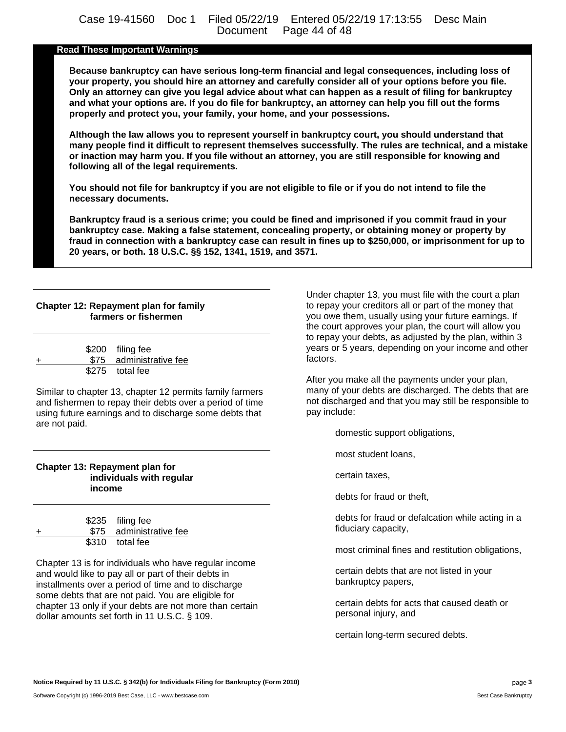**Read These Important Warnings**

**Because bankruptcy can have serious long-term financial and legal consequences, including loss of your property, you should hire an attorney and carefully consider all of your options before you file. Only an attorney can give you legal advice about what can happen as a result of filing for bankruptcy and what your options are. If you do file for bankruptcy, an attorney can help you fill out the forms properly and protect you, your family, your home, and your possessions.**

**Although the law allows you to represent yourself in bankruptcy court, you should understand that many people find it difficult to represent themselves successfully. The rules are technical, and a mistake or inaction may harm you. If you file without an attorney, you are still responsible for knowing and following all of the legal requirements.**

**You should not file for bankruptcy if you are not eligible to file or if you do not intend to file the necessary documents.**

**Bankruptcy fraud is a serious crime; you could be fined and imprisoned if you commit fraud in your bankruptcy case. Making a false statement, concealing property, or obtaining money or property by fraud in connection with a bankruptcy case can result in fines up to $250,000, or imprisonment for up to 20 years, or both. 18 U.S.C. §§ 152, 1341, 1519, and 3571.**

**Chapter 12: Repayment plan for family farmers or fishermen**

| | | |
|---|---|---|
| | $200 | filing fee |
| + | $75 | administrative fee |
| | $275 | total fee |

Similar to chapter 13, chapter 12 permits family farmers and fishermen to repay their debts over a period of time using future earnings and to discharge some debts that are not paid.

**Chapter 13: Repayment plan for individuals with regular income**

| | | |
|---|---|---|
| | $235 | filing fee |
| + | $75 | administrative fee |
| | $310 | total fee |

Chapter 13 is for individuals who have regular income and would like to pay all or part of their debts in installments over a period of time and to discharge some debts that are not paid. You are eligible for chapter 13 only if your debts are not more than certain dollar amounts set forth in 11 U.S.C. § 109.

Under chapter 13, you must file with the court a plan to repay your creditors all or part of the money that you owe them, usually using your future earnings. If the court approves your plan, the court will allow you to repay your debts, as adjusted by the plan, within 3 years or 5 years, depending on your income and other factors.

After you make all the payments under your plan, many of your debts are discharged. The debts that are not discharged and that you may still be responsible to pay include:

- domestic support obligations,
- most student loans,
- certain taxes,
- debts for fraud or theft,
- debts for fraud or defalcation while acting in a fiduciary capacity,
- most criminal fines and restitution obligations,
- certain debts that are not listed in your bankruptcy papers,
- certain debts for acts that caused death or personal injury, and
- certain long-term secured debts.

**Notice Required by 11 U.S.C. § 342(b) for Individuals Filing for Bankruptcy (Form 2010)**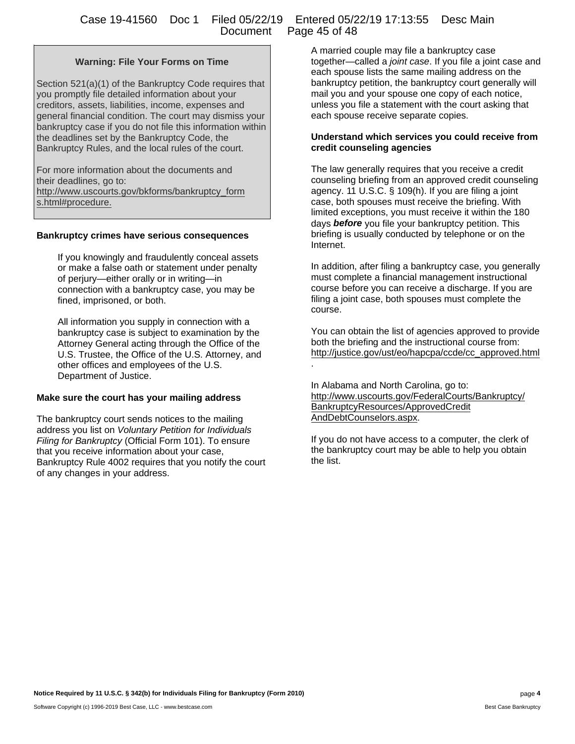**Warning: File Your Forms on Time**

Section 521(a)(1) of the Bankruptcy Code requires that you promptly file detailed information about your creditors, assets, liabilities, income, expenses and general financial condition. The court may dismiss your bankruptcy case if you do not file this information within the deadlines set by the Bankruptcy Code, the Bankruptcy Rules, and the local rules of the court.

For more information about the documents and their deadlines, go to: http://www.uscourts.gov/bkforms/bankruptcy_forms.html#procedure.

### Bankruptcy crimes have serious consequences

If you knowingly and fraudulently conceal assets or make a false oath or statement under penalty of perjury—either orally or in writing—in connection with a bankruptcy case, you may be fined, imprisoned, or both.

All information you supply in connection with a bankruptcy case is subject to examination by the Attorney General acting through the Office of the U.S. Trustee, the Office of the U.S. Attorney, and other offices and employees of the U.S. Department of Justice.

### Make sure the court has your mailing address

The bankruptcy court sends notices to the mailing address you list on *Voluntary Petition for Individuals Filing for Bankruptcy* (Official Form 101). To ensure that you receive information about your case, Bankruptcy Rule 4002 requires that you notify the court of any changes in your address.

A married couple may file a bankruptcy case together—called a *joint case*. If you file a joint case and each spouse lists the same mailing address on the bankruptcy petition, the bankruptcy court generally will mail you and your spouse one copy of each notice, unless you file a statement with the court asking that each spouse receive separate copies.

### Understand which services you could receive from credit counseling agencies

The law generally requires that you receive a credit counseling briefing from an approved credit counseling agency. 11 U.S.C. § 109(h). If you are filing a joint case, both spouses must receive the briefing. With limited exceptions, you must receive it within the 180 days ***before*** you file your bankruptcy petition. This briefing is usually conducted by telephone or on the Internet.

In addition, after filing a bankruptcy case, you generally must complete a financial management instructional course before you can receive a discharge. If you are filing a joint case, both spouses must complete the course.

You can obtain the list of agencies approved to provide both the briefing and the instructional course from: http://justice.gov/ust/eo/hapcpa/ccde/cc_approved.html.

In Alabama and North Carolina, go to: http://www.uscourts.gov/FederalCourts/Bankruptcy/BankruptcyResources/ApprovedCreditAndDebtCounselors.aspx.

If you do not have access to a computer, the clerk of the bankruptcy court may be able to help you obtain the list.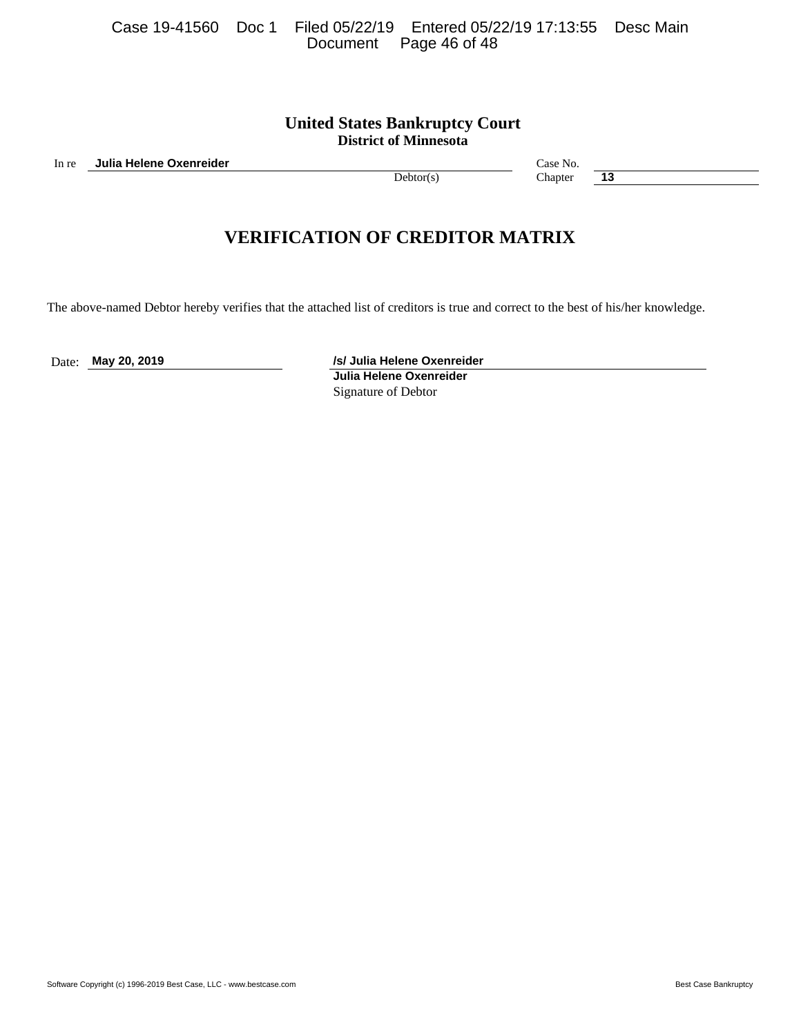# United States Bankruptcy Court
## District of Minnesota

In re **Julia Helene Oxenreider** Debtor(s)

Case No.

Chapter **13**

# VERIFICATION OF CREDITOR MATRIX

The above-named Debtor hereby verifies that the attached list of creditors is true and correct to the best of his/her knowledge.

Date: **May 20, 2019**

**/s/ Julia Helene Oxenreider**
**Julia Helene Oxenreider**
Signature of Debtor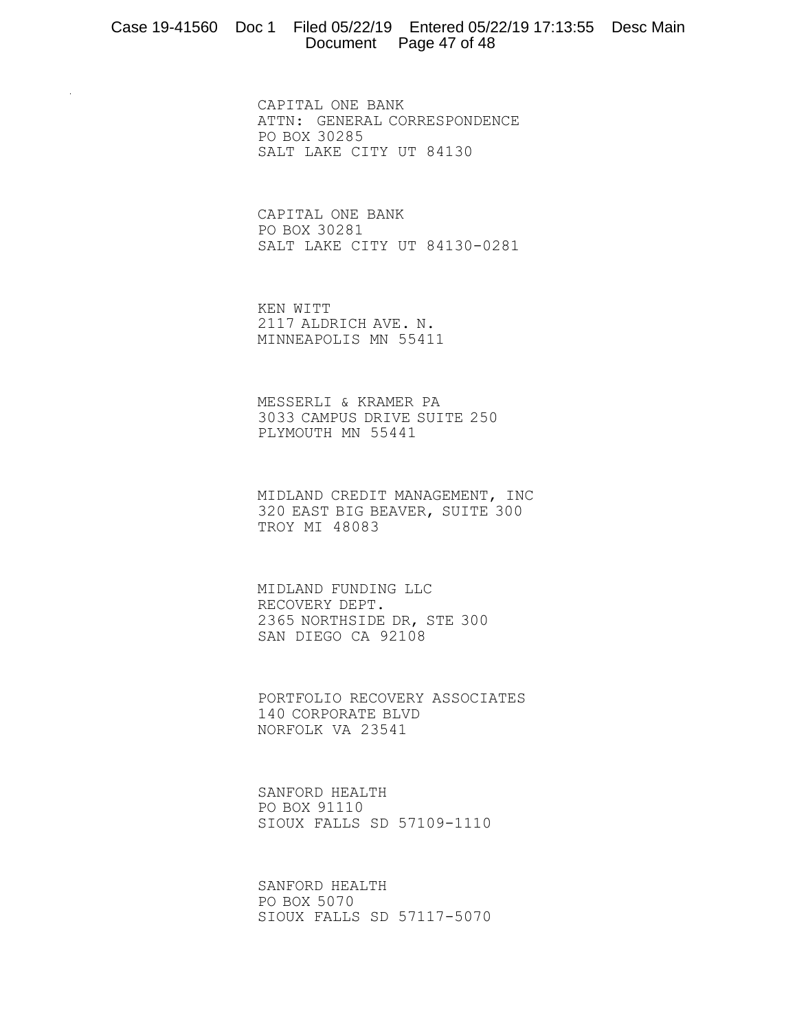CAPITAL ONE BANK
ATTN: GENERAL CORRESPONDENCE
PO BOX 30285
SALT LAKE CITY UT 84130

CAPITAL ONE BANK
PO BOX 30281
SALT LAKE CITY UT 84130-0281

KEN WITT
2117 ALDRICH AVE. N.
MINNEAPOLIS MN 55411

MESSERLI & KRAMER PA
3033 CAMPUS DRIVE SUITE 250
PLYMOUTH MN 55441

MIDLAND CREDIT MANAGEMENT, INC
320 EAST BIG BEAVER, SUITE 300
TROY MI 48083

MIDLAND FUNDING LLC
RECOVERY DEPT.
2365 NORTHSIDE DR, STE 300
SAN DIEGO CA 92108

PORTFOLIO RECOVERY ASSOCIATES
140 CORPORATE BLVD
NORFOLK VA 23541

SANFORD HEALTH
PO BOX 91110
SIOUX FALLS SD 57109-1110

SANFORD HEALTH
PO BOX 5070
SIOUX FALLS SD 57117-5070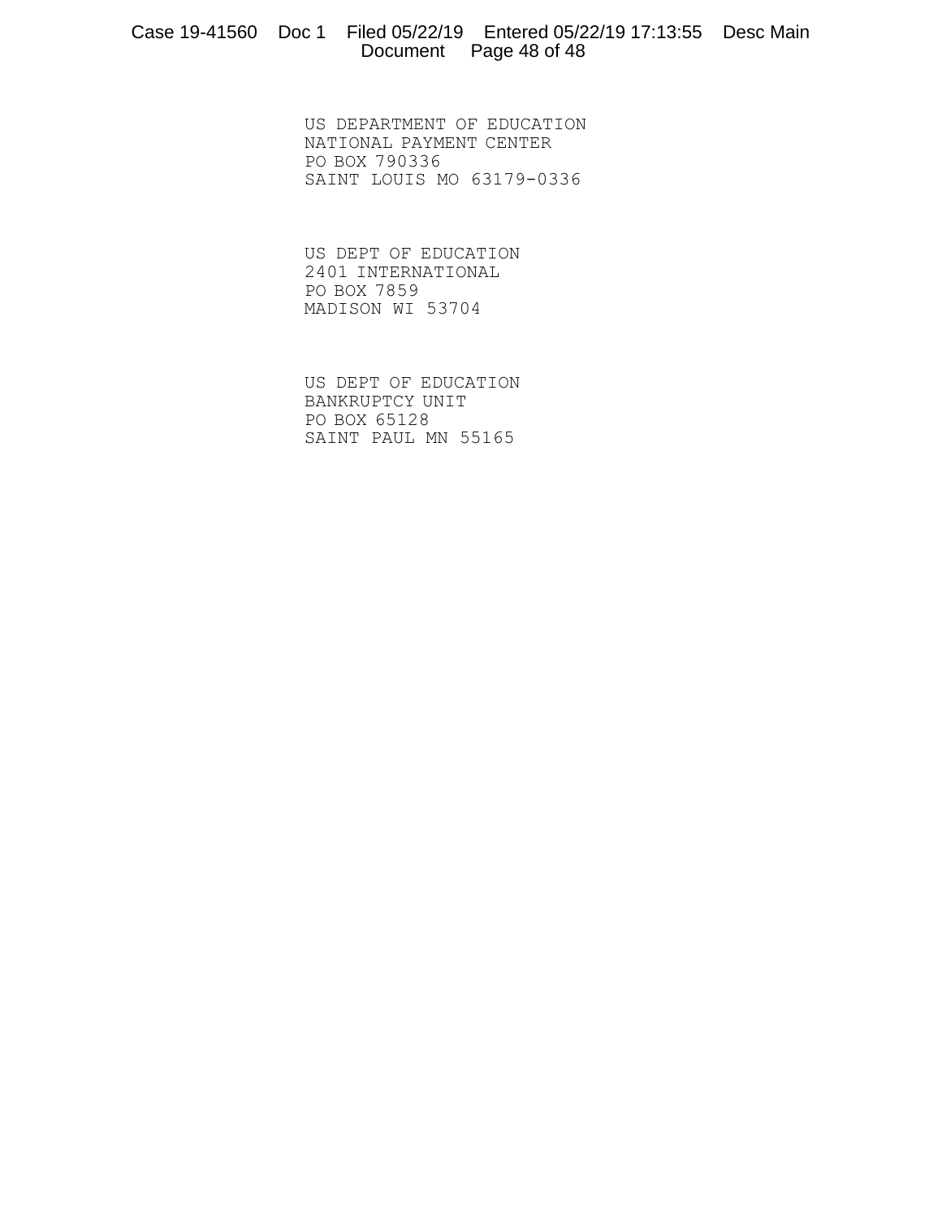US DEPARTMENT OF EDUCATION
NATIONAL PAYMENT CENTER
PO BOX 790336
SAINT LOUIS MO 63179-0336

US DEPT OF EDUCATION
2401 INTERNATIONAL
PO BOX 7859
MADISON WI 53704

US DEPT OF EDUCATION
BANKRUPTCY UNIT
PO BOX 65128
SAINT PAUL MN 55165